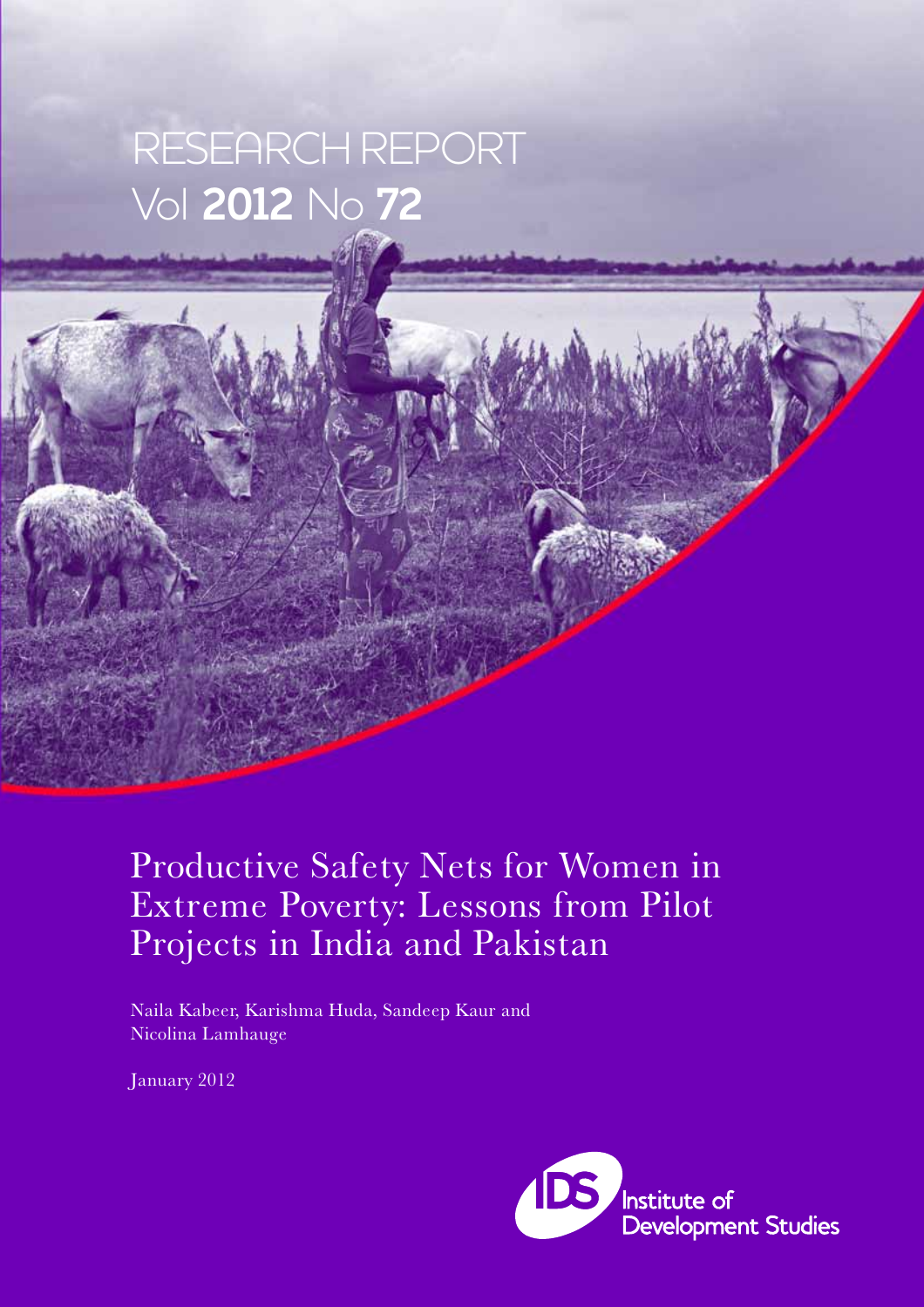# RESEARCH REPORT
Vol **2012** No **72**

# Productive Safety Nets for Women in Extreme Poverty: Lessons from Pilot Projects in India and Pakistan

Naila Kabeer, Karishma Huda, Sandeep Kaur and Nicolina Lamhauge

January 2012

Institute of Development Studies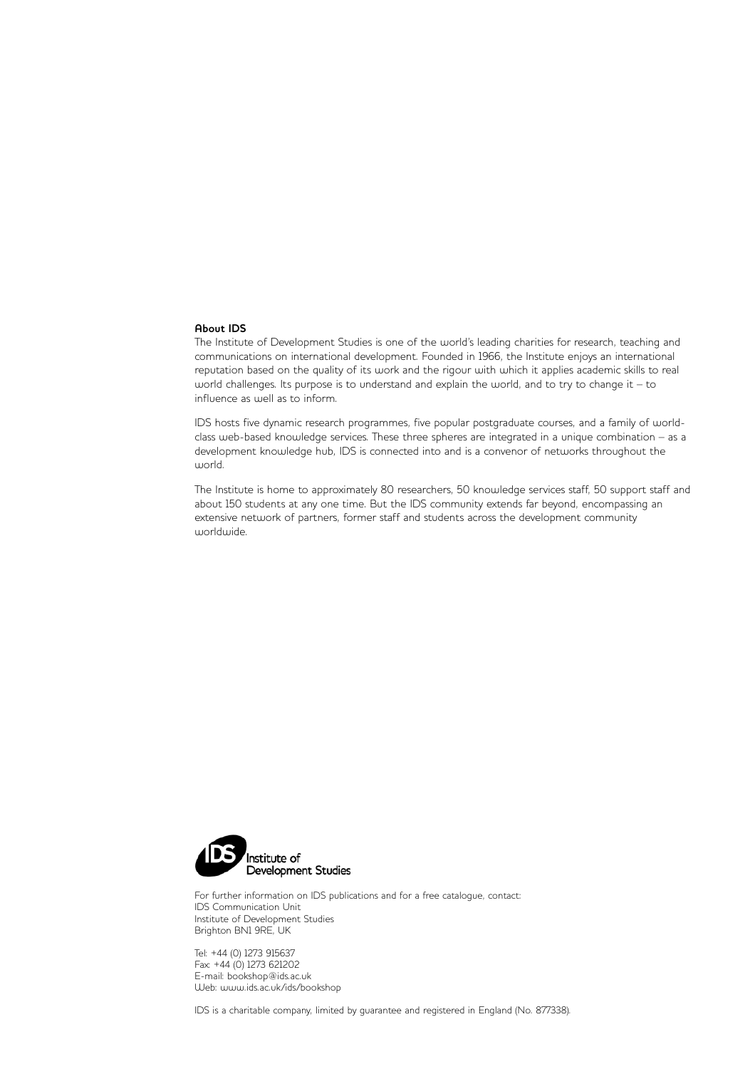**About IDS**

The Institute of Development Studies is one of the world's leading charities for research, teaching and communications on international development. Founded in 1966, the Institute enjoys an international reputation based on the quality of its work and the rigour with which it applies academic skills to real world challenges. Its purpose is to understand and explain the world, and to try to change it – to influence as well as to inform.

IDS hosts five dynamic research programmes, five popular postgraduate courses, and a family of world-class web-based knowledge services. These three spheres are integrated in a unique combination – as a development knowledge hub, IDS is connected into and is a convenor of networks throughout the world.

The Institute is home to approximately 80 researchers, 50 knowledge services staff, 50 support staff and about 150 students at any one time. But the IDS community extends far beyond, encompassing an extensive network of partners, former staff and students across the development community worldwide.

Institute of Development Studies

For further information on IDS publications and for a free catalogue, contact:
IDS Communication Unit
Institute of Development Studies
Brighton BN1 9RE, UK

Tel: +44 (0) 1273 915637
Fax: +44 (0) 1273 621202
E-mail: bookshop@ids.ac.uk
Web: www.ids.ac.uk/ids/bookshop

IDS is a charitable company, limited by guarantee and registered in England (No. 877338).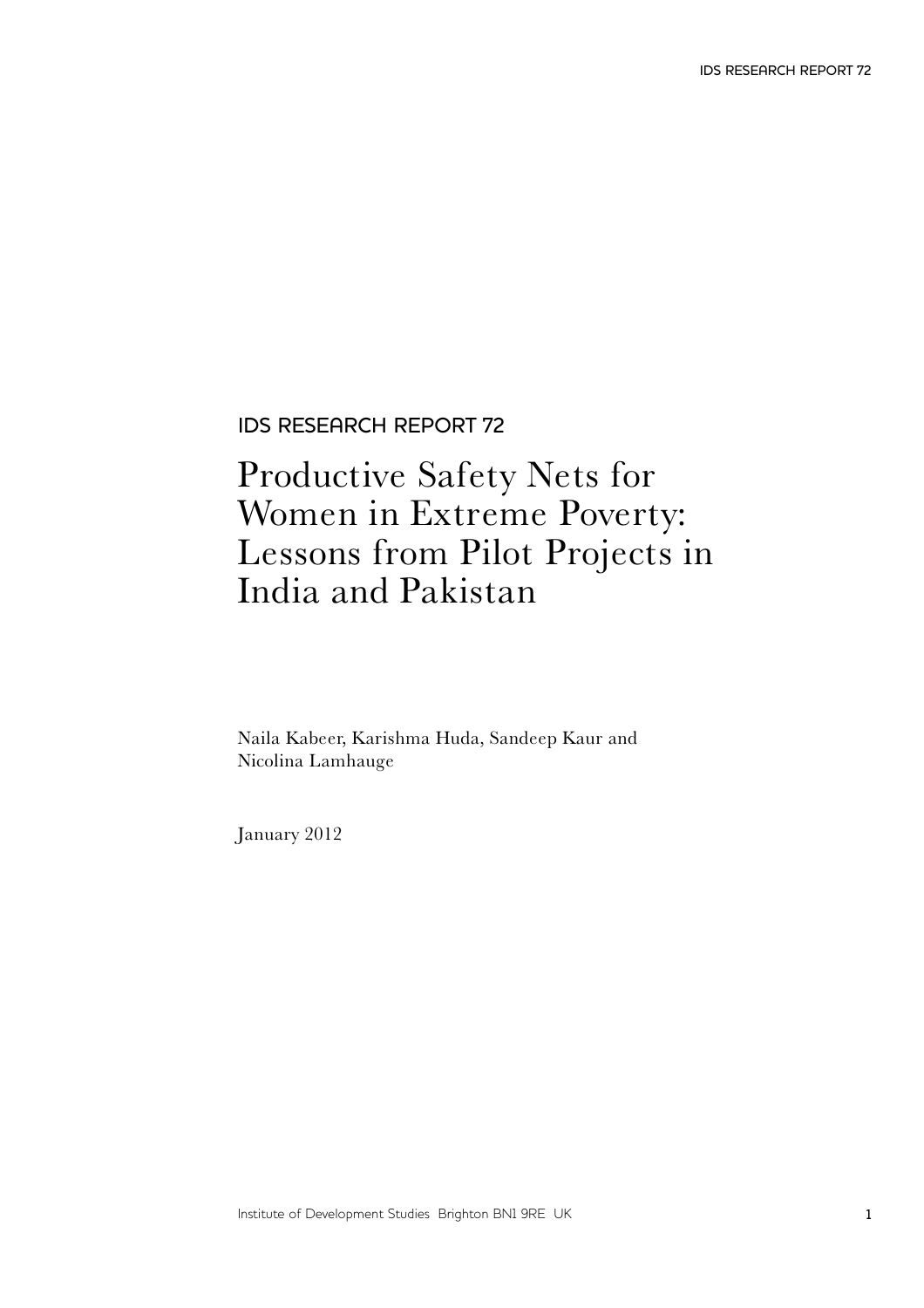IDS RESEARCH REPORT 72

# Productive Safety Nets for Women in Extreme Poverty: Lessons from Pilot Projects in India and Pakistan

Naila Kabeer, Karishma Huda, Sandeep Kaur and Nicolina Lamhauge

January 2012

Institute of Development Studies Brighton BN1 9RE UK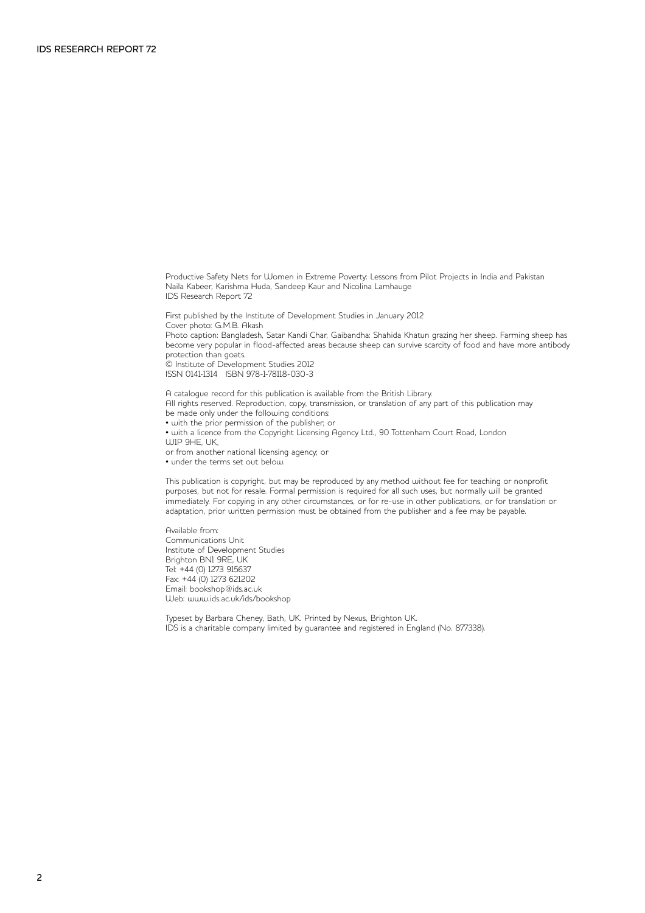Productive Safety Nets for Women in Extreme Poverty: Lessons from Pilot Projects in India and Pakistan
Naila Kabeer, Karishma Huda, Sandeep Kaur and Nicolina Lamhauge
IDS Research Report 72

First published by the Institute of Development Studies in January 2012
Cover photo: G.M.B. Akash
Photo caption: Bangladesh, Satar Kandi Char, Gaibandha: Shahida Khatun grazing her sheep. Farming sheep has become very popular in flood-affected areas because sheep can survive scarcity of food and have more antibody protection than goats.
© Institute of Development Studies 2012
ISSN 0141-1314 ISBN 978-1-78118-030-3

A catalogue record for this publication is available from the British Library.
All rights reserved. Reproduction, copy, transmission, or translation of any part of this publication may be made only under the following conditions:

- with the prior permission of the publisher; or
- with a licence from the Copyright Licensing Agency Ltd., 90 Tottenham Court Road, London W1P 9HE, UK,

or from another national licensing agency; or

- under the terms set out below.

This publication is copyright, but may be reproduced by any method without fee for teaching or nonprofit purposes, but not for resale. Formal permission is required for all such uses, but normally will be granted immediately. For copying in any other circumstances, or for re-use in other publications, or for translation or adaptation, prior written permission must be obtained from the publisher and a fee may be payable.

Available from:
Communications Unit
Institute of Development Studies
Brighton BN1 9RE, UK
Tel: +44 (0) 1273 915637
Fax: +44 (0) 1273 621202
Email: bookshop@ids.ac.uk
Web: www.ids.ac.uk/ids/bookshop

Typeset by Barbara Cheney, Bath, UK. Printed by Nexus, Brighton UK.
IDS is a charitable company limited by guarantee and registered in England (No. 877338).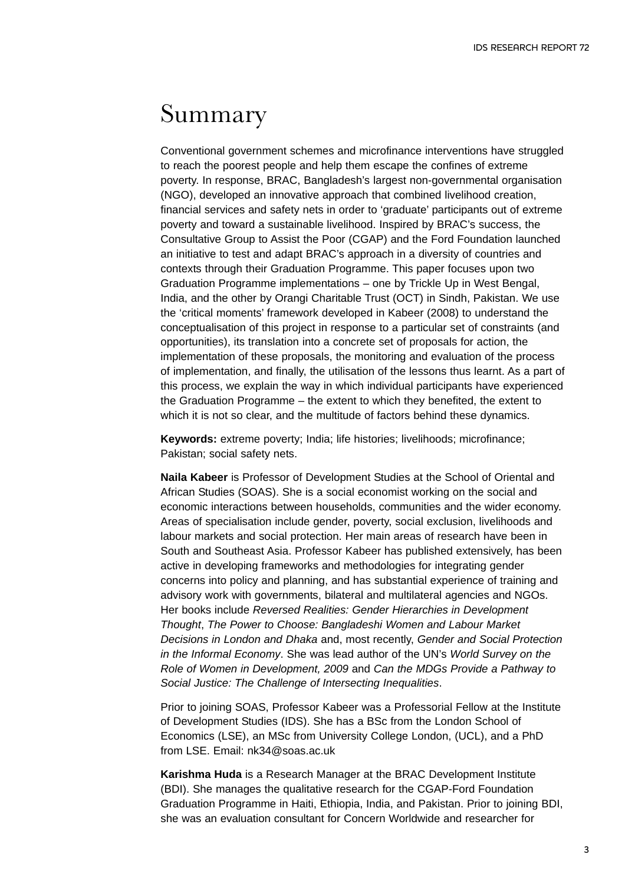# Summary

Conventional government schemes and microfinance interventions have struggled to reach the poorest people and help them escape the confines of extreme poverty. In response, BRAC, Bangladesh's largest non-governmental organisation (NGO), developed an innovative approach that combined livelihood creation, financial services and safety nets in order to 'graduate' participants out of extreme poverty and toward a sustainable livelihood. Inspired by BRAC's success, the Consultative Group to Assist the Poor (CGAP) and the Ford Foundation launched an initiative to test and adapt BRAC's approach in a diversity of countries and contexts through their Graduation Programme. This paper focuses upon two Graduation Programme implementations – one by Trickle Up in West Bengal, India, and the other by Orangi Charitable Trust (OCT) in Sindh, Pakistan. We use the 'critical moments' framework developed in Kabeer (2008) to understand the conceptualisation of this project in response to a particular set of constraints (and opportunities), its translation into a concrete set of proposals for action, the implementation of these proposals, the monitoring and evaluation of the process of implementation, and finally, the utilisation of the lessons thus learnt. As a part of this process, we explain the way in which individual participants have experienced the Graduation Programme – the extent to which they benefited, the extent to which it is not so clear, and the multitude of factors behind these dynamics.

**Keywords:** extreme poverty; India; life histories; livelihoods; microfinance; Pakistan; social safety nets.

**Naila Kabeer** is Professor of Development Studies at the School of Oriental and African Studies (SOAS). She is a social economist working on the social and economic interactions between households, communities and the wider economy. Areas of specialisation include gender, poverty, social exclusion, livelihoods and labour markets and social protection. Her main areas of research have been in South and Southeast Asia. Professor Kabeer has published extensively, has been active in developing frameworks and methodologies for integrating gender concerns into policy and planning, and has substantial experience of training and advisory work with governments, bilateral and multilateral agencies and NGOs. Her books include *Reversed Realities: Gender Hierarchies in Development Thought*, *The Power to Choose: Bangladeshi Women and Labour Market Decisions in London and Dhaka* and, most recently, *Gender and Social Protection in the Informal Economy*. She was lead author of the UN's *World Survey on the Role of Women in Development, 2009* and *Can the MDGs Provide a Pathway to Social Justice: The Challenge of Intersecting Inequalities*.

Prior to joining SOAS, Professor Kabeer was a Professorial Fellow at the Institute of Development Studies (IDS). She has a BSc from the London School of Economics (LSE), an MSc from University College London, (UCL), and a PhD from LSE. Email: nk34@soas.ac.uk

**Karishma Huda** is a Research Manager at the BRAC Development Institute (BDI). She manages the qualitative research for the CGAP-Ford Foundation Graduation Programme in Haiti, Ethiopia, India, and Pakistan. Prior to joining BDI, she was an evaluation consultant for Concern Worldwide and researcher for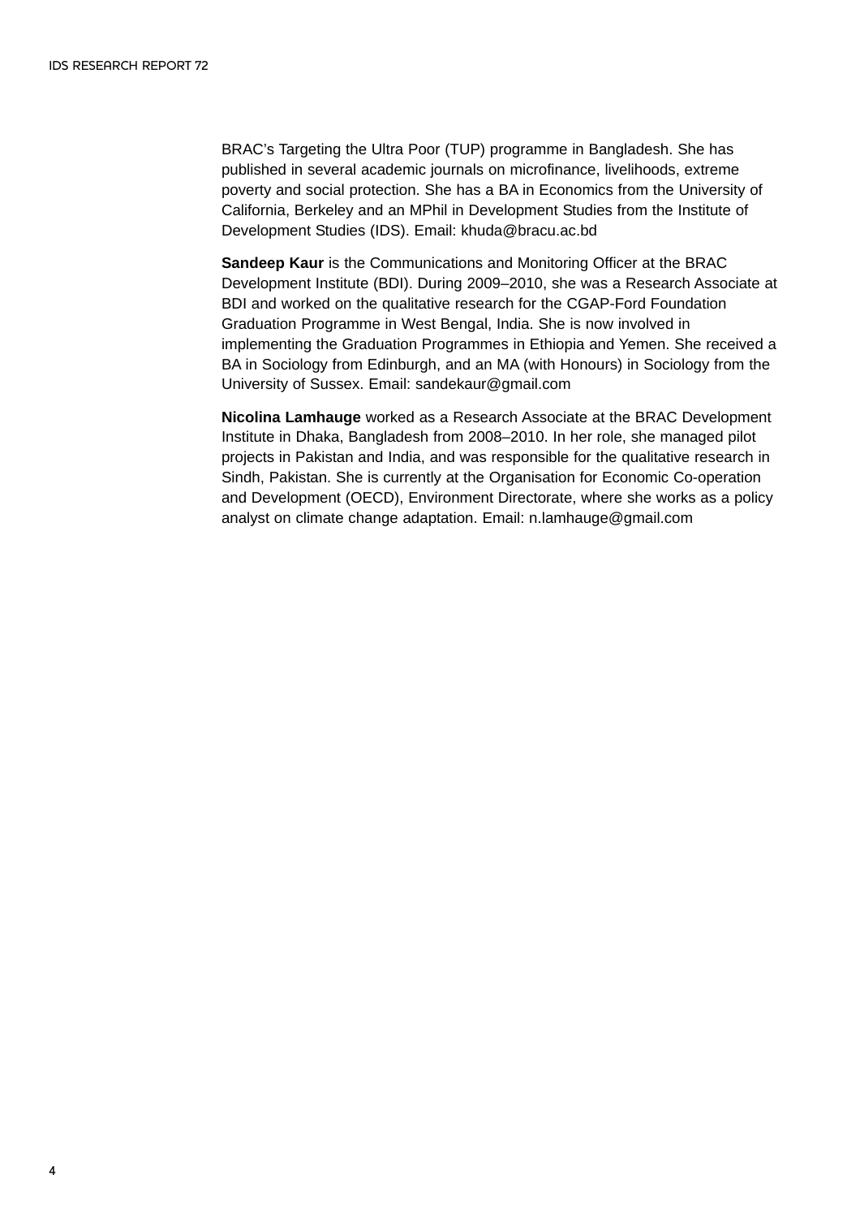BRAC's Targeting the Ultra Poor (TUP) programme in Bangladesh. She has published in several academic journals on microfinance, livelihoods, extreme poverty and social protection. She has a BA in Economics from the University of California, Berkeley and an MPhil in Development Studies from the Institute of Development Studies (IDS). Email: khuda@bracu.ac.bd

**Sandeep Kaur** is the Communications and Monitoring Officer at the BRAC Development Institute (BDI). During 2009–2010, she was a Research Associate at BDI and worked on the qualitative research for the CGAP-Ford Foundation Graduation Programme in West Bengal, India. She is now involved in implementing the Graduation Programmes in Ethiopia and Yemen. She received a BA in Sociology from Edinburgh, and an MA (with Honours) in Sociology from the University of Sussex. Email: sandekaur@gmail.com

**Nicolina Lamhauge** worked as a Research Associate at the BRAC Development Institute in Dhaka, Bangladesh from 2008–2010. In her role, she managed pilot projects in Pakistan and India, and was responsible for the qualitative research in Sindh, Pakistan. She is currently at the Organisation for Economic Co-operation and Development (OECD), Environment Directorate, where she works as a policy analyst on climate change adaptation. Email: n.lamhauge@gmail.com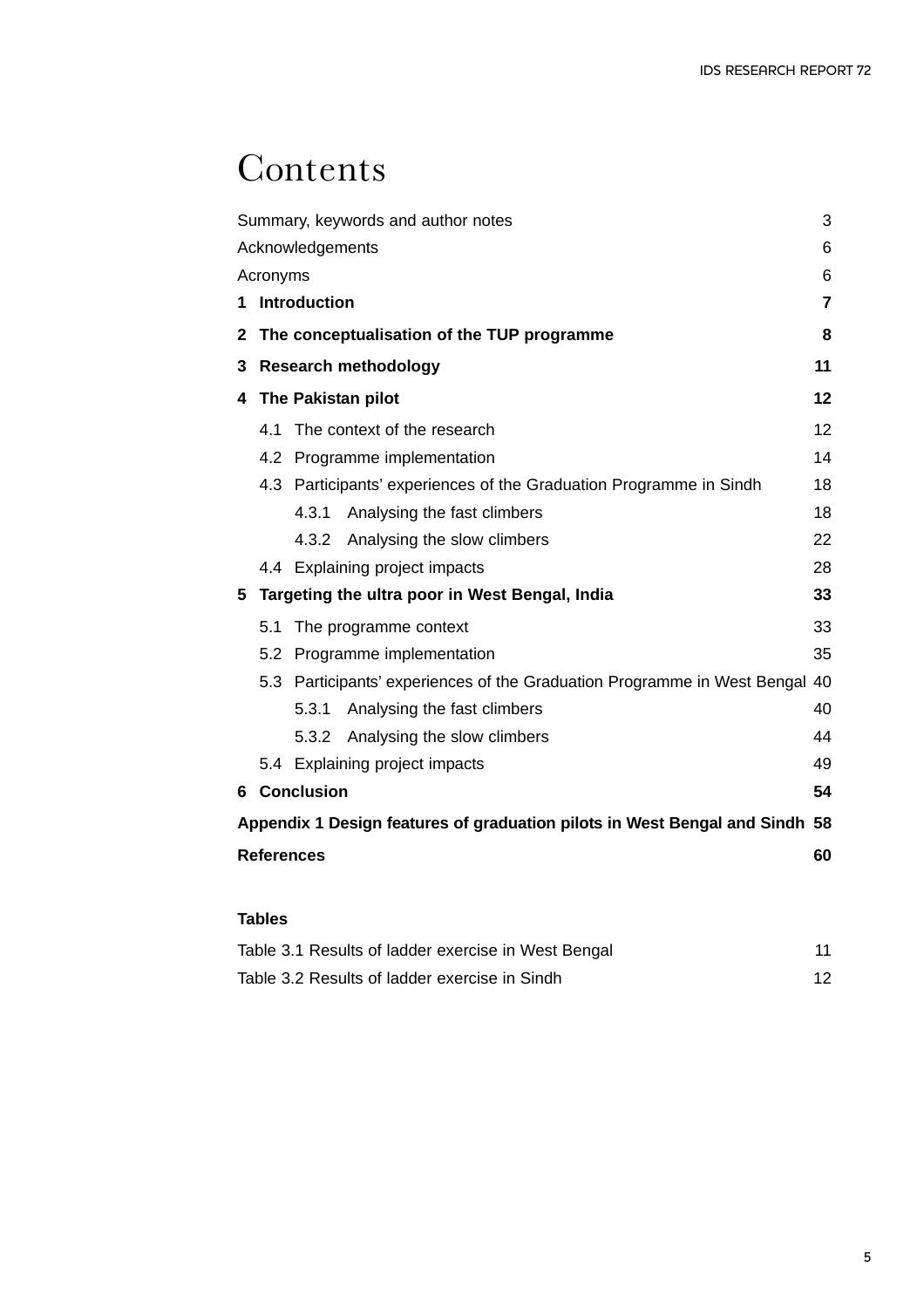# Contents

| | |
|---|---|
| Summary, keywords and author notes | 3 |
| Acknowledgements | 6 |
| Acronyms | 6 |
| **1 Introduction** | **7** |
| **2 The conceptualisation of the TUP programme** | **8** |
| **3 Research methodology** | **11** |
| **4 The Pakistan pilot** | **12** |
| 4.1 The context of the research | 12 |
| 4.2 Programme implementation | 14 |
| 4.3 Participants' experiences of the Graduation Programme in Sindh | 18 |
| 4.3.1 Analysing the fast climbers | 18 |
| 4.3.2 Analysing the slow climbers | 22 |
| 4.4 Explaining project impacts | 28 |
| **5 Targeting the ultra poor in West Bengal, India** | **33** |
| 5.1 The programme context | 33 |
| 5.2 Programme implementation | 35 |
| 5.3 Participants' experiences of the Graduation Programme in West Bengal | 40 |
| 5.3.1 Analysing the fast climbers | 40 |
| 5.3.2 Analysing the slow climbers | 44 |
| 5.4 Explaining project impacts | 49 |
| **6 Conclusion** | **54** |
| **Appendix 1 Design features of graduation pilots in West Bengal and Sindh** | **58** |
| **References** | **60** |

**Tables**

| | |
|---|---|
| Table 3.1 Results of ladder exercise in West Bengal | 11 |
| Table 3.2 Results of ladder exercise in Sindh | 12 |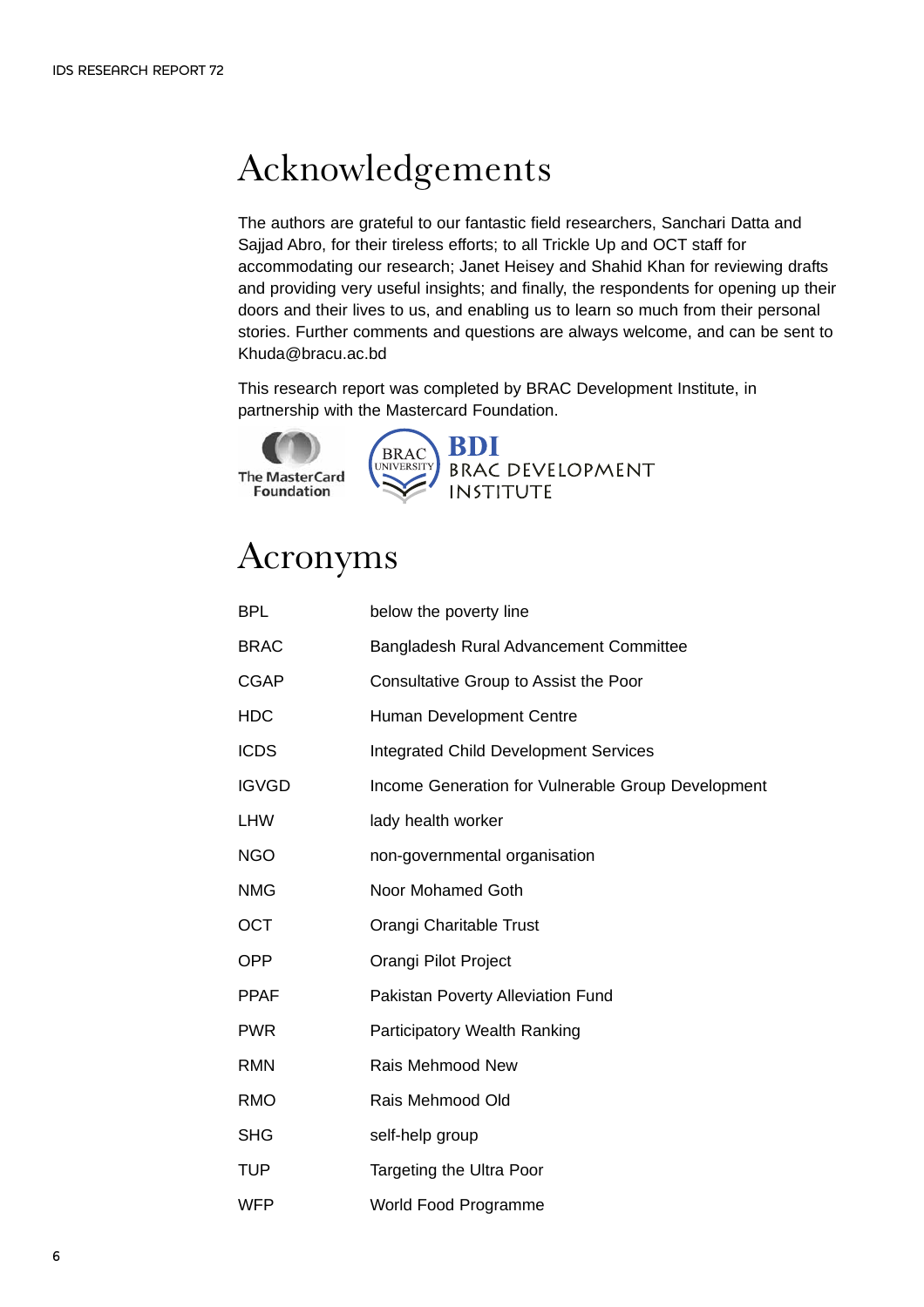# Acknowledgements

The authors are grateful to our fantastic field researchers, Sanchari Datta and Sajjad Abro, for their tireless efforts; to all Trickle Up and OCT staff for accommodating our research; Janet Heisey and Shahid Khan for reviewing drafts and providing very useful insights; and finally, the respondents for opening up their doors and their lives to us, and enabling us to learn so much from their personal stories. Further comments and questions are always welcome, and can be sent to Khuda@bracu.ac.bd

This research report was completed by BRAC Development Institute, in partnership with the Mastercard Foundation.

The MasterCard Foundation

BRAC UNIVERSITY

BDI
BRAC DEVELOPMENT INSTITUTE

# Acronyms

| | |
|---|---|
| BPL | below the poverty line |
| BRAC | Bangladesh Rural Advancement Committee |
| CGAP | Consultative Group to Assist the Poor |
| HDC | Human Development Centre |
| ICDS | Integrated Child Development Services |
| IGVGD | Income Generation for Vulnerable Group Development |
| LHW | lady health worker |
| NGO | non-governmental organisation |
| NMG | Noor Mohamed Goth |
| OCT | Orangi Charitable Trust |
| OPP | Orangi Pilot Project |
| PPAF | Pakistan Poverty Alleviation Fund |
| PWR | Participatory Wealth Ranking |
| RMN | Rais Mehmood New |
| RMO | Rais Mehmood Old |
| SHG | self-help group |
| TUP | Targeting the Ultra Poor |
| WFP | World Food Programme |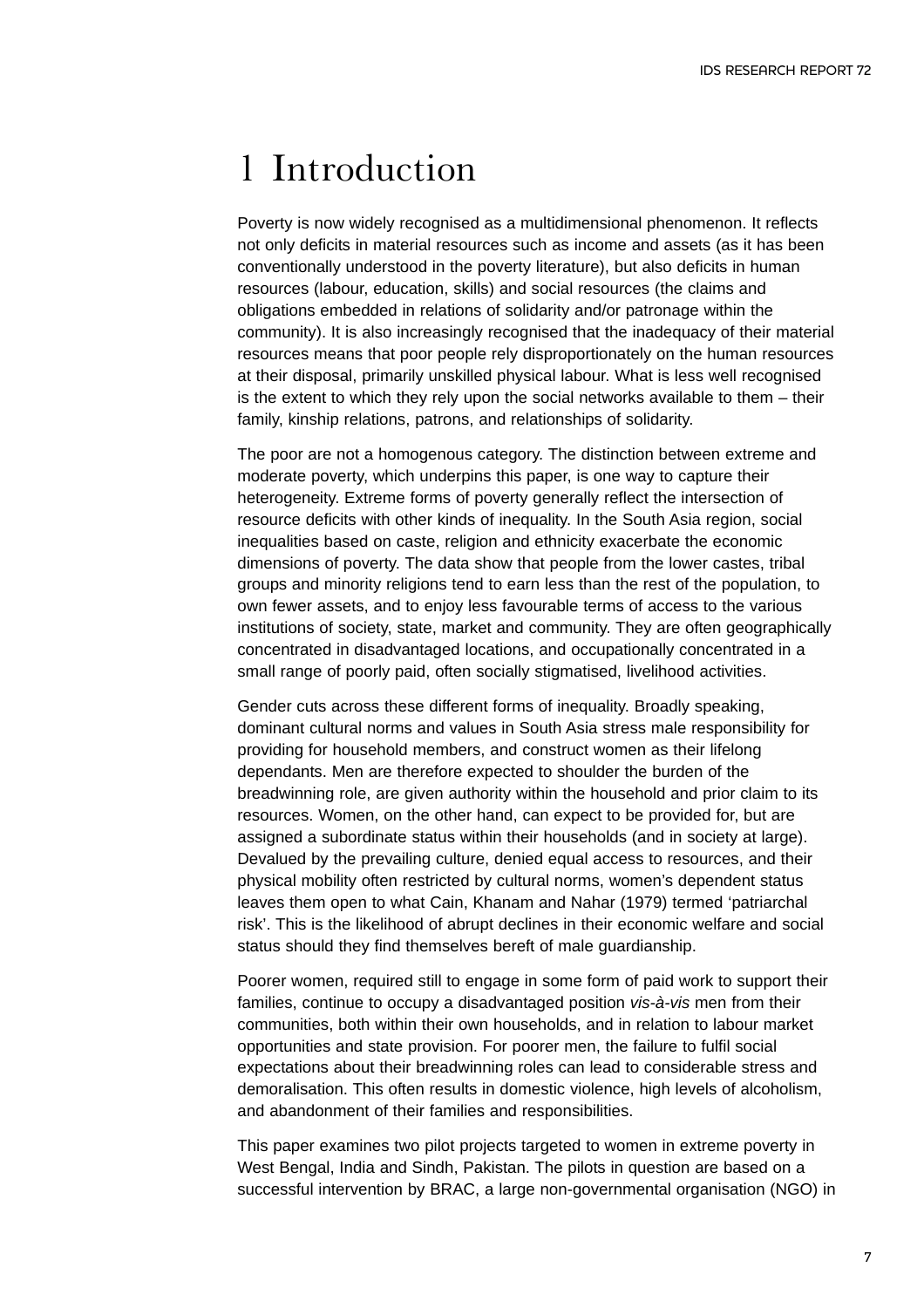# 1 Introduction

Poverty is now widely recognised as a multidimensional phenomenon. It reflects not only deficits in material resources such as income and assets (as it has been conventionally understood in the poverty literature), but also deficits in human resources (labour, education, skills) and social resources (the claims and obligations embedded in relations of solidarity and/or patronage within the community). It is also increasingly recognised that the inadequacy of their material resources means that poor people rely disproportionately on the human resources at their disposal, primarily unskilled physical labour. What is less well recognised is the extent to which they rely upon the social networks available to them – their family, kinship relations, patrons, and relationships of solidarity.

The poor are not a homogenous category. The distinction between extreme and moderate poverty, which underpins this paper, is one way to capture their heterogeneity. Extreme forms of poverty generally reflect the intersection of resource deficits with other kinds of inequality. In the South Asia region, social inequalities based on caste, religion and ethnicity exacerbate the economic dimensions of poverty. The data show that people from the lower castes, tribal groups and minority religions tend to earn less than the rest of the population, to own fewer assets, and to enjoy less favourable terms of access to the various institutions of society, state, market and community. They are often geographically concentrated in disadvantaged locations, and occupationally concentrated in a small range of poorly paid, often socially stigmatised, livelihood activities.

Gender cuts across these different forms of inequality. Broadly speaking, dominant cultural norms and values in South Asia stress male responsibility for providing for household members, and construct women as their lifelong dependants. Men are therefore expected to shoulder the burden of the breadwinning role, are given authority within the household and prior claim to its resources. Women, on the other hand, can expect to be provided for, but are assigned a subordinate status within their households (and in society at large). Devalued by the prevailing culture, denied equal access to resources, and their physical mobility often restricted by cultural norms, women's dependent status leaves them open to what Cain, Khanam and Nahar (1979) termed 'patriarchal risk'. This is the likelihood of abrupt declines in their economic welfare and social status should they find themselves bereft of male guardianship.

Poorer women, required still to engage in some form of paid work to support their families, continue to occupy a disadvantaged position *vis-à-vis* men from their communities, both within their own households, and in relation to labour market opportunities and state provision. For poorer men, the failure to fulfil social expectations about their breadwinning roles can lead to considerable stress and demoralisation. This often results in domestic violence, high levels of alcoholism, and abandonment of their families and responsibilities.

This paper examines two pilot projects targeted to women in extreme poverty in West Bengal, India and Sindh, Pakistan. The pilots in question are based on a successful intervention by BRAC, a large non-governmental organisation (NGO) in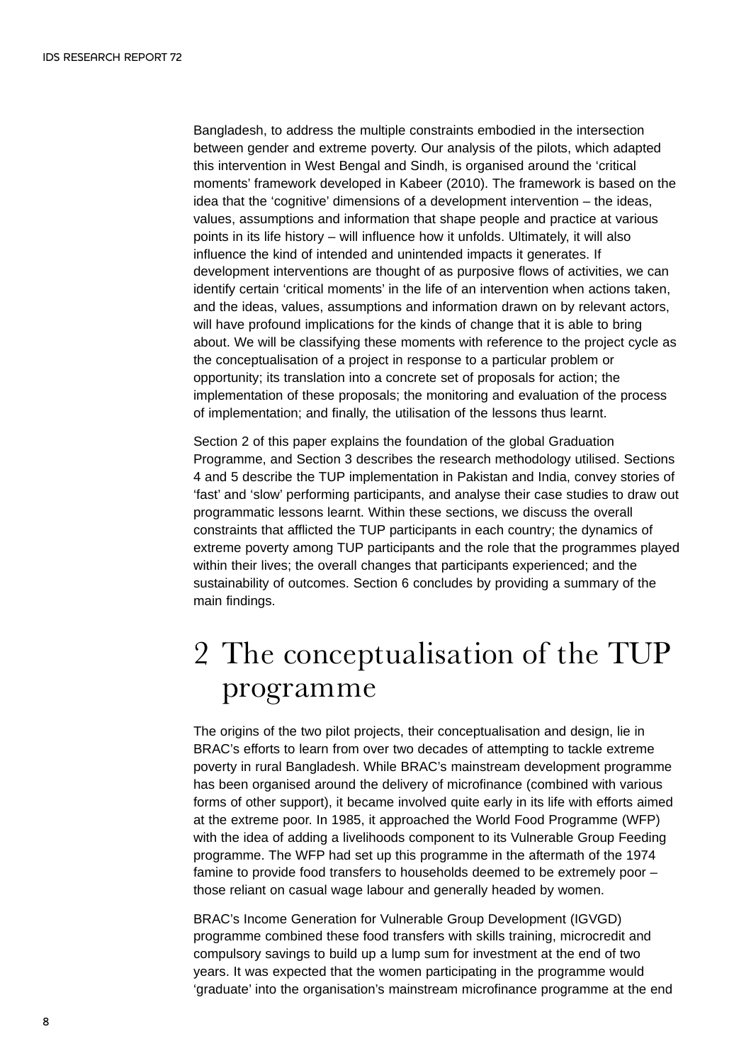Bangladesh, to address the multiple constraints embodied in the intersection between gender and extreme poverty. Our analysis of the pilots, which adapted this intervention in West Bengal and Sindh, is organised around the 'critical moments' framework developed in Kabeer (2010). The framework is based on the idea that the 'cognitive' dimensions of a development intervention – the ideas, values, assumptions and information that shape people and practice at various points in its life history – will influence how it unfolds. Ultimately, it will also influence the kind of intended and unintended impacts it generates. If development interventions are thought of as purposive flows of activities, we can identify certain 'critical moments' in the life of an intervention when actions taken, and the ideas, values, assumptions and information drawn on by relevant actors, will have profound implications for the kinds of change that it is able to bring about. We will be classifying these moments with reference to the project cycle as the conceptualisation of a project in response to a particular problem or opportunity; its translation into a concrete set of proposals for action; the implementation of these proposals; the monitoring and evaluation of the process of implementation; and finally, the utilisation of the lessons thus learnt.

Section 2 of this paper explains the foundation of the global Graduation Programme, and Section 3 describes the research methodology utilised. Sections 4 and 5 describe the TUP implementation in Pakistan and India, convey stories of 'fast' and 'slow' performing participants, and analyse their case studies to draw out programmatic lessons learnt. Within these sections, we discuss the overall constraints that afflicted the TUP participants in each country; the dynamics of extreme poverty among TUP participants and the role that the programmes played within their lives; the overall changes that participants experienced; and the sustainability of outcomes. Section 6 concludes by providing a summary of the main findings.

# 2 The conceptualisation of the TUP programme

The origins of the two pilot projects, their conceptualisation and design, lie in BRAC's efforts to learn from over two decades of attempting to tackle extreme poverty in rural Bangladesh. While BRAC's mainstream development programme has been organised around the delivery of microfinance (combined with various forms of other support), it became involved quite early in its life with efforts aimed at the extreme poor. In 1985, it approached the World Food Programme (WFP) with the idea of adding a livelihoods component to its Vulnerable Group Feeding programme. The WFP had set up this programme in the aftermath of the 1974 famine to provide food transfers to households deemed to be extremely poor – those reliant on casual wage labour and generally headed by women.

BRAC's Income Generation for Vulnerable Group Development (IGVGD) programme combined these food transfers with skills training, microcredit and compulsory savings to build up a lump sum for investment at the end of two years. It was expected that the women participating in the programme would 'graduate' into the organisation's mainstream microfinance programme at the end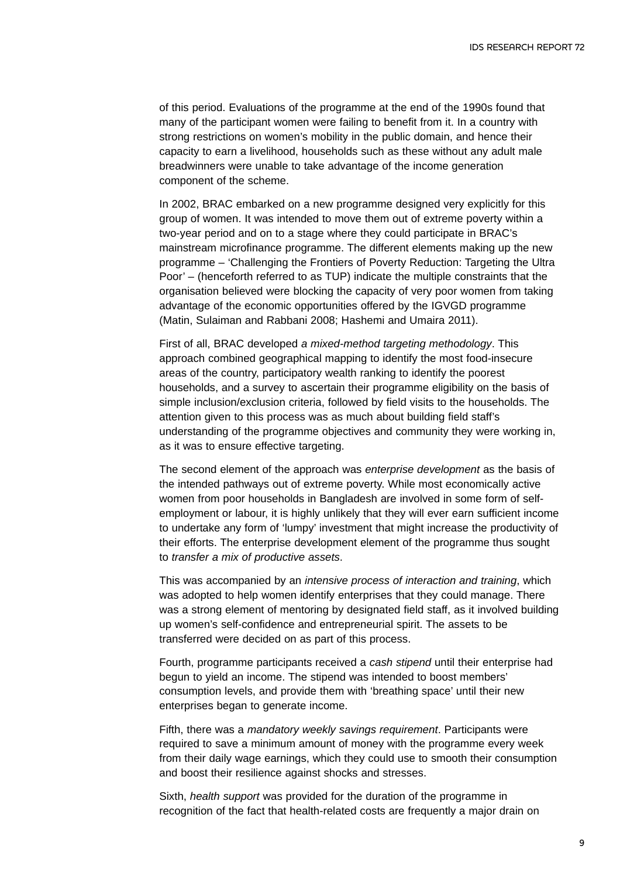of this period. Evaluations of the programme at the end of the 1990s found that many of the participant women were failing to benefit from it. In a country with strong restrictions on women's mobility in the public domain, and hence their capacity to earn a livelihood, households such as these without any adult male breadwinners were unable to take advantage of the income generation component of the scheme.

In 2002, BRAC embarked on a new programme designed very explicitly for this group of women. It was intended to move them out of extreme poverty within a two-year period and on to a stage where they could participate in BRAC's mainstream microfinance programme. The different elements making up the new programme – 'Challenging the Frontiers of Poverty Reduction: Targeting the Ultra Poor' – (henceforth referred to as TUP) indicate the multiple constraints that the organisation believed were blocking the capacity of very poor women from taking advantage of the economic opportunities offered by the IGVGD programme (Matin, Sulaiman and Rabbani 2008; Hashemi and Umaira 2011).

First of all, BRAC developed *a mixed-method targeting methodology*. This approach combined geographical mapping to identify the most food-insecure areas of the country, participatory wealth ranking to identify the poorest households, and a survey to ascertain their programme eligibility on the basis of simple inclusion/exclusion criteria, followed by field visits to the households. The attention given to this process was as much about building field staff's understanding of the programme objectives and community they were working in, as it was to ensure effective targeting.

The second element of the approach was *enterprise development* as the basis of the intended pathways out of extreme poverty. While most economically active women from poor households in Bangladesh are involved in some form of self-employment or labour, it is highly unlikely that they will ever earn sufficient income to undertake any form of 'lumpy' investment that might increase the productivity of their efforts. The enterprise development element of the programme thus sought to *transfer a mix of productive assets*.

This was accompanied by an *intensive process of interaction and training*, which was adopted to help women identify enterprises that they could manage. There was a strong element of mentoring by designated field staff, as it involved building up women's self-confidence and entrepreneurial spirit. The assets to be transferred were decided on as part of this process.

Fourth, programme participants received a *cash stipend* until their enterprise had begun to yield an income. The stipend was intended to boost members' consumption levels, and provide them with 'breathing space' until their new enterprises began to generate income.

Fifth, there was a *mandatory weekly savings requirement*. Participants were required to save a minimum amount of money with the programme every week from their daily wage earnings, which they could use to smooth their consumption and boost their resilience against shocks and stresses.

Sixth, *health support* was provided for the duration of the programme in recognition of the fact that health-related costs are frequently a major drain on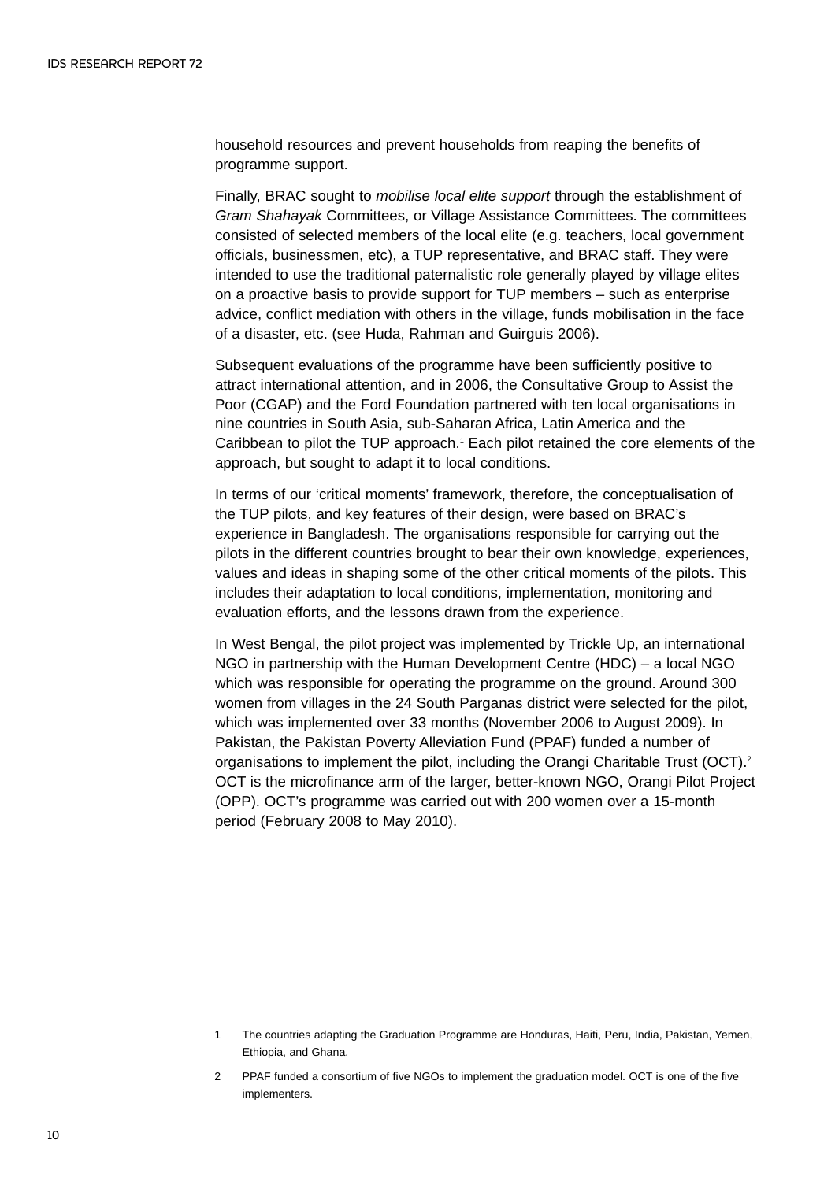household resources and prevent households from reaping the benefits of programme support.

Finally, BRAC sought to *mobilise local elite support* through the establishment of *Gram Shahayak* Committees, or Village Assistance Committees. The committees consisted of selected members of the local elite (e.g. teachers, local government officials, businessmen, etc), a TUP representative, and BRAC staff. They were intended to use the traditional paternalistic role generally played by village elites on a proactive basis to provide support for TUP members – such as enterprise advice, conflict mediation with others in the village, funds mobilisation in the face of a disaster, etc. (see Huda, Rahman and Guirguis 2006).

Subsequent evaluations of the programme have been sufficiently positive to attract international attention, and in 2006, the Consultative Group to Assist the Poor (CGAP) and the Ford Foundation partnered with ten local organisations in nine countries in South Asia, sub-Saharan Africa, Latin America and the Caribbean to pilot the TUP approach.[1] Each pilot retained the core elements of the approach, but sought to adapt it to local conditions.

In terms of our 'critical moments' framework, therefore, the conceptualisation of the TUP pilots, and key features of their design, were based on BRAC's experience in Bangladesh. The organisations responsible for carrying out the pilots in the different countries brought to bear their own knowledge, experiences, values and ideas in shaping some of the other critical moments of the pilots. This includes their adaptation to local conditions, implementation, monitoring and evaluation efforts, and the lessons drawn from the experience.

In West Bengal, the pilot project was implemented by Trickle Up, an international NGO in partnership with the Human Development Centre (HDC) – a local NGO which was responsible for operating the programme on the ground. Around 300 women from villages in the 24 South Parganas district were selected for the pilot, which was implemented over 33 months (November 2006 to August 2009). In Pakistan, the Pakistan Poverty Alleviation Fund (PPAF) funded a number of organisations to implement the pilot, including the Orangi Charitable Trust (OCT).[2] OCT is the microfinance arm of the larger, better-known NGO, Orangi Pilot Project (OPP). OCT's programme was carried out with 200 women over a 15-month period (February 2008 to May 2010).

---

1 The countries adapting the Graduation Programme are Honduras, Haiti, Peru, India, Pakistan, Yemen, Ethiopia, and Ghana.

2 PPAF funded a consortium of five NGOs to implement the graduation model. OCT is one of the five implementers.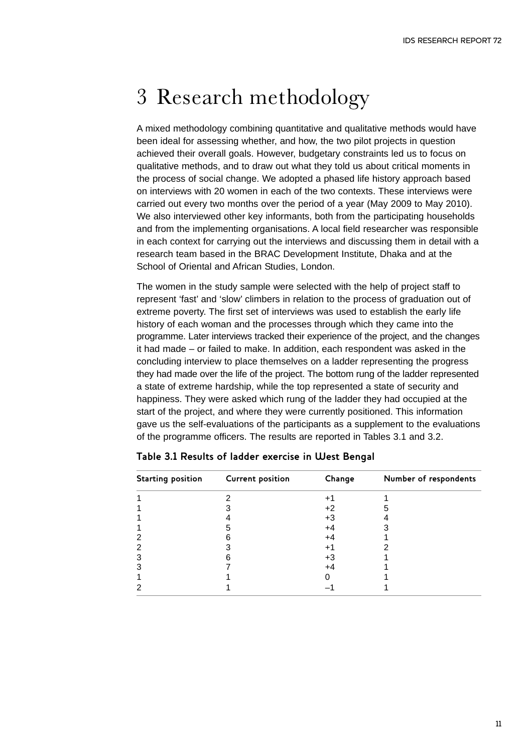# 3 Research methodology

A mixed methodology combining quantitative and qualitative methods would have been ideal for assessing whether, and how, the two pilot projects in question achieved their overall goals. However, budgetary constraints led us to focus on qualitative methods, and to draw out what they told us about critical moments in the process of social change. We adopted a phased life history approach based on interviews with 20 women in each of the two contexts. These interviews were carried out every two months over the period of a year (May 2009 to May 2010). We also interviewed other key informants, both from the participating households and from the implementing organisations. A local field researcher was responsible in each context for carrying out the interviews and discussing them in detail with a research team based in the BRAC Development Institute, Dhaka and at the School of Oriental and African Studies, London.

The women in the study sample were selected with the help of project staff to represent 'fast' and 'slow' climbers in relation to the process of graduation out of extreme poverty. The first set of interviews was used to establish the early life history of each woman and the processes through which they came into the programme. Later interviews tracked their experience of the project, and the changes it had made – or failed to make. In addition, each respondent was asked in the concluding interview to place themselves on a ladder representing the progress they had made over the life of the project. The bottom rung of the ladder represented a state of extreme hardship, while the top represented a state of security and happiness. They were asked which rung of the ladder they had occupied at the start of the project, and where they were currently positioned. This information gave us the self-evaluations of the participants as a supplement to the evaluations of the programme officers. The results are reported in Tables 3.1 and 3.2.

**Table 3.1 Results of ladder exercise in West Bengal**

| Starting position | Current position | Change | Number of respondents |
|---|---|---|---|
| 1 | 2 | +1 | 1 |
| 1 | 3 | +2 | 5 |
| 1 | 4 | +3 | 4 |
| 1 | 5 | +4 | 3 |
| 2 | 6 | +4 | 1 |
| 2 | 3 | +1 | 2 |
| 3 | 6 | +3 | 1 |
| 3 | 7 | +4 | 1 |
| 1 | 1 | 0 | 1 |
| 2 | 1 | –1 | 1 |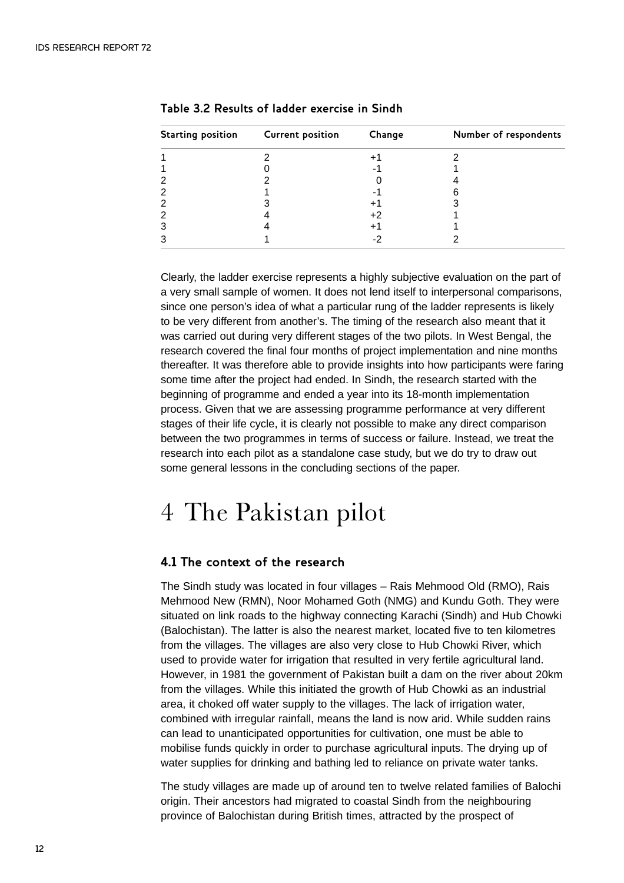**Table 3.2 Results of ladder exercise in Sindh**

| Starting position | Current position | Change | Number of respondents |
|---|---|---|---|
| 1 | 2 | +1 | 2 |
| 1 | 0 | -1 | 1 |
| 2 | 2 | 0 | 4 |
| 2 | 1 | -1 | 6 |
| 2 | 3 | +1 | 3 |
| 2 | 4 | +2 | 1 |
| 3 | 4 | +1 | 1 |
| 3 | 1 | -2 | 2 |

Clearly, the ladder exercise represents a highly subjective evaluation on the part of a very small sample of women. It does not lend itself to interpersonal comparisons, since one person's idea of what a particular rung of the ladder represents is likely to be very different from another's. The timing of the research also meant that it was carried out during very different stages of the two pilots. In West Bengal, the research covered the final four months of project implementation and nine months thereafter. It was therefore able to provide insights into how participants were faring some time after the project had ended. In Sindh, the research started with the beginning of programme and ended a year into its 18-month implementation process. Given that we are assessing programme performance at very different stages of their life cycle, it is clearly not possible to make any direct comparison between the two programmes in terms of success or failure. Instead, we treat the research into each pilot as a standalone case study, but we do try to draw out some general lessons in the concluding sections of the paper.

# 4 The Pakistan pilot

## 4.1 The context of the research

The Sindh study was located in four villages – Rais Mehmood Old (RMO), Rais Mehmood New (RMN), Noor Mohamed Goth (NMG) and Kundu Goth. They were situated on link roads to the highway connecting Karachi (Sindh) and Hub Chowki (Balochistan). The latter is also the nearest market, located five to ten kilometres from the villages. The villages are also very close to Hub Chowki River, which used to provide water for irrigation that resulted in very fertile agricultural land. However, in 1981 the government of Pakistan built a dam on the river about 20km from the villages. While this initiated the growth of Hub Chowki as an industrial area, it choked off water supply to the villages. The lack of irrigation water, combined with irregular rainfall, means the land is now arid. While sudden rains can lead to unanticipated opportunities for cultivation, one must be able to mobilise funds quickly in order to purchase agricultural inputs. The drying up of water supplies for drinking and bathing led to reliance on private water tanks.

The study villages are made up of around ten to twelve related families of Balochi origin. Their ancestors had migrated to coastal Sindh from the neighbouring province of Balochistan during British times, attracted by the prospect of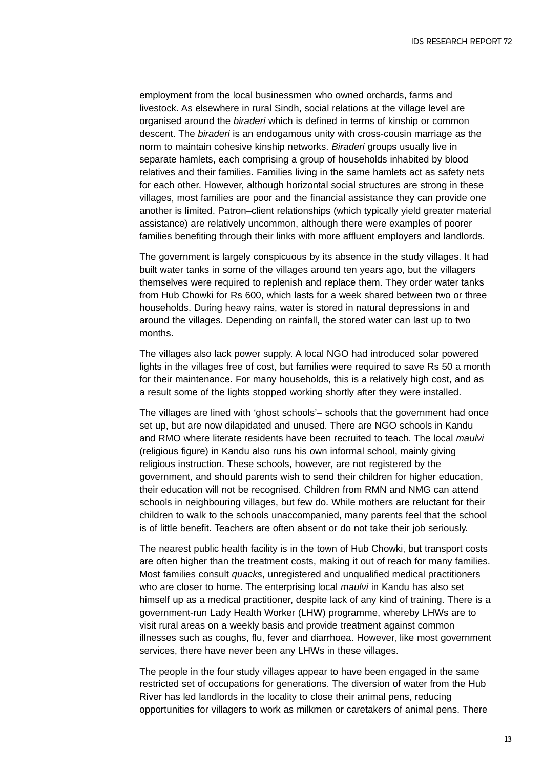employment from the local businessmen who owned orchards, farms and livestock. As elsewhere in rural Sindh, social relations at the village level are organised around the *biraderi* which is defined in terms of kinship or common descent. The *biraderi* is an endogamous unity with cross-cousin marriage as the norm to maintain cohesive kinship networks. *Biraderi* groups usually live in separate hamlets, each comprising a group of households inhabited by blood relatives and their families. Families living in the same hamlets act as safety nets for each other. However, although horizontal social structures are strong in these villages, most families are poor and the financial assistance they can provide one another is limited. Patron–client relationships (which typically yield greater material assistance) are relatively uncommon, although there were examples of poorer families benefiting through their links with more affluent employers and landlords.

The government is largely conspicuous by its absence in the study villages. It had built water tanks in some of the villages around ten years ago, but the villagers themselves were required to replenish and replace them. They order water tanks from Hub Chowki for Rs 600, which lasts for a week shared between two or three households. During heavy rains, water is stored in natural depressions in and around the villages. Depending on rainfall, the stored water can last up to two months.

The villages also lack power supply. A local NGO had introduced solar powered lights in the villages free of cost, but families were required to save Rs 50 a month for their maintenance. For many households, this is a relatively high cost, and as a result some of the lights stopped working shortly after they were installed.

The villages are lined with 'ghost schools'– schools that the government had once set up, but are now dilapidated and unused. There are NGO schools in Kandu and RMO where literate residents have been recruited to teach. The local *maulvi* (religious figure) in Kandu also runs his own informal school, mainly giving religious instruction. These schools, however, are not registered by the government, and should parents wish to send their children for higher education, their education will not be recognised. Children from RMN and NMG can attend schools in neighbouring villages, but few do. While mothers are reluctant for their children to walk to the schools unaccompanied, many parents feel that the school is of little benefit. Teachers are often absent or do not take their job seriously.

The nearest public health facility is in the town of Hub Chowki, but transport costs are often higher than the treatment costs, making it out of reach for many families. Most families consult *quacks*, unregistered and unqualified medical practitioners who are closer to home. The enterprising local *maulvi* in Kandu has also set himself up as a medical practitioner, despite lack of any kind of training. There is a government-run Lady Health Worker (LHW) programme, whereby LHWs are to visit rural areas on a weekly basis and provide treatment against common illnesses such as coughs, flu, fever and diarrhoea. However, like most government services, there have never been any LHWs in these villages.

The people in the four study villages appear to have been engaged in the same restricted set of occupations for generations. The diversion of water from the Hub River has led landlords in the locality to close their animal pens, reducing opportunities for villagers to work as milkmen or caretakers of animal pens. There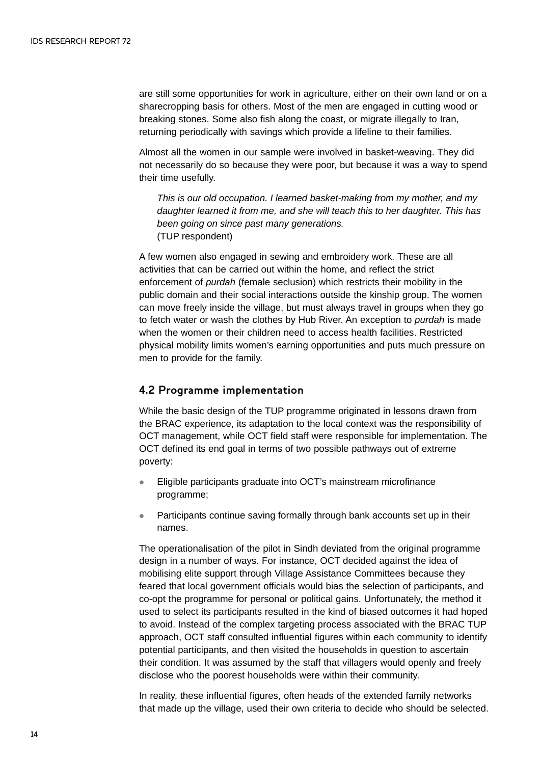are still some opportunities for work in agriculture, either on their own land or on a sharecropping basis for others. Most of the men are engaged in cutting wood or breaking stones. Some also fish along the coast, or migrate illegally to Iran, returning periodically with savings which provide a lifeline to their families.

Almost all the women in our sample were involved in basket-weaving. They did not necessarily do so because they were poor, but because it was a way to spend their time usefully.

> *This is our old occupation. I learned basket-making from my mother, and my daughter learned it from me, and she will teach this to her daughter. This has been going on since past many generations.*
> (TUP respondent)

A few women also engaged in sewing and embroidery work. These are all activities that can be carried out within the home, and reflect the strict enforcement of *purdah* (female seclusion) which restricts their mobility in the public domain and their social interactions outside the kinship group. The women can move freely inside the village, but must always travel in groups when they go to fetch water or wash the clothes by Hub River. An exception to *purdah* is made when the women or their children need to access health facilities. Restricted physical mobility limits women's earning opportunities and puts much pressure on men to provide for the family.

## 4.2 Programme implementation

While the basic design of the TUP programme originated in lessons drawn from the BRAC experience, its adaptation to the local context was the responsibility of OCT management, while OCT field staff were responsible for implementation. The OCT defined its end goal in terms of two possible pathways out of extreme poverty:

- Eligible participants graduate into OCT's mainstream microfinance programme;
- Participants continue saving formally through bank accounts set up in their names.

The operationalisation of the pilot in Sindh deviated from the original programme design in a number of ways. For instance, OCT decided against the idea of mobilising elite support through Village Assistance Committees because they feared that local government officials would bias the selection of participants, and co-opt the programme for personal or political gains. Unfortunately, the method it used to select its participants resulted in the kind of biased outcomes it had hoped to avoid. Instead of the complex targeting process associated with the BRAC TUP approach, OCT staff consulted influential figures within each community to identify potential participants, and then visited the households in question to ascertain their condition. It was assumed by the staff that villagers would openly and freely disclose who the poorest households were within their community.

In reality, these influential figures, often heads of the extended family networks that made up the village, used their own criteria to decide who should be selected.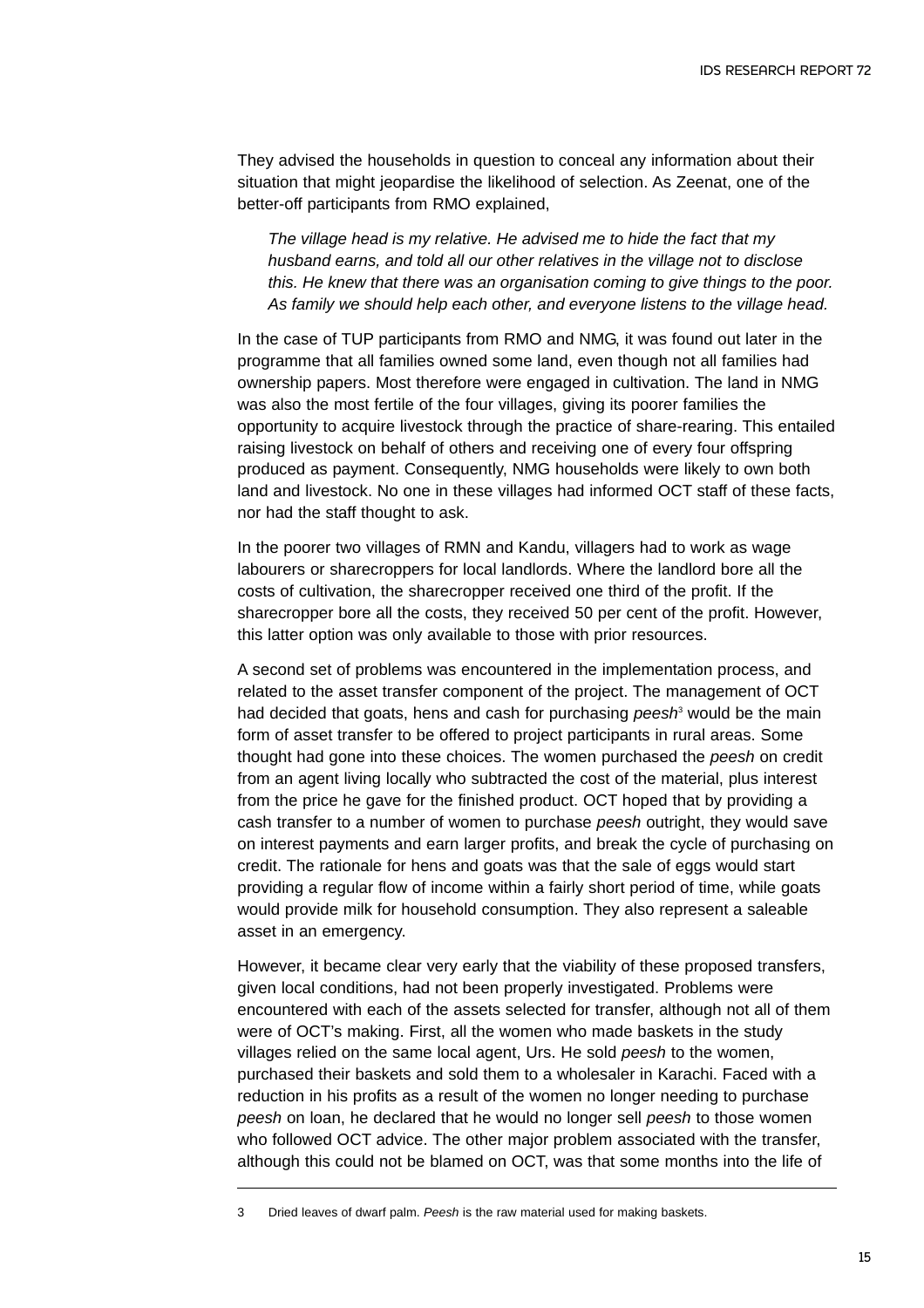They advised the households in question to conceal any information about their situation that might jeopardise the likelihood of selection. As Zeenat, one of the better-off participants from RMO explained,

> *The village head is my relative. He advised me to hide the fact that my husband earns, and told all our other relatives in the village not to disclose this. He knew that there was an organisation coming to give things to the poor. As family we should help each other, and everyone listens to the village head.*

In the case of TUP participants from RMO and NMG, it was found out later in the programme that all families owned some land, even though not all families had ownership papers. Most therefore were engaged in cultivation. The land in NMG was also the most fertile of the four villages, giving its poorer families the opportunity to acquire livestock through the practice of share-rearing. This entailed raising livestock on behalf of others and receiving one of every four offspring produced as payment. Consequently, NMG households were likely to own both land and livestock. No one in these villages had informed OCT staff of these facts, nor had the staff thought to ask.

In the poorer two villages of RMN and Kandu, villagers had to work as wage labourers or sharecroppers for local landlords. Where the landlord bore all the costs of cultivation, the sharecropper received one third of the profit. If the sharecropper bore all the costs, they received 50 per cent of the profit. However, this latter option was only available to those with prior resources.

A second set of problems was encountered in the implementation process, and related to the asset transfer component of the project. The management of OCT had decided that goats, hens and cash for purchasing *peesh*[3] would be the main form of asset transfer to be offered to project participants in rural areas. Some thought had gone into these choices. The women purchased the *peesh* on credit from an agent living locally who subtracted the cost of the material, plus interest from the price he gave for the finished product. OCT hoped that by providing a cash transfer to a number of women to purchase *peesh* outright, they would save on interest payments and earn larger profits, and break the cycle of purchasing on credit. The rationale for hens and goats was that the sale of eggs would start providing a regular flow of income within a fairly short period of time, while goats would provide milk for household consumption. They also represent a saleable asset in an emergency.

However, it became clear very early that the viability of these proposed transfers, given local conditions, had not been properly investigated. Problems were encountered with each of the assets selected for transfer, although not all of them were of OCT's making. First, all the women who made baskets in the study villages relied on the same local agent, Urs. He sold *peesh* to the women, purchased their baskets and sold them to a wholesaler in Karachi. Faced with a reduction in his profits as a result of the women no longer needing to purchase *peesh* on loan, he declared that he would no longer sell *peesh* to those women who followed OCT advice. The other major problem associated with the transfer, although this could not be blamed on OCT, was that some months into the life of

---

3 Dried leaves of dwarf palm. *Peesh* is the raw material used for making baskets.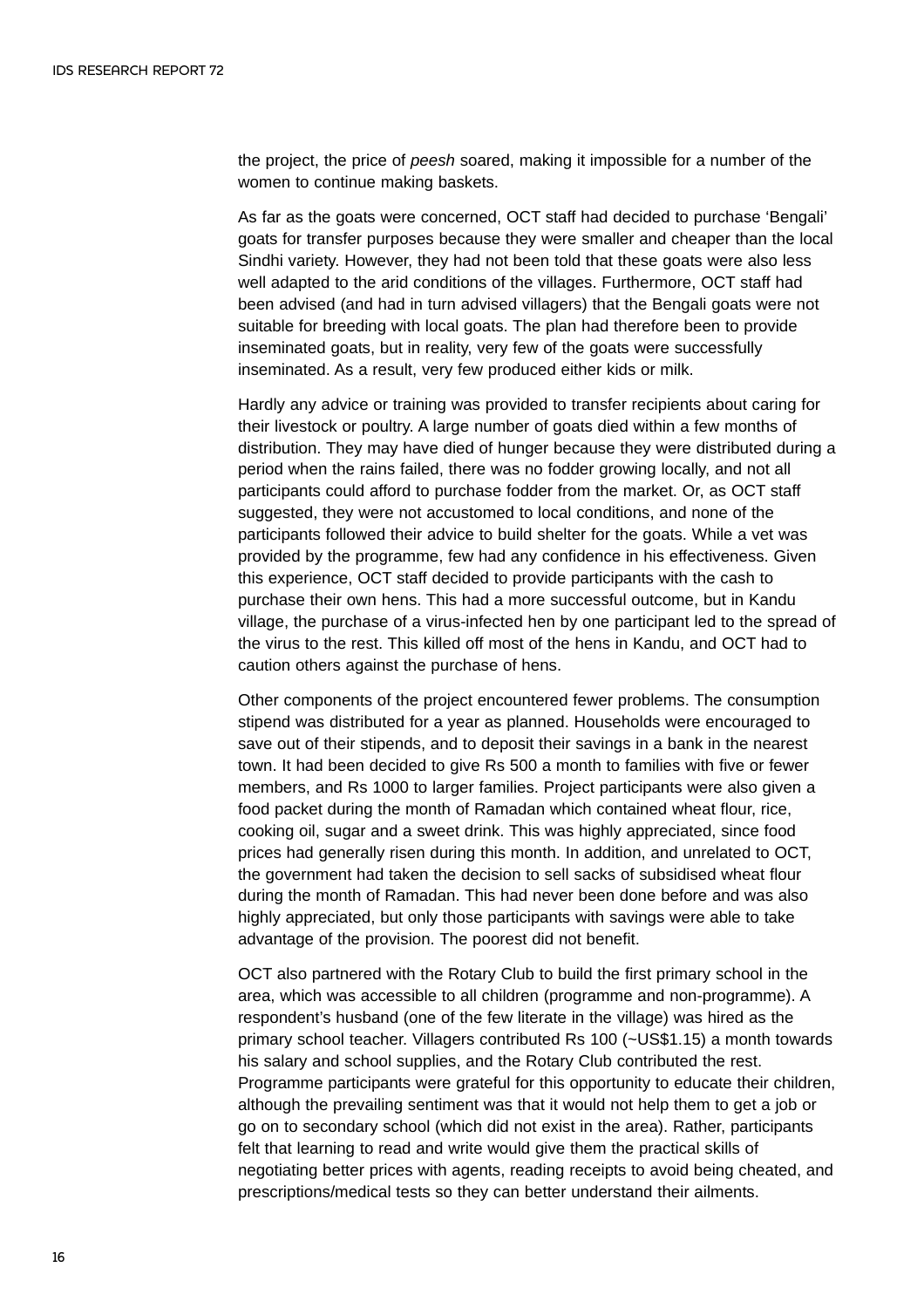the project, the price of *peesh* soared, making it impossible for a number of the women to continue making baskets.

As far as the goats were concerned, OCT staff had decided to purchase 'Bengali' goats for transfer purposes because they were smaller and cheaper than the local Sindhi variety. However, they had not been told that these goats were also less well adapted to the arid conditions of the villages. Furthermore, OCT staff had been advised (and had in turn advised villagers) that the Bengali goats were not suitable for breeding with local goats. The plan had therefore been to provide inseminated goats, but in reality, very few of the goats were successfully inseminated. As a result, very few produced either kids or milk.

Hardly any advice or training was provided to transfer recipients about caring for their livestock or poultry. A large number of goats died within a few months of distribution. They may have died of hunger because they were distributed during a period when the rains failed, there was no fodder growing locally, and not all participants could afford to purchase fodder from the market. Or, as OCT staff suggested, they were not accustomed to local conditions, and none of the participants followed their advice to build shelter for the goats. While a vet was provided by the programme, few had any confidence in his effectiveness. Given this experience, OCT staff decided to provide participants with the cash to purchase their own hens. This had a more successful outcome, but in Kandu village, the purchase of a virus-infected hen by one participant led to the spread of the virus to the rest. This killed off most of the hens in Kandu, and OCT had to caution others against the purchase of hens.

Other components of the project encountered fewer problems. The consumption stipend was distributed for a year as planned. Households were encouraged to save out of their stipends, and to deposit their savings in a bank in the nearest town. It had been decided to give Rs 500 a month to families with five or fewer members, and Rs 1000 to larger families. Project participants were also given a food packet during the month of Ramadan which contained wheat flour, rice, cooking oil, sugar and a sweet drink. This was highly appreciated, since food prices had generally risen during this month. In addition, and unrelated to OCT, the government had taken the decision to sell sacks of subsidised wheat flour during the month of Ramadan. This had never been done before and was also highly appreciated, but only those participants with savings were able to take advantage of the provision. The poorest did not benefit.

OCT also partnered with the Rotary Club to build the first primary school in the area, which was accessible to all children (programme and non-programme). A respondent's husband (one of the few literate in the village) was hired as the primary school teacher. Villagers contributed Rs 100 (~US$1.15) a month towards his salary and school supplies, and the Rotary Club contributed the rest. Programme participants were grateful for this opportunity to educate their children, although the prevailing sentiment was that it would not help them to get a job or go on to secondary school (which did not exist in the area). Rather, participants felt that learning to read and write would give them the practical skills of negotiating better prices with agents, reading receipts to avoid being cheated, and prescriptions/medical tests so they can better understand their ailments.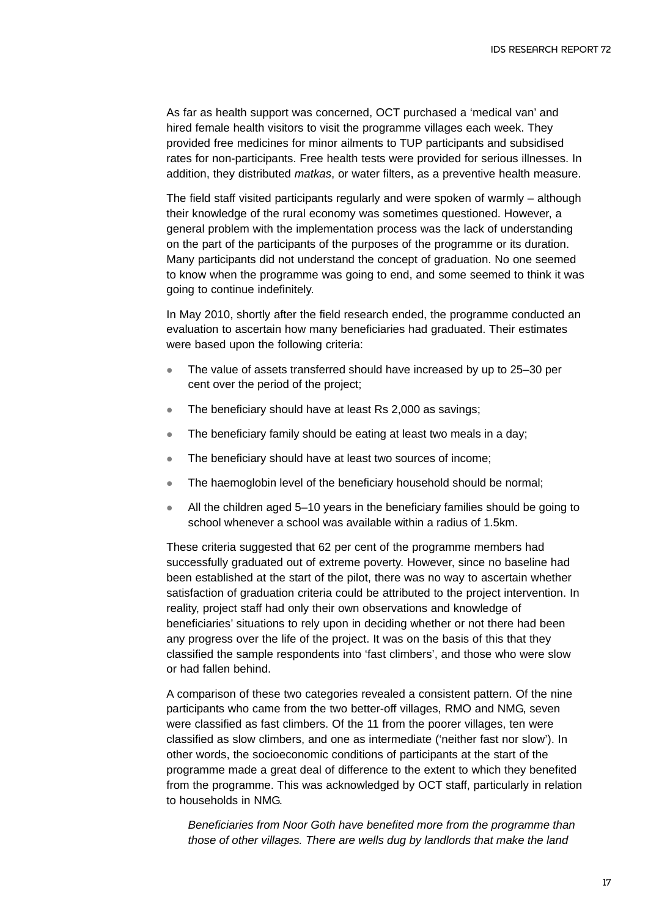As far as health support was concerned, OCT purchased a 'medical van' and hired female health visitors to visit the programme villages each week. They provided free medicines for minor ailments to TUP participants and subsidised rates for non-participants. Free health tests were provided for serious illnesses. In addition, they distributed *matkas*, or water filters, as a preventive health measure.

The field staff visited participants regularly and were spoken of warmly – although their knowledge of the rural economy was sometimes questioned. However, a general problem with the implementation process was the lack of understanding on the part of the participants of the purposes of the programme or its duration. Many participants did not understand the concept of graduation. No one seemed to know when the programme was going to end, and some seemed to think it was going to continue indefinitely.

In May 2010, shortly after the field research ended, the programme conducted an evaluation to ascertain how many beneficiaries had graduated. Their estimates were based upon the following criteria:

- The value of assets transferred should have increased by up to 25–30 per cent over the period of the project;
- The beneficiary should have at least Rs 2,000 as savings;
- The beneficiary family should be eating at least two meals in a day;
- The beneficiary should have at least two sources of income;
- The haemoglobin level of the beneficiary household should be normal;
- All the children aged 5–10 years in the beneficiary families should be going to school whenever a school was available within a radius of 1.5km.

These criteria suggested that 62 per cent of the programme members had successfully graduated out of extreme poverty. However, since no baseline had been established at the start of the pilot, there was no way to ascertain whether satisfaction of graduation criteria could be attributed to the project intervention. In reality, project staff had only their own observations and knowledge of beneficiaries' situations to rely upon in deciding whether or not there had been any progress over the life of the project. It was on the basis of this that they classified the sample respondents into 'fast climbers', and those who were slow or had fallen behind.

A comparison of these two categories revealed a consistent pattern. Of the nine participants who came from the two better-off villages, RMO and NMG, seven were classified as fast climbers. Of the 11 from the poorer villages, ten were classified as slow climbers, and one as intermediate ('neither fast nor slow'). In other words, the socioeconomic conditions of participants at the start of the programme made a great deal of difference to the extent to which they benefited from the programme. This was acknowledged by OCT staff, particularly in relation to households in NMG.

> *Beneficiaries from Noor Goth have benefited more from the programme than those of other villages. There are wells dug by landlords that make the land*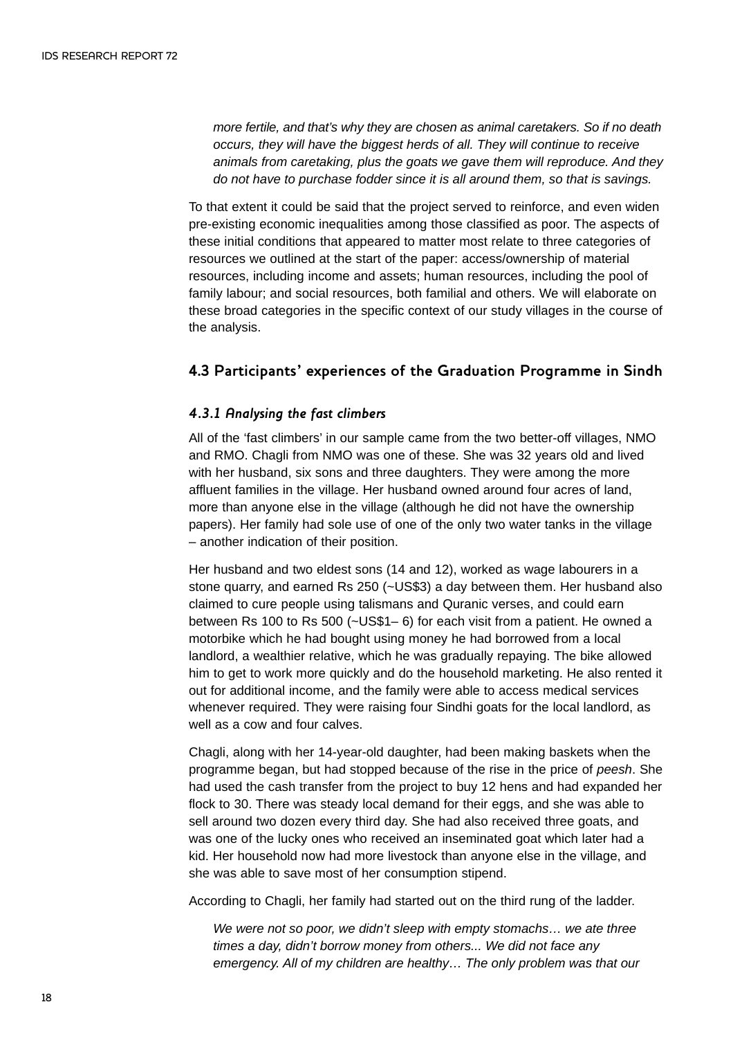*more fertile, and that's why they are chosen as animal caretakers. So if no death occurs, they will have the biggest herds of all. They will continue to receive animals from caretaking, plus the goats we gave them will reproduce. And they do not have to purchase fodder since it is all around them, so that is savings.*

To that extent it could be said that the project served to reinforce, and even widen pre-existing economic inequalities among those classified as poor. The aspects of these initial conditions that appeared to matter most relate to three categories of resources we outlined at the start of the paper: access/ownership of material resources, including income and assets; human resources, including the pool of family labour; and social resources, both familial and others. We will elaborate on these broad categories in the specific context of our study villages in the course of the analysis.

## 4.3 Participants' experiences of the Graduation Programme in Sindh

### *4.3.1 Analysing the fast climbers*

All of the 'fast climbers' in our sample came from the two better-off villages, NMO and RMO. Chagli from NMO was one of these. She was 32 years old and lived with her husband, six sons and three daughters. They were among the more affluent families in the village. Her husband owned around four acres of land, more than anyone else in the village (although he did not have the ownership papers). Her family had sole use of one of the only two water tanks in the village – another indication of their position.

Her husband and two eldest sons (14 and 12), worked as wage labourers in a stone quarry, and earned Rs 250 (~US$3) a day between them. Her husband also claimed to cure people using talismans and Quranic verses, and could earn between Rs 100 to Rs 500 (~US$1– 6) for each visit from a patient. He owned a motorbike which he had bought using money he had borrowed from a local landlord, a wealthier relative, which he was gradually repaying. The bike allowed him to get to work more quickly and do the household marketing. He also rented it out for additional income, and the family were able to access medical services whenever required. They were raising four Sindhi goats for the local landlord, as well as a cow and four calves.

Chagli, along with her 14-year-old daughter, had been making baskets when the programme began, but had stopped because of the rise in the price of *peesh*. She had used the cash transfer from the project to buy 12 hens and had expanded her flock to 30. There was steady local demand for their eggs, and she was able to sell around two dozen every third day. She had also received three goats, and was one of the lucky ones who received an inseminated goat which later had a kid. Her household now had more livestock than anyone else in the village, and she was able to save most of her consumption stipend.

According to Chagli, her family had started out on the third rung of the ladder.

*We were not so poor, we didn't sleep with empty stomachs… we ate three times a day, didn't borrow money from others... We did not face any emergency. All of my children are healthy… The only problem was that our*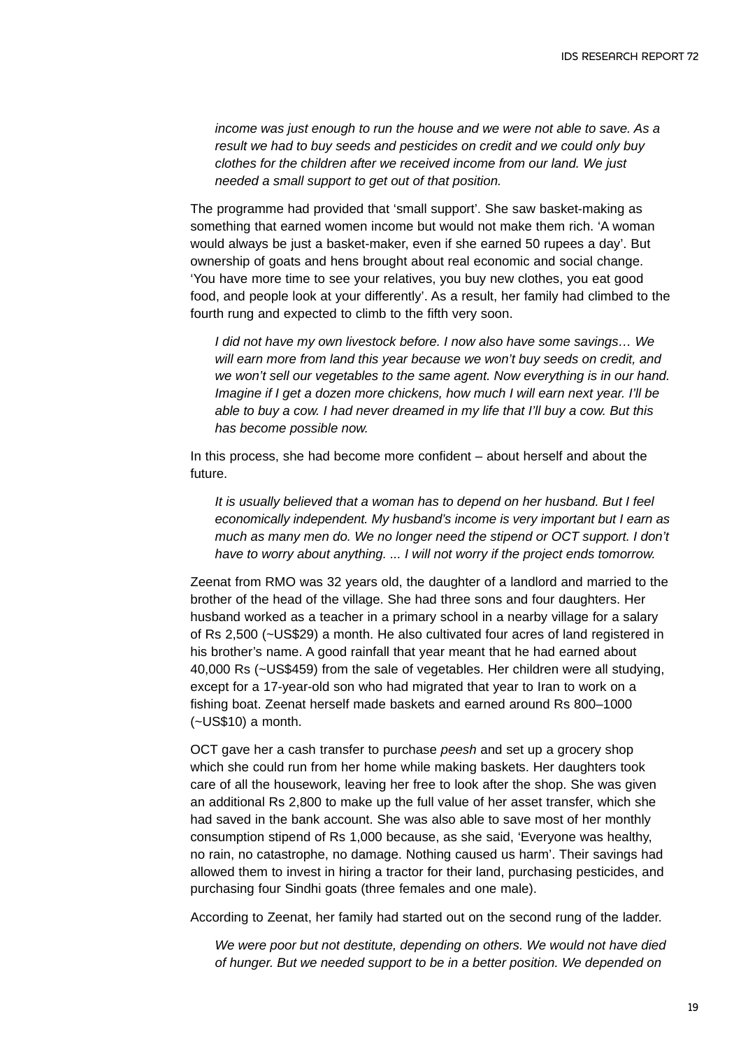*income was just enough to run the house and we were not able to save. As a result we had to buy seeds and pesticides on credit and we could only buy clothes for the children after we received income from our land. We just needed a small support to get out of that position.*

The programme had provided that 'small support'. She saw basket-making as something that earned women income but would not make them rich. 'A woman would always be just a basket-maker, even if she earned 50 rupees a day'. But ownership of goats and hens brought about real economic and social change. 'You have more time to see your relatives, you buy new clothes, you eat good food, and people look at your differently'. As a result, her family had climbed to the fourth rung and expected to climb to the fifth very soon.

> *I did not have my own livestock before. I now also have some savings… We will earn more from land this year because we won't buy seeds on credit, and we won't sell our vegetables to the same agent. Now everything is in our hand. Imagine if I get a dozen more chickens, how much I will earn next year. I'll be able to buy a cow. I had never dreamed in my life that I'll buy a cow. But this has become possible now.*

In this process, she had become more confident – about herself and about the future.

> *It is usually believed that a woman has to depend on her husband. But I feel economically independent. My husband's income is very important but I earn as much as many men do. We no longer need the stipend or OCT support. I don't have to worry about anything. ... I will not worry if the project ends tomorrow.*

Zeenat from RMO was 32 years old, the daughter of a landlord and married to the brother of the head of the village. She had three sons and four daughters. Her husband worked as a teacher in a primary school in a nearby village for a salary of Rs 2,500 (~US$29) a month. He also cultivated four acres of land registered in his brother's name. A good rainfall that year meant that he had earned about 40,000 Rs (~US$459) from the sale of vegetables. Her children were all studying, except for a 17-year-old son who had migrated that year to Iran to work on a fishing boat. Zeenat herself made baskets and earned around Rs 800–1000 (~US$10) a month.

OCT gave her a cash transfer to purchase *peesh* and set up a grocery shop which she could run from her home while making baskets. Her daughters took care of all the housework, leaving her free to look after the shop. She was given an additional Rs 2,800 to make up the full value of her asset transfer, which she had saved in the bank account. She was also able to save most of her monthly consumption stipend of Rs 1,000 because, as she said, 'Everyone was healthy, no rain, no catastrophe, no damage. Nothing caused us harm'. Their savings had allowed them to invest in hiring a tractor for their land, purchasing pesticides, and purchasing four Sindhi goats (three females and one male).

According to Zeenat, her family had started out on the second rung of the ladder.

> *We were poor but not destitute, depending on others. We would not have died of hunger. But we needed support to be in a better position. We depended on*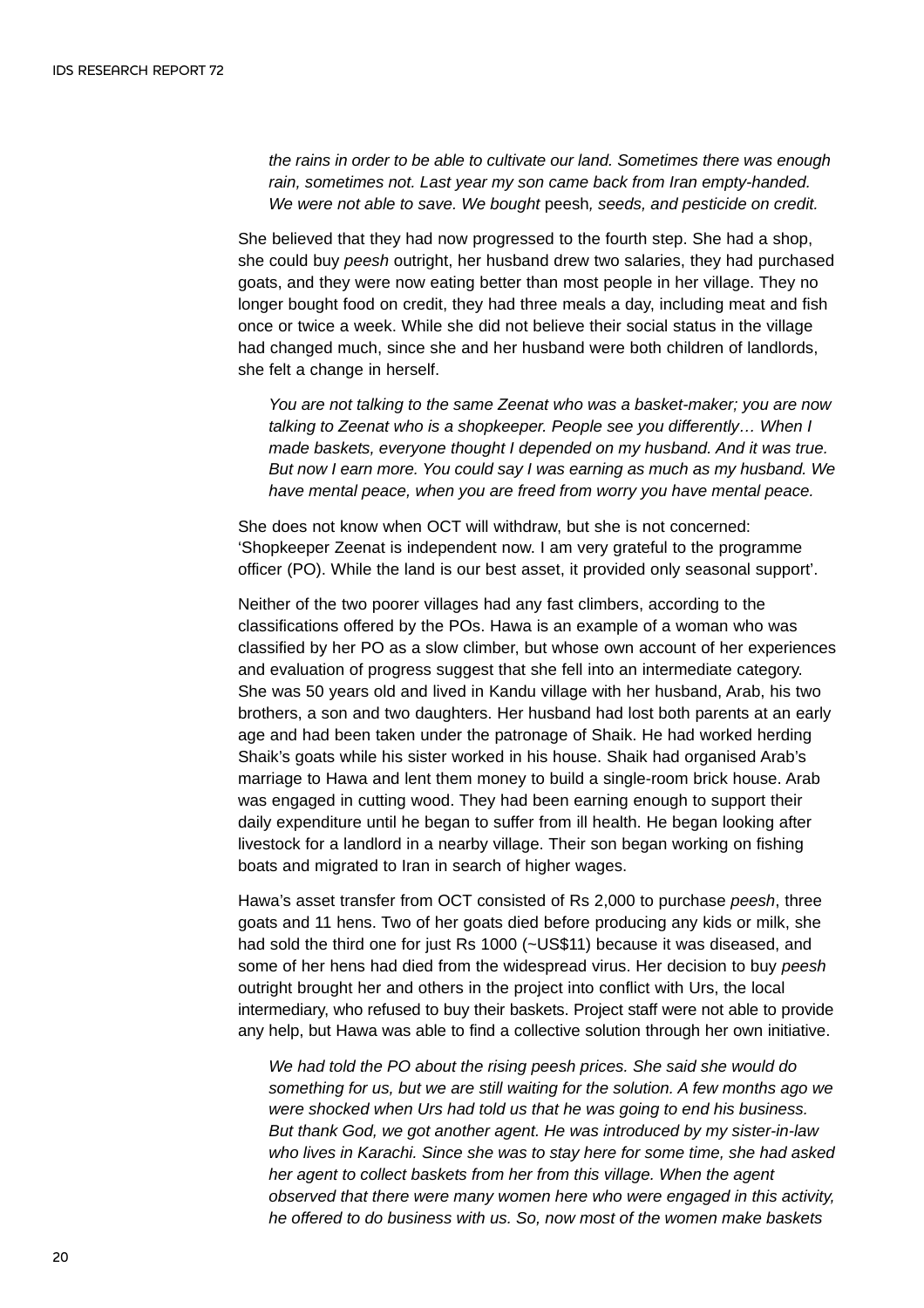> *the rains in order to be able to cultivate our land. Sometimes there was enough rain, sometimes not. Last year my son came back from Iran empty-handed. We were not able to save. We bought* peesh*, seeds, and pesticide on credit.*

She believed that they had now progressed to the fourth step. She had a shop, she could buy *peesh* outright, her husband drew two salaries, they had purchased goats, and they were now eating better than most people in her village. They no longer bought food on credit, they had three meals a day, including meat and fish once or twice a week. While she did not believe their social status in the village had changed much, since she and her husband were both children of landlords, she felt a change in herself.

> *You are not talking to the same Zeenat who was a basket-maker; you are now talking to Zeenat who is a shopkeeper. People see you differently… When I made baskets, everyone thought I depended on my husband. And it was true. But now I earn more. You could say I was earning as much as my husband. We have mental peace, when you are freed from worry you have mental peace.*

She does not know when OCT will withdraw, but she is not concerned: 'Shopkeeper Zeenat is independent now. I am very grateful to the programme officer (PO). While the land is our best asset, it provided only seasonal support'.

Neither of the two poorer villages had any fast climbers, according to the classifications offered by the POs. Hawa is an example of a woman who was classified by her PO as a slow climber, but whose own account of her experiences and evaluation of progress suggest that she fell into an intermediate category. She was 50 years old and lived in Kandu village with her husband, Arab, his two brothers, a son and two daughters. Her husband had lost both parents at an early age and had been taken under the patronage of Shaik. He had worked herding Shaik's goats while his sister worked in his house. Shaik had organised Arab's marriage to Hawa and lent them money to build a single-room brick house. Arab was engaged in cutting wood. They had been earning enough to support their daily expenditure until he began to suffer from ill health. He began looking after livestock for a landlord in a nearby village. Their son began working on fishing boats and migrated to Iran in search of higher wages.

Hawa's asset transfer from OCT consisted of Rs 2,000 to purchase *peesh*, three goats and 11 hens. Two of her goats died before producing any kids or milk, she had sold the third one for just Rs 1000 (~US$11) because it was diseased, and some of her hens had died from the widespread virus. Her decision to buy *peesh* outright brought her and others in the project into conflict with Urs, the local intermediary, who refused to buy their baskets. Project staff were not able to provide any help, but Hawa was able to find a collective solution through her own initiative.

> *We had told the PO about the rising peesh prices. She said she would do something for us, but we are still waiting for the solution. A few months ago we were shocked when Urs had told us that he was going to end his business. But thank God, we got another agent. He was introduced by my sister-in-law who lives in Karachi. Since she was to stay here for some time, she had asked her agent to collect baskets from her from this village. When the agent observed that there were many women here who were engaged in this activity, he offered to do business with us. So, now most of the women make baskets*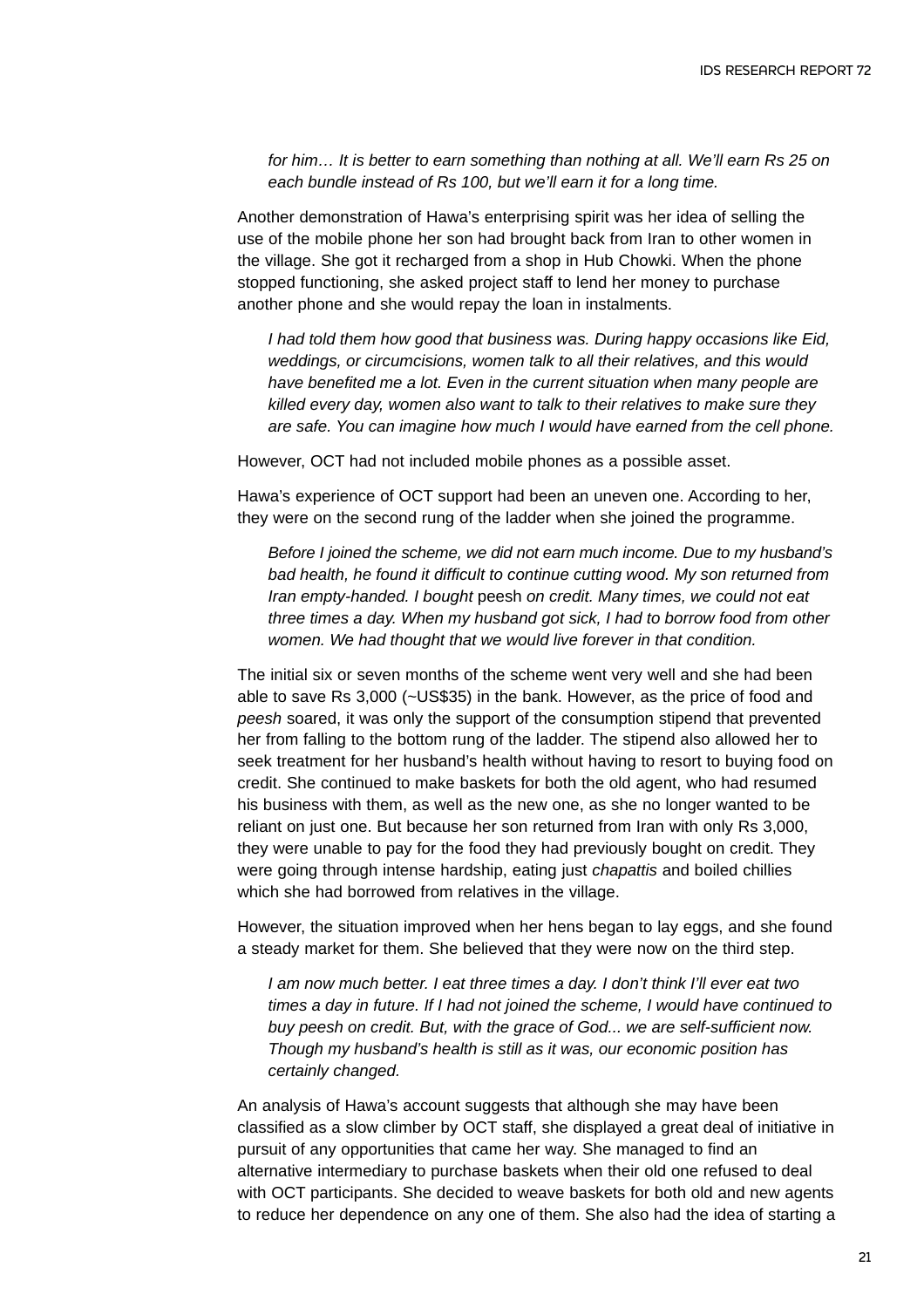> *for him… It is better to earn something than nothing at all. We'll earn Rs 25 on each bundle instead of Rs 100, but we'll earn it for a long time.*

Another demonstration of Hawa's enterprising spirit was her idea of selling the use of the mobile phone her son had brought back from Iran to other women in the village. She got it recharged from a shop in Hub Chowki. When the phone stopped functioning, she asked project staff to lend her money to purchase another phone and she would repay the loan in instalments.

> *I had told them how good that business was. During happy occasions like Eid, weddings, or circumcisions, women talk to all their relatives, and this would have benefited me a lot. Even in the current situation when many people are killed every day, women also want to talk to their relatives to make sure they are safe. You can imagine how much I would have earned from the cell phone.*

However, OCT had not included mobile phones as a possible asset.

Hawa's experience of OCT support had been an uneven one. According to her, they were on the second rung of the ladder when she joined the programme.

> *Before I joined the scheme, we did not earn much income. Due to my husband's bad health, he found it difficult to continue cutting wood. My son returned from Iran empty-handed. I bought* peesh *on credit. Many times, we could not eat three times a day. When my husband got sick, I had to borrow food from other women. We had thought that we would live forever in that condition.*

The initial six or seven months of the scheme went very well and she had been able to save Rs 3,000 (~US$35) in the bank. However, as the price of food and *peesh* soared, it was only the support of the consumption stipend that prevented her from falling to the bottom rung of the ladder. The stipend also allowed her to seek treatment for her husband's health without having to resort to buying food on credit. She continued to make baskets for both the old agent, who had resumed his business with them, as well as the new one, as she no longer wanted to be reliant on just one. But because her son returned from Iran with only Rs 3,000, they were unable to pay for the food they had previously bought on credit. They were going through intense hardship, eating just *chapattis* and boiled chillies which she had borrowed from relatives in the village.

However, the situation improved when her hens began to lay eggs, and she found a steady market for them. She believed that they were now on the third step.

> *I am now much better. I eat three times a day. I don't think I'll ever eat two times a day in future. If I had not joined the scheme, I would have continued to buy peesh on credit. But, with the grace of God... we are self-sufficient now. Though my husband's health is still as it was, our economic position has certainly changed.*

An analysis of Hawa's account suggests that although she may have been classified as a slow climber by OCT staff, she displayed a great deal of initiative in pursuit of any opportunities that came her way. She managed to find an alternative intermediary to purchase baskets when their old one refused to deal with OCT participants. She decided to weave baskets for both old and new agents to reduce her dependence on any one of them. She also had the idea of starting a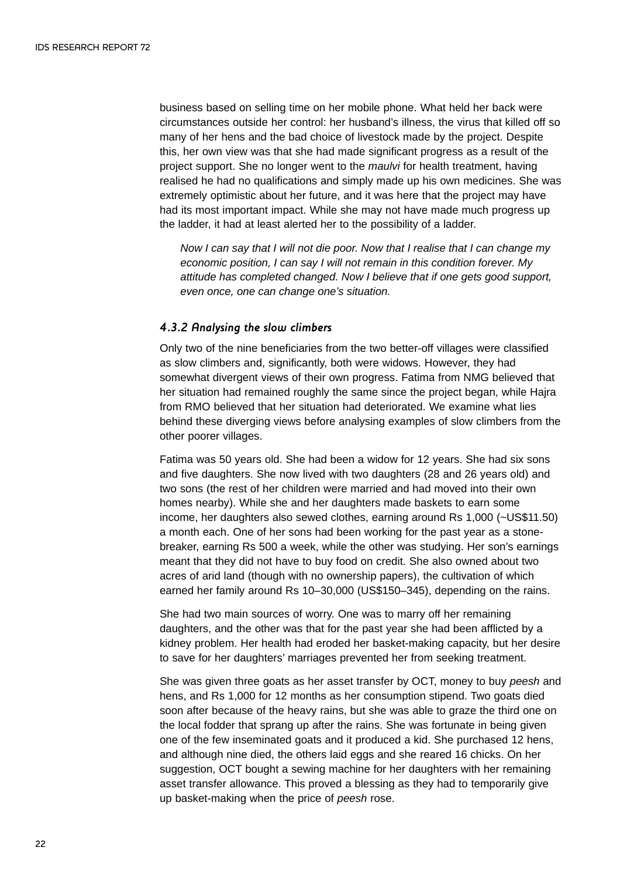business based on selling time on her mobile phone. What held her back were circumstances outside her control: her husband's illness, the virus that killed off so many of her hens and the bad choice of livestock made by the project. Despite this, her own view was that she had made significant progress as a result of the project support. She no longer went to the *maulvi* for health treatment, having realised he had no qualifications and simply made up his own medicines. She was extremely optimistic about her future, and it was here that the project may have had its most important impact. While she may not have made much progress up the ladder, it had at least alerted her to the possibility of a ladder.

> *Now I can say that I will not die poor. Now that I realise that I can change my economic position, I can say I will not remain in this condition forever. My attitude has completed changed. Now I believe that if one gets good support, even once, one can change one's situation.*

#### *4.3.2 Analysing the slow climbers*

Only two of the nine beneficiaries from the two better-off villages were classified as slow climbers and, significantly, both were widows. However, they had somewhat divergent views of their own progress. Fatima from NMG believed that her situation had remained roughly the same since the project began, while Hajra from RMO believed that her situation had deteriorated. We examine what lies behind these diverging views before analysing examples of slow climbers from the other poorer villages.

Fatima was 50 years old. She had been a widow for 12 years. She had six sons and five daughters. She now lived with two daughters (28 and 26 years old) and two sons (the rest of her children were married and had moved into their own homes nearby). While she and her daughters made baskets to earn some income, her daughters also sewed clothes, earning around Rs 1,000 (~US$11.50) a month each. One of her sons had been working for the past year as a stone-breaker, earning Rs 500 a week, while the other was studying. Her son's earnings meant that they did not have to buy food on credit. She also owned about two acres of arid land (though with no ownership papers), the cultivation of which earned her family around Rs 10–30,000 (US$150–345), depending on the rains.

She had two main sources of worry. One was to marry off her remaining daughters, and the other was that for the past year she had been afflicted by a kidney problem. Her health had eroded her basket-making capacity, but her desire to save for her daughters' marriages prevented her from seeking treatment.

She was given three goats as her asset transfer by OCT, money to buy *peesh* and hens, and Rs 1,000 for 12 months as her consumption stipend. Two goats died soon after because of the heavy rains, but she was able to graze the third one on the local fodder that sprang up after the rains. She was fortunate in being given one of the few inseminated goats and it produced a kid. She purchased 12 hens, and although nine died, the others laid eggs and she reared 16 chicks. On her suggestion, OCT bought a sewing machine for her daughters with her remaining asset transfer allowance. This proved a blessing as they had to temporarily give up basket-making when the price of *peesh* rose.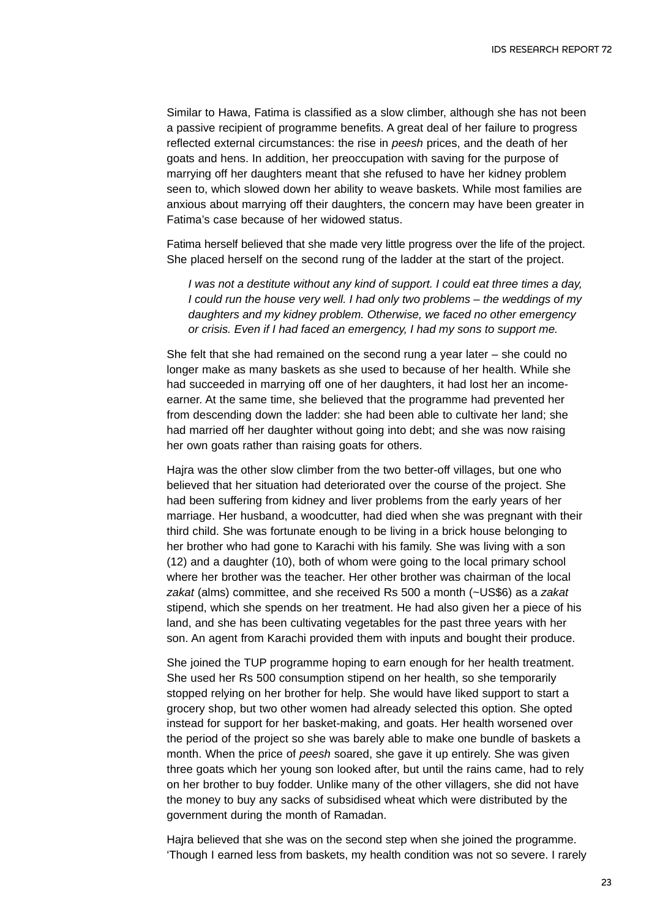Similar to Hawa, Fatima is classified as a slow climber, although she has not been a passive recipient of programme benefits. A great deal of her failure to progress reflected external circumstances: the rise in *peesh* prices, and the death of her goats and hens. In addition, her preoccupation with saving for the purpose of marrying off her daughters meant that she refused to have her kidney problem seen to, which slowed down her ability to weave baskets. While most families are anxious about marrying off their daughters, the concern may have been greater in Fatima's case because of her widowed status.

Fatima herself believed that she made very little progress over the life of the project. She placed herself on the second rung of the ladder at the start of the project.

> *I was not a destitute without any kind of support. I could eat three times a day, I could run the house very well. I had only two problems – the weddings of my daughters and my kidney problem. Otherwise, we faced no other emergency or crisis. Even if I had faced an emergency, I had my sons to support me.*

She felt that she had remained on the second rung a year later – she could no longer make as many baskets as she used to because of her health. While she had succeeded in marrying off one of her daughters, it had lost her an income-earner. At the same time, she believed that the programme had prevented her from descending down the ladder: she had been able to cultivate her land; she had married off her daughter without going into debt; and she was now raising her own goats rather than raising goats for others.

Hajra was the other slow climber from the two better-off villages, but one who believed that her situation had deteriorated over the course of the project. She had been suffering from kidney and liver problems from the early years of her marriage. Her husband, a woodcutter, had died when she was pregnant with their third child. She was fortunate enough to be living in a brick house belonging to her brother who had gone to Karachi with his family. She was living with a son (12) and a daughter (10), both of whom were going to the local primary school where her brother was the teacher. Her other brother was chairman of the local *zakat* (alms) committee, and she received Rs 500 a month (~US$6) as a *zakat* stipend, which she spends on her treatment. He had also given her a piece of his land, and she has been cultivating vegetables for the past three years with her son. An agent from Karachi provided them with inputs and bought their produce.

She joined the TUP programme hoping to earn enough for her health treatment. She used her Rs 500 consumption stipend on her health, so she temporarily stopped relying on her brother for help. She would have liked support to start a grocery shop, but two other women had already selected this option. She opted instead for support for her basket-making, and goats. Her health worsened over the period of the project so she was barely able to make one bundle of baskets a month. When the price of *peesh* soared, she gave it up entirely. She was given three goats which her young son looked after, but until the rains came, had to rely on her brother to buy fodder. Unlike many of the other villagers, she did not have the money to buy any sacks of subsidised wheat which were distributed by the government during the month of Ramadan.

Hajra believed that she was on the second step when she joined the programme. 'Though I earned less from baskets, my health condition was not so severe. I rarely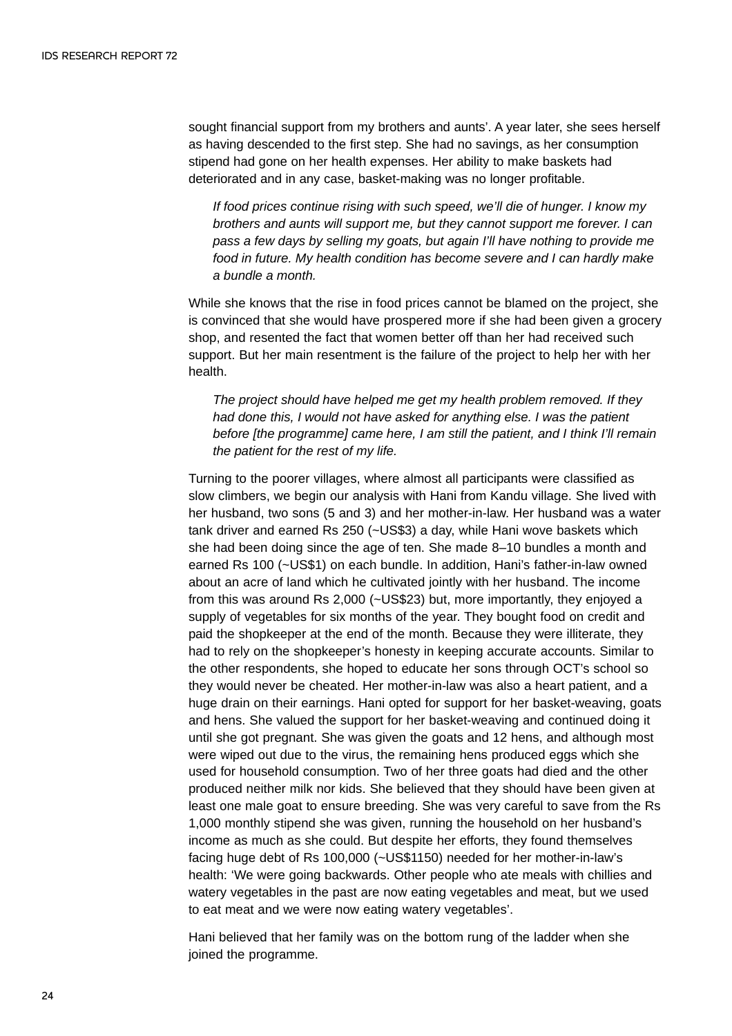sought financial support from my brothers and aunts'. A year later, she sees herself as having descended to the first step. She had no savings, as her consumption stipend had gone on her health expenses. Her ability to make baskets had deteriorated and in any case, basket-making was no longer profitable.

> *If food prices continue rising with such speed, we'll die of hunger. I know my brothers and aunts will support me, but they cannot support me forever. I can pass a few days by selling my goats, but again I'll have nothing to provide me food in future. My health condition has become severe and I can hardly make a bundle a month.*

While she knows that the rise in food prices cannot be blamed on the project, she is convinced that she would have prospered more if she had been given a grocery shop, and resented the fact that women better off than her had received such support. But her main resentment is the failure of the project to help her with her health.

> *The project should have helped me get my health problem removed. If they had done this, I would not have asked for anything else. I was the patient before [the programme] came here, I am still the patient, and I think I'll remain the patient for the rest of my life.*

Turning to the poorer villages, where almost all participants were classified as slow climbers, we begin our analysis with Hani from Kandu village. She lived with her husband, two sons (5 and 3) and her mother-in-law. Her husband was a water tank driver and earned Rs 250 (~US$3) a day, while Hani wove baskets which she had been doing since the age of ten. She made 8–10 bundles a month and earned Rs 100 (~US$1) on each bundle. In addition, Hani's father-in-law owned about an acre of land which he cultivated jointly with her husband. The income from this was around Rs 2,000 (~US$23) but, more importantly, they enjoyed a supply of vegetables for six months of the year. They bought food on credit and paid the shopkeeper at the end of the month. Because they were illiterate, they had to rely on the shopkeeper's honesty in keeping accurate accounts. Similar to the other respondents, she hoped to educate her sons through OCT's school so they would never be cheated. Her mother-in-law was also a heart patient, and a huge drain on their earnings. Hani opted for support for her basket-weaving, goats and hens. She valued the support for her basket-weaving and continued doing it until she got pregnant. She was given the goats and 12 hens, and although most were wiped out due to the virus, the remaining hens produced eggs which she used for household consumption. Two of her three goats had died and the other produced neither milk nor kids. She believed that they should have been given at least one male goat to ensure breeding. She was very careful to save from the Rs 1,000 monthly stipend she was given, running the household on her husband's income as much as she could. But despite her efforts, they found themselves facing huge debt of Rs 100,000 (~US$1150) needed for her mother-in-law's health: 'We were going backwards. Other people who ate meals with chillies and watery vegetables in the past are now eating vegetables and meat, but we used to eat meat and we were now eating watery vegetables'.

Hani believed that her family was on the bottom rung of the ladder when she joined the programme.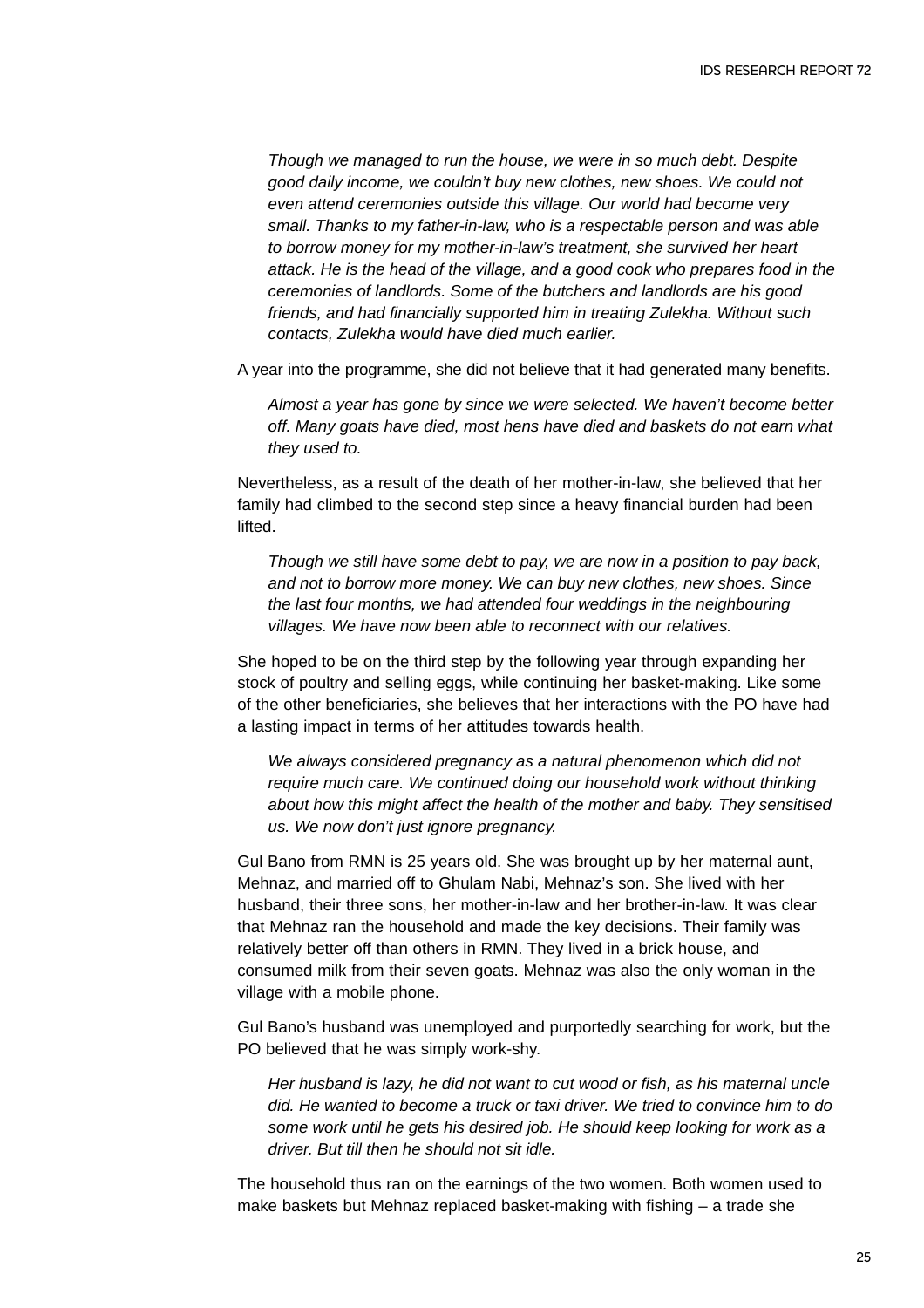> *Though we managed to run the house, we were in so much debt. Despite good daily income, we couldn't buy new clothes, new shoes. We could not even attend ceremonies outside this village. Our world had become very small. Thanks to my father-in-law, who is a respectable person and was able to borrow money for my mother-in-law's treatment, she survived her heart attack. He is the head of the village, and a good cook who prepares food in the ceremonies of landlords. Some of the butchers and landlords are his good friends, and had financially supported him in treating Zulekha. Without such contacts, Zulekha would have died much earlier.*

A year into the programme, she did not believe that it had generated many benefits.

> *Almost a year has gone by since we were selected. We haven't become better off. Many goats have died, most hens have died and baskets do not earn what they used to.*

Nevertheless, as a result of the death of her mother-in-law, she believed that her family had climbed to the second step since a heavy financial burden had been lifted.

> *Though we still have some debt to pay, we are now in a position to pay back, and not to borrow more money. We can buy new clothes, new shoes. Since the last four months, we had attended four weddings in the neighbouring villages. We have now been able to reconnect with our relatives.*

She hoped to be on the third step by the following year through expanding her stock of poultry and selling eggs, while continuing her basket-making. Like some of the other beneficiaries, she believes that her interactions with the PO have had a lasting impact in terms of her attitudes towards health.

> *We always considered pregnancy as a natural phenomenon which did not require much care. We continued doing our household work without thinking about how this might affect the health of the mother and baby. They sensitised us. We now don't just ignore pregnancy.*

Gul Bano from RMN is 25 years old. She was brought up by her maternal aunt, Mehnaz, and married off to Ghulam Nabi, Mehnaz's son. She lived with her husband, their three sons, her mother-in-law and her brother-in-law. It was clear that Mehnaz ran the household and made the key decisions. Their family was relatively better off than others in RMN. They lived in a brick house, and consumed milk from their seven goats. Mehnaz was also the only woman in the village with a mobile phone.

Gul Bano's husband was unemployed and purportedly searching for work, but the PO believed that he was simply work-shy.

> *Her husband is lazy, he did not want to cut wood or fish, as his maternal uncle did. He wanted to become a truck or taxi driver. We tried to convince him to do some work until he gets his desired job. He should keep looking for work as a driver. But till then he should not sit idle.*

The household thus ran on the earnings of the two women. Both women used to make baskets but Mehnaz replaced basket-making with fishing – a trade she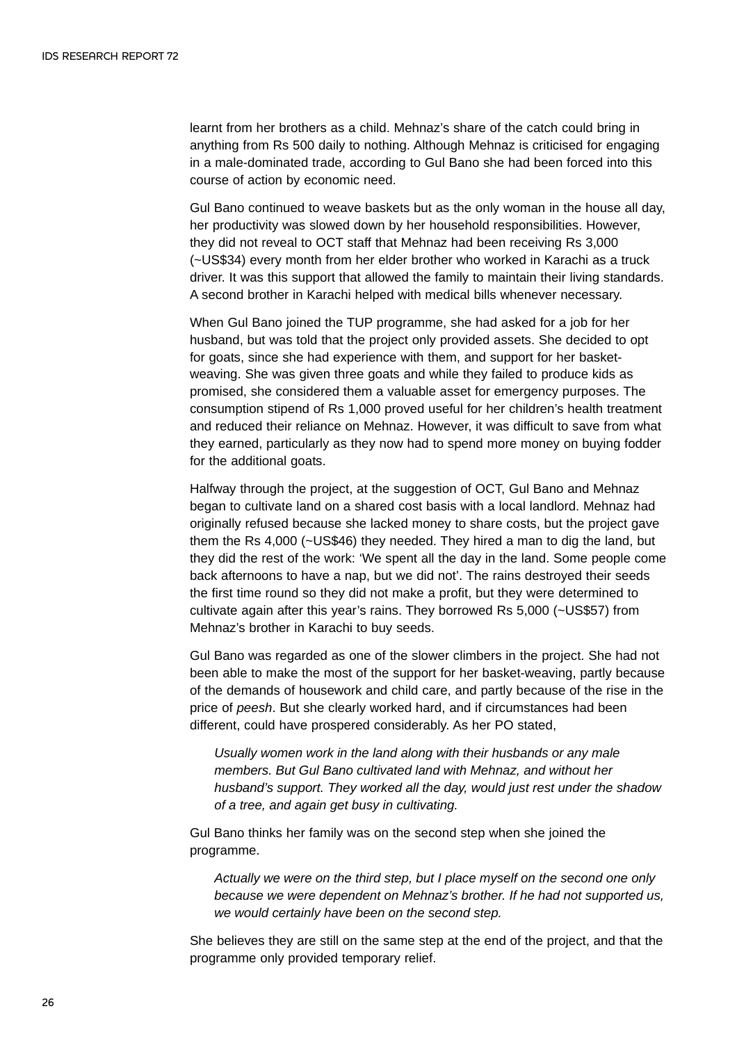learnt from her brothers as a child. Mehnaz's share of the catch could bring in anything from Rs 500 daily to nothing. Although Mehnaz is criticised for engaging in a male-dominated trade, according to Gul Bano she had been forced into this course of action by economic need.

Gul Bano continued to weave baskets but as the only woman in the house all day, her productivity was slowed down by her household responsibilities. However, they did not reveal to OCT staff that Mehnaz had been receiving Rs 3,000 (~US$34) every month from her elder brother who worked in Karachi as a truck driver. It was this support that allowed the family to maintain their living standards. A second brother in Karachi helped with medical bills whenever necessary.

When Gul Bano joined the TUP programme, she had asked for a job for her husband, but was told that the project only provided assets. She decided to opt for goats, since she had experience with them, and support for her basket-weaving. She was given three goats and while they failed to produce kids as promised, she considered them a valuable asset for emergency purposes. The consumption stipend of Rs 1,000 proved useful for her children's health treatment and reduced their reliance on Mehnaz. However, it was difficult to save from what they earned, particularly as they now had to spend more money on buying fodder for the additional goats.

Halfway through the project, at the suggestion of OCT, Gul Bano and Mehnaz began to cultivate land on a shared cost basis with a local landlord. Mehnaz had originally refused because she lacked money to share costs, but the project gave them the Rs 4,000 (~US$46) they needed. They hired a man to dig the land, but they did the rest of the work: 'We spent all the day in the land. Some people come back afternoons to have a nap, but we did not'. The rains destroyed their seeds the first time round so they did not make a profit, but they were determined to cultivate again after this year's rains. They borrowed Rs 5,000 (~US$57) from Mehnaz's brother in Karachi to buy seeds.

Gul Bano was regarded as one of the slower climbers in the project. She had not been able to make the most of the support for her basket-weaving, partly because of the demands of housework and child care, and partly because of the rise in the price of *peesh*. But she clearly worked hard, and if circumstances had been different, could have prospered considerably. As her PO stated,

> *Usually women work in the land along with their husbands or any male members. But Gul Bano cultivated land with Mehnaz, and without her husband's support. They worked all the day, would just rest under the shadow of a tree, and again get busy in cultivating.*

Gul Bano thinks her family was on the second step when she joined the programme.

> *Actually we were on the third step, but I place myself on the second one only because we were dependent on Mehnaz's brother. If he had not supported us, we would certainly have been on the second step.*

She believes they are still on the same step at the end of the project, and that the programme only provided temporary relief.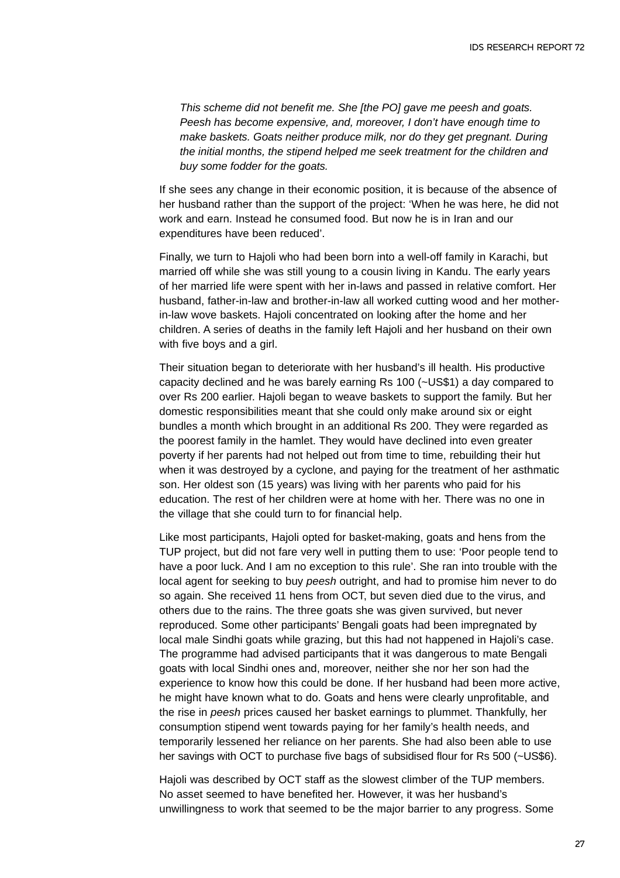> *This scheme did not benefit me. She [the PO] gave me peesh and goats. Peesh has become expensive, and, moreover, I don't have enough time to make baskets. Goats neither produce milk, nor do they get pregnant. During the initial months, the stipend helped me seek treatment for the children and buy some fodder for the goats.*

If she sees any change in their economic position, it is because of the absence of her husband rather than the support of the project: 'When he was here, he did not work and earn. Instead he consumed food. But now he is in Iran and our expenditures have been reduced'.

Finally, we turn to Hajoli who had been born into a well-off family in Karachi, but married off while she was still young to a cousin living in Kandu. The early years of her married life were spent with her in-laws and passed in relative comfort. Her husband, father-in-law and brother-in-law all worked cutting wood and her mother-in-law wove baskets. Hajoli concentrated on looking after the home and her children. A series of deaths in the family left Hajoli and her husband on their own with five boys and a girl.

Their situation began to deteriorate with her husband's ill health. His productive capacity declined and he was barely earning Rs 100 (~US$1) a day compared to over Rs 200 earlier. Hajoli began to weave baskets to support the family. But her domestic responsibilities meant that she could only make around six or eight bundles a month which brought in an additional Rs 200. They were regarded as the poorest family in the hamlet. They would have declined into even greater poverty if her parents had not helped out from time to time, rebuilding their hut when it was destroyed by a cyclone, and paying for the treatment of her asthmatic son. Her oldest son (15 years) was living with her parents who paid for his education. The rest of her children were at home with her. There was no one in the village that she could turn to for financial help.

Like most participants, Hajoli opted for basket-making, goats and hens from the TUP project, but did not fare very well in putting them to use: 'Poor people tend to have a poor luck. And I am no exception to this rule'. She ran into trouble with the local agent for seeking to buy *peesh* outright, and had to promise him never to do so again. She received 11 hens from OCT, but seven died due to the virus, and others due to the rains. The three goats she was given survived, but never reproduced. Some other participants' Bengali goats had been impregnated by local male Sindhi goats while grazing, but this had not happened in Hajoli's case. The programme had advised participants that it was dangerous to mate Bengali goats with local Sindhi ones and, moreover, neither she nor her son had the experience to know how this could be done. If her husband had been more active, he might have known what to do. Goats and hens were clearly unprofitable, and the rise in *peesh* prices caused her basket earnings to plummet. Thankfully, her consumption stipend went towards paying for her family's health needs, and temporarily lessened her reliance on her parents. She had also been able to use her savings with OCT to purchase five bags of subsidised flour for Rs 500 (~US$6).

Hajoli was described by OCT staff as the slowest climber of the TUP members. No asset seemed to have benefited her. However, it was her husband's unwillingness to work that seemed to be the major barrier to any progress. Some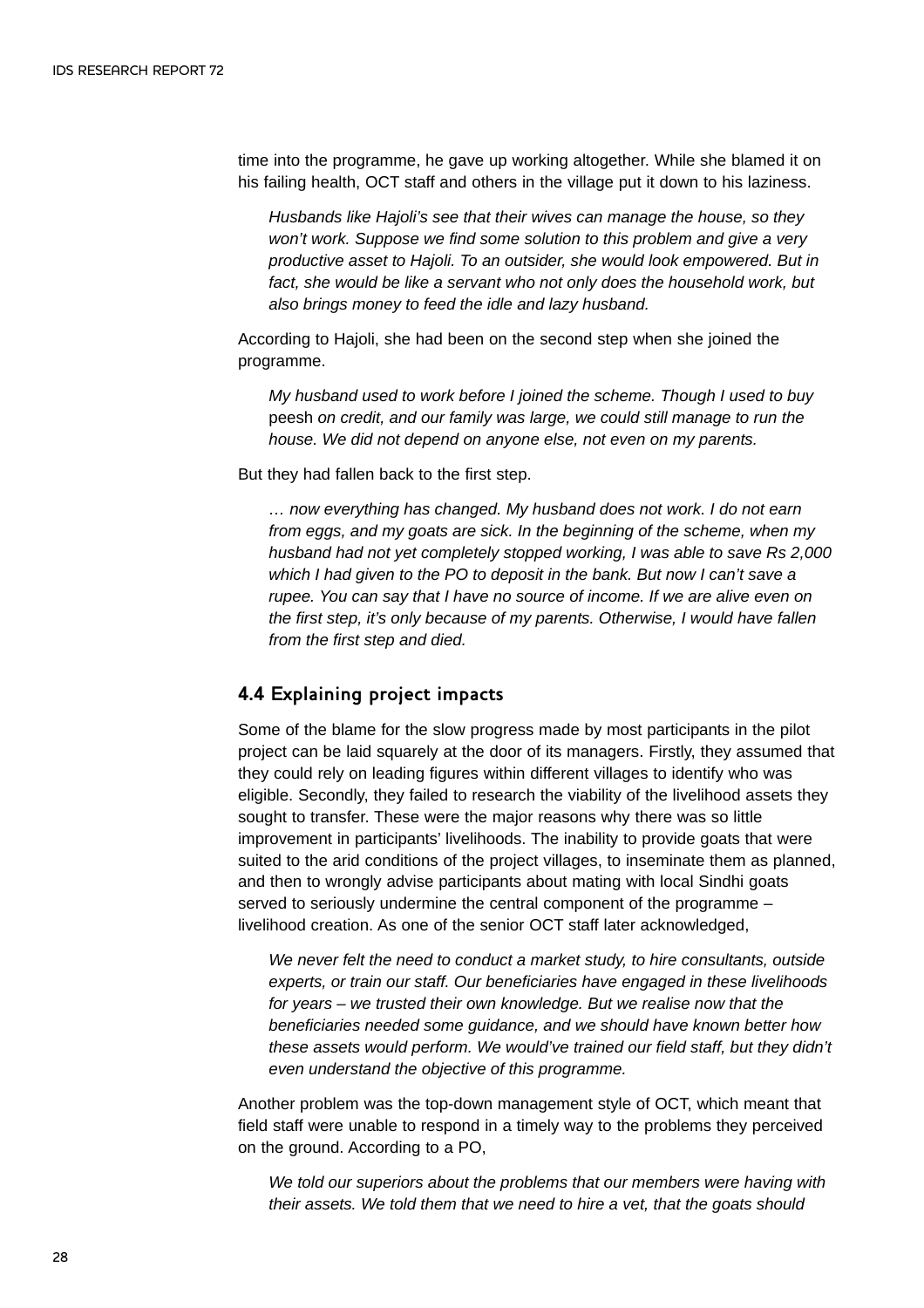time into the programme, he gave up working altogether. While she blamed it on his failing health, OCT staff and others in the village put it down to his laziness.

> *Husbands like Hajoli's see that their wives can manage the house, so they won't work. Suppose we find some solution to this problem and give a very productive asset to Hajoli. To an outsider, she would look empowered. But in fact, she would be like a servant who not only does the household work, but also brings money to feed the idle and lazy husband.*

According to Hajoli, she had been on the second step when she joined the programme.

> *My husband used to work before I joined the scheme. Though I used to buy* peesh *on credit, and our family was large, we could still manage to run the house. We did not depend on anyone else, not even on my parents.*

But they had fallen back to the first step.

> *… now everything has changed. My husband does not work. I do not earn from eggs, and my goats are sick. In the beginning of the scheme, when my husband had not yet completely stopped working, I was able to save Rs 2,000 which I had given to the PO to deposit in the bank. But now I can't save a rupee. You can say that I have no source of income. If we are alive even on the first step, it's only because of my parents. Otherwise, I would have fallen from the first step and died.*

### 4.4 Explaining project impacts

Some of the blame for the slow progress made by most participants in the pilot project can be laid squarely at the door of its managers. Firstly, they assumed that they could rely on leading figures within different villages to identify who was eligible. Secondly, they failed to research the viability of the livelihood assets they sought to transfer. These were the major reasons why there was so little improvement in participants' livelihoods. The inability to provide goats that were suited to the arid conditions of the project villages, to inseminate them as planned, and then to wrongly advise participants about mating with local Sindhi goats served to seriously undermine the central component of the programme – livelihood creation. As one of the senior OCT staff later acknowledged,

> *We never felt the need to conduct a market study, to hire consultants, outside experts, or train our staff. Our beneficiaries have engaged in these livelihoods for years – we trusted their own knowledge. But we realise now that the beneficiaries needed some guidance, and we should have known better how these assets would perform. We would've trained our field staff, but they didn't even understand the objective of this programme.*

Another problem was the top-down management style of OCT, which meant that field staff were unable to respond in a timely way to the problems they perceived on the ground. According to a PO,

> *We told our superiors about the problems that our members were having with their assets. We told them that we need to hire a vet, that the goats should*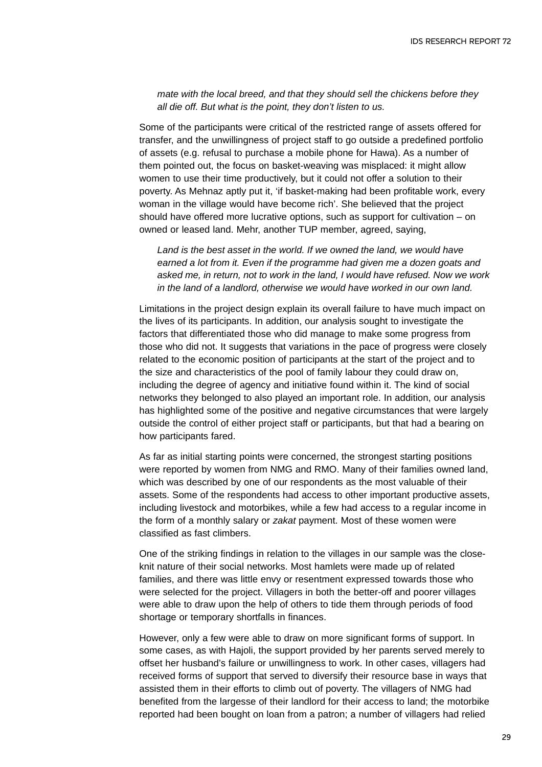*mate with the local breed, and that they should sell the chickens before they all die off. But what is the point, they don't listen to us.*

Some of the participants were critical of the restricted range of assets offered for transfer, and the unwillingness of project staff to go outside a predefined portfolio of assets (e.g. refusal to purchase a mobile phone for Hawa). As a number of them pointed out, the focus on basket-weaving was misplaced: it might allow women to use their time productively, but it could not offer a solution to their poverty. As Mehnaz aptly put it, 'if basket-making had been profitable work, every woman in the village would have become rich'. She believed that the project should have offered more lucrative options, such as support for cultivation – on owned or leased land. Mehr, another TUP member, agreed, saying,

*Land is the best asset in the world. If we owned the land, we would have earned a lot from it. Even if the programme had given me a dozen goats and asked me, in return, not to work in the land, I would have refused. Now we work in the land of a landlord, otherwise we would have worked in our own land.*

Limitations in the project design explain its overall failure to have much impact on the lives of its participants. In addition, our analysis sought to investigate the factors that differentiated those who did manage to make some progress from those who did not. It suggests that variations in the pace of progress were closely related to the economic position of participants at the start of the project and to the size and characteristics of the pool of family labour they could draw on, including the degree of agency and initiative found within it. The kind of social networks they belonged to also played an important role. In addition, our analysis has highlighted some of the positive and negative circumstances that were largely outside the control of either project staff or participants, but that had a bearing on how participants fared.

As far as initial starting points were concerned, the strongest starting positions were reported by women from NMG and RMO. Many of their families owned land, which was described by one of our respondents as the most valuable of their assets. Some of the respondents had access to other important productive assets, including livestock and motorbikes, while a few had access to a regular income in the form of a monthly salary or *zakat* payment. Most of these women were classified as fast climbers.

One of the striking findings in relation to the villages in our sample was the close-knit nature of their social networks. Most hamlets were made up of related families, and there was little envy or resentment expressed towards those who were selected for the project. Villagers in both the better-off and poorer villages were able to draw upon the help of others to tide them through periods of food shortage or temporary shortfalls in finances.

However, only a few were able to draw on more significant forms of support. In some cases, as with Hajoli, the support provided by her parents served merely to offset her husband's failure or unwillingness to work. In other cases, villagers had received forms of support that served to diversify their resource base in ways that assisted them in their efforts to climb out of poverty. The villagers of NMG had benefited from the largesse of their landlord for their access to land; the motorbike reported had been bought on loan from a patron; a number of villagers had relied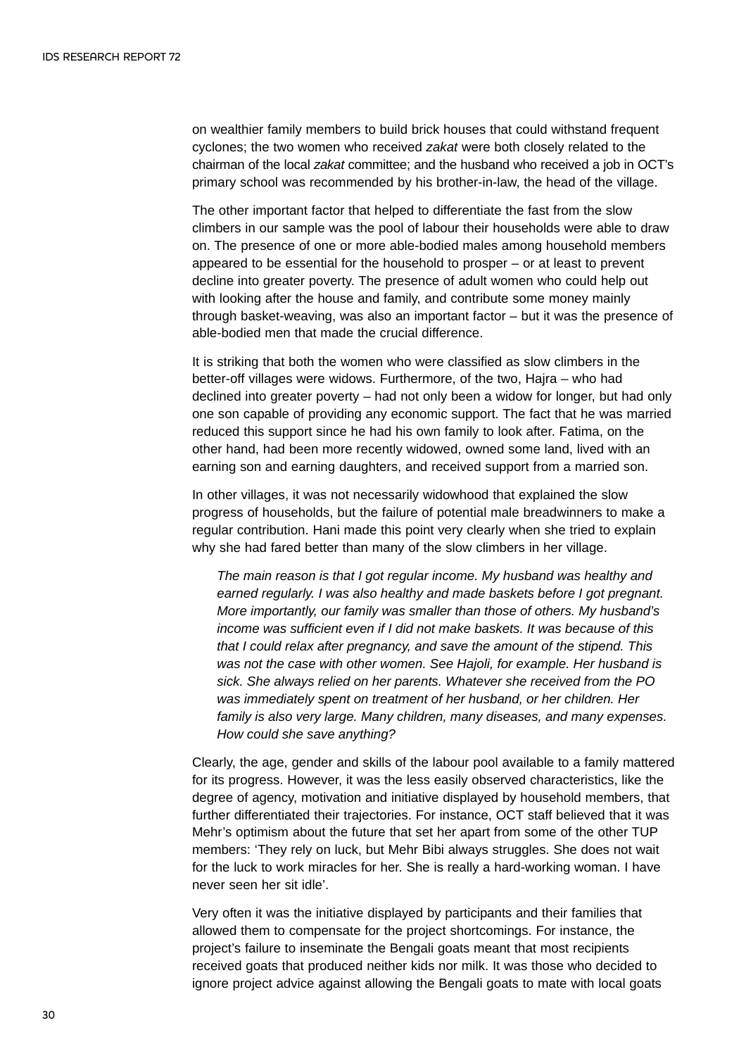on wealthier family members to build brick houses that could withstand frequent cyclones; the two women who received *zakat* were both closely related to the chairman of the local *zakat* committee; and the husband who received a job in OCT's primary school was recommended by his brother-in-law, the head of the village.

The other important factor that helped to differentiate the fast from the slow climbers in our sample was the pool of labour their households were able to draw on. The presence of one or more able-bodied males among household members appeared to be essential for the household to prosper – or at least to prevent decline into greater poverty. The presence of adult women who could help out with looking after the house and family, and contribute some money mainly through basket-weaving, was also an important factor – but it was the presence of able-bodied men that made the crucial difference.

It is striking that both the women who were classified as slow climbers in the better-off villages were widows. Furthermore, of the two, Hajra – who had declined into greater poverty – had not only been a widow for longer, but had only one son capable of providing any economic support. The fact that he was married reduced this support since he had his own family to look after. Fatima, on the other hand, had been more recently widowed, owned some land, lived with an earning son and earning daughters, and received support from a married son.

In other villages, it was not necessarily widowhood that explained the slow progress of households, but the failure of potential male breadwinners to make a regular contribution. Hani made this point very clearly when she tried to explain why she had fared better than many of the slow climbers in her village.

> *The main reason is that I got regular income. My husband was healthy and earned regularly. I was also healthy and made baskets before I got pregnant. More importantly, our family was smaller than those of others. My husband's income was sufficient even if I did not make baskets. It was because of this that I could relax after pregnancy, and save the amount of the stipend. This was not the case with other women. See Hajoli, for example. Her husband is sick. She always relied on her parents. Whatever she received from the PO was immediately spent on treatment of her husband, or her children. Her family is also very large. Many children, many diseases, and many expenses. How could she save anything?*

Clearly, the age, gender and skills of the labour pool available to a family mattered for its progress. However, it was the less easily observed characteristics, like the degree of agency, motivation and initiative displayed by household members, that further differentiated their trajectories. For instance, OCT staff believed that it was Mehr's optimism about the future that set her apart from some of the other TUP members: 'They rely on luck, but Mehr Bibi always struggles. She does not wait for the luck to work miracles for her. She is really a hard-working woman. I have never seen her sit idle'.

Very often it was the initiative displayed by participants and their families that allowed them to compensate for the project shortcomings. For instance, the project's failure to inseminate the Bengali goats meant that most recipients received goats that produced neither kids nor milk. It was those who decided to ignore project advice against allowing the Bengali goats to mate with local goats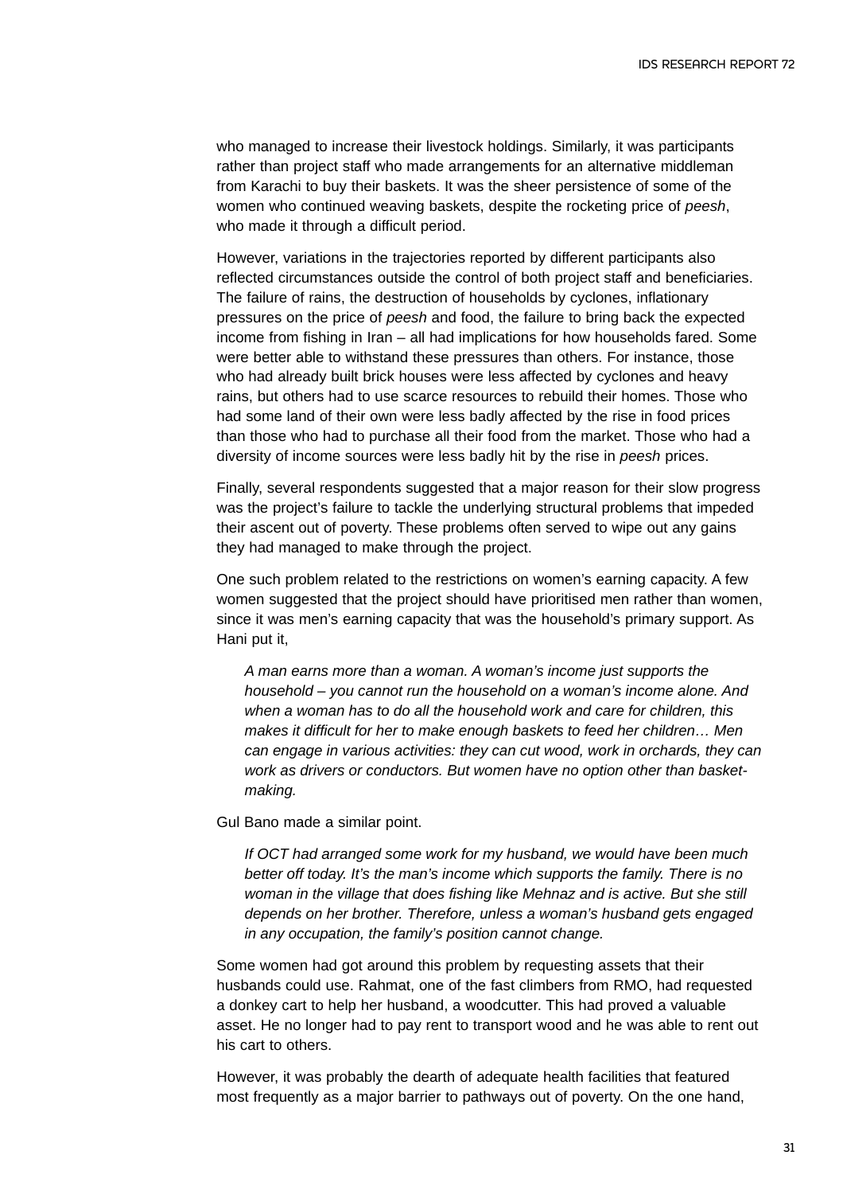who managed to increase their livestock holdings. Similarly, it was participants rather than project staff who made arrangements for an alternative middleman from Karachi to buy their baskets. It was the sheer persistence of some of the women who continued weaving baskets, despite the rocketing price of *peesh*, who made it through a difficult period.

However, variations in the trajectories reported by different participants also reflected circumstances outside the control of both project staff and beneficiaries. The failure of rains, the destruction of households by cyclones, inflationary pressures on the price of *peesh* and food, the failure to bring back the expected income from fishing in Iran – all had implications for how households fared. Some were better able to withstand these pressures than others. For instance, those who had already built brick houses were less affected by cyclones and heavy rains, but others had to use scarce resources to rebuild their homes. Those who had some land of their own were less badly affected by the rise in food prices than those who had to purchase all their food from the market. Those who had a diversity of income sources were less badly hit by the rise in *peesh* prices.

Finally, several respondents suggested that a major reason for their slow progress was the project's failure to tackle the underlying structural problems that impeded their ascent out of poverty. These problems often served to wipe out any gains they had managed to make through the project.

One such problem related to the restrictions on women's earning capacity. A few women suggested that the project should have prioritised men rather than women, since it was men's earning capacity that was the household's primary support. As Hani put it,

> *A man earns more than a woman. A woman's income just supports the household – you cannot run the household on a woman's income alone. And when a woman has to do all the household work and care for children, this makes it difficult for her to make enough baskets to feed her children… Men can engage in various activities: they can cut wood, work in orchards, they can work as drivers or conductors. But women have no option other than basket-making.*

Gul Bano made a similar point.

> *If OCT had arranged some work for my husband, we would have been much better off today. It's the man's income which supports the family. There is no woman in the village that does fishing like Mehnaz and is active. But she still depends on her brother. Therefore, unless a woman's husband gets engaged in any occupation, the family's position cannot change.*

Some women had got around this problem by requesting assets that their husbands could use. Rahmat, one of the fast climbers from RMO, had requested a donkey cart to help her husband, a woodcutter. This had proved a valuable asset. He no longer had to pay rent to transport wood and he was able to rent out his cart to others.

However, it was probably the dearth of adequate health facilities that featured most frequently as a major barrier to pathways out of poverty. On the one hand,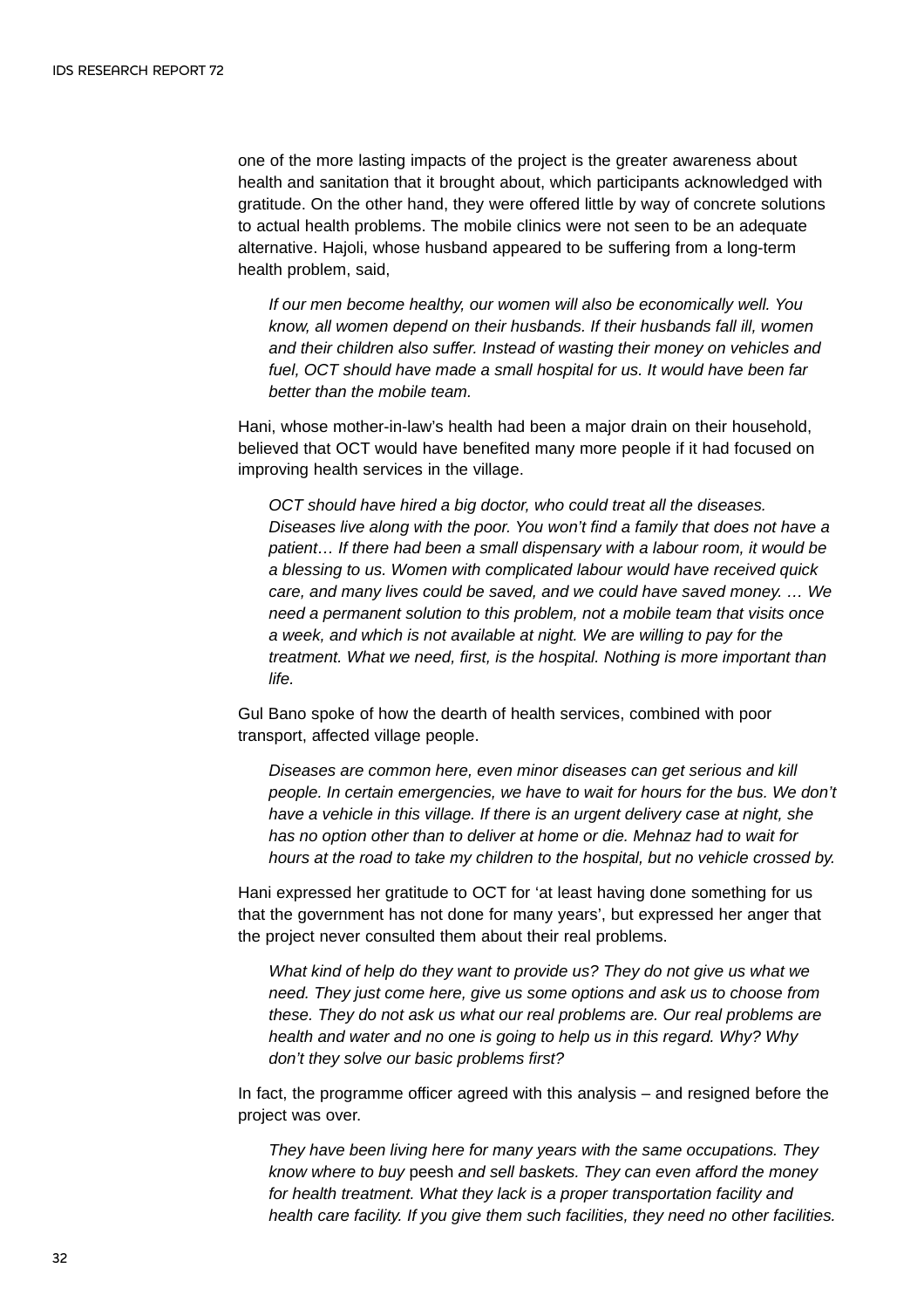one of the more lasting impacts of the project is the greater awareness about health and sanitation that it brought about, which participants acknowledged with gratitude. On the other hand, they were offered little by way of concrete solutions to actual health problems. The mobile clinics were not seen to be an adequate alternative. Hajoli, whose husband appeared to be suffering from a long-term health problem, said,

> *If our men become healthy, our women will also be economically well. You know, all women depend on their husbands. If their husbands fall ill, women and their children also suffer. Instead of wasting their money on vehicles and fuel, OCT should have made a small hospital for us. It would have been far better than the mobile team.*

Hani, whose mother-in-law's health had been a major drain on their household, believed that OCT would have benefited many more people if it had focused on improving health services in the village.

> *OCT should have hired a big doctor, who could treat all the diseases. Diseases live along with the poor. You won't find a family that does not have a patient… If there had been a small dispensary with a labour room, it would be a blessing to us. Women with complicated labour would have received quick care, and many lives could be saved, and we could have saved money. … We need a permanent solution to this problem, not a mobile team that visits once a week, and which is not available at night. We are willing to pay for the treatment. What we need, first, is the hospital. Nothing is more important than life.*

Gul Bano spoke of how the dearth of health services, combined with poor transport, affected village people.

> *Diseases are common here, even minor diseases can get serious and kill people. In certain emergencies, we have to wait for hours for the bus. We don't have a vehicle in this village. If there is an urgent delivery case at night, she has no option other than to deliver at home or die. Mehnaz had to wait for hours at the road to take my children to the hospital, but no vehicle crossed by.*

Hani expressed her gratitude to OCT for 'at least having done something for us that the government has not done for many years', but expressed her anger that the project never consulted them about their real problems.

> *What kind of help do they want to provide us? They do not give us what we need. They just come here, give us some options and ask us to choose from these. They do not ask us what our real problems are. Our real problems are health and water and no one is going to help us in this regard. Why? Why don't they solve our basic problems first?*

In fact, the programme officer agreed with this analysis – and resigned before the project was over.

> *They have been living here for many years with the same occupations. They know where to buy* peesh *and sell baskets. They can even afford the money for health treatment. What they lack is a proper transportation facility and health care facility. If you give them such facilities, they need no other facilities.*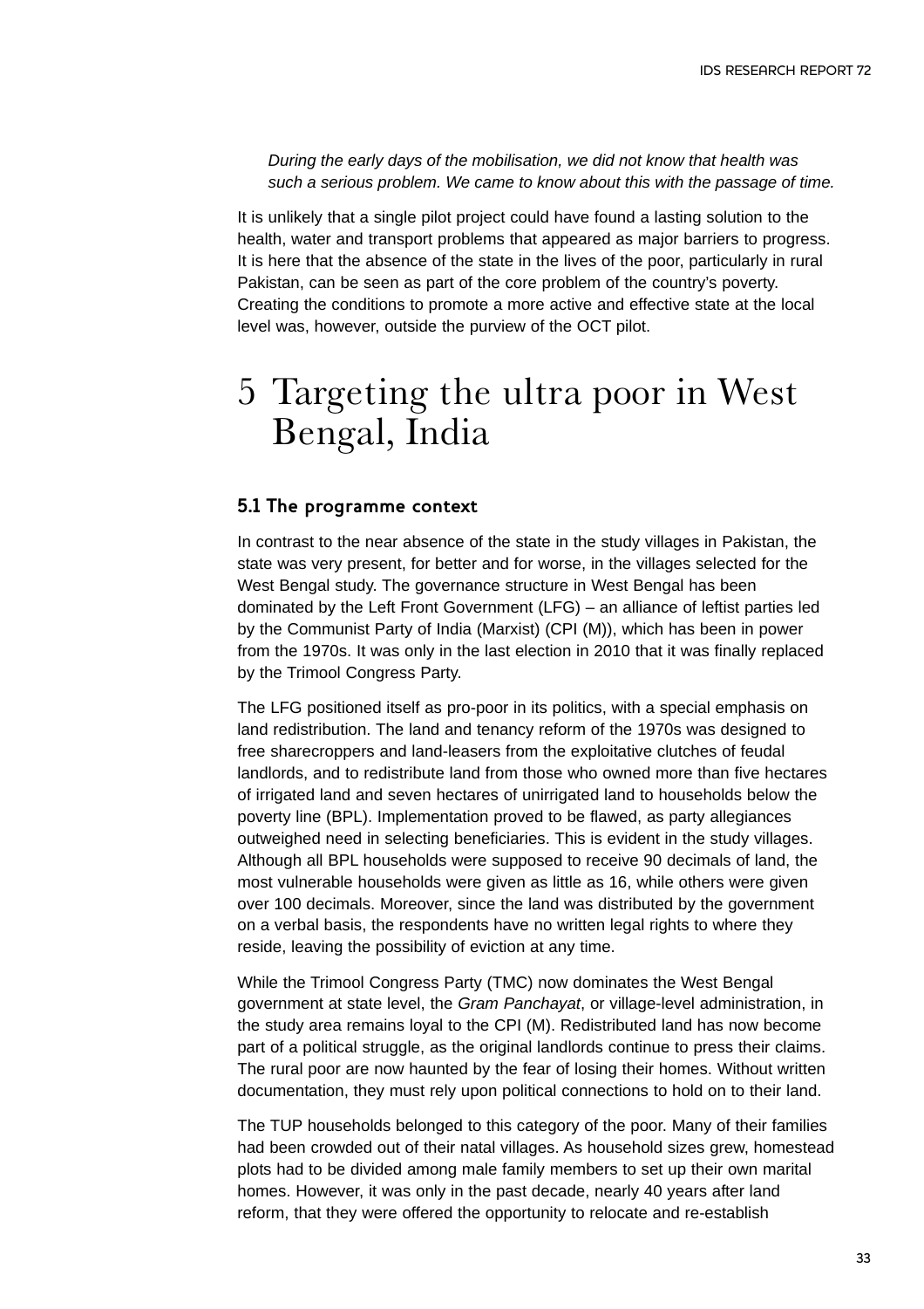*During the early days of the mobilisation, we did not know that health was such a serious problem. We came to know about this with the passage of time.*

It is unlikely that a single pilot project could have found a lasting solution to the health, water and transport problems that appeared as major barriers to progress. It is here that the absence of the state in the lives of the poor, particularly in rural Pakistan, can be seen as part of the core problem of the country's poverty. Creating the conditions to promote a more active and effective state at the local level was, however, outside the purview of the OCT pilot.

# 5 Targeting the ultra poor in West Bengal, India

## 5.1 The programme context

In contrast to the near absence of the state in the study villages in Pakistan, the state was very present, for better and for worse, in the villages selected for the West Bengal study. The governance structure in West Bengal has been dominated by the Left Front Government (LFG) – an alliance of leftist parties led by the Communist Party of India (Marxist) (CPI (M)), which has been in power from the 1970s. It was only in the last election in 2010 that it was finally replaced by the Trimool Congress Party.

The LFG positioned itself as pro-poor in its politics, with a special emphasis on land redistribution. The land and tenancy reform of the 1970s was designed to free sharecroppers and land-leasers from the exploitative clutches of feudal landlords, and to redistribute land from those who owned more than five hectares of irrigated land and seven hectares of unirrigated land to households below the poverty line (BPL). Implementation proved to be flawed, as party allegiances outweighed need in selecting beneficiaries. This is evident in the study villages. Although all BPL households were supposed to receive 90 decimals of land, the most vulnerable households were given as little as 16, while others were given over 100 decimals. Moreover, since the land was distributed by the government on a verbal basis, the respondents have no written legal rights to where they reside, leaving the possibility of eviction at any time.

While the Trimool Congress Party (TMC) now dominates the West Bengal government at state level, the *Gram Panchayat*, or village-level administration, in the study area remains loyal to the CPI (M). Redistributed land has now become part of a political struggle, as the original landlords continue to press their claims. The rural poor are now haunted by the fear of losing their homes. Without written documentation, they must rely upon political connections to hold on to their land.

The TUP households belonged to this category of the poor. Many of their families had been crowded out of their natal villages. As household sizes grew, homestead plots had to be divided among male family members to set up their own marital homes. However, it was only in the past decade, nearly 40 years after land reform, that they were offered the opportunity to relocate and re-establish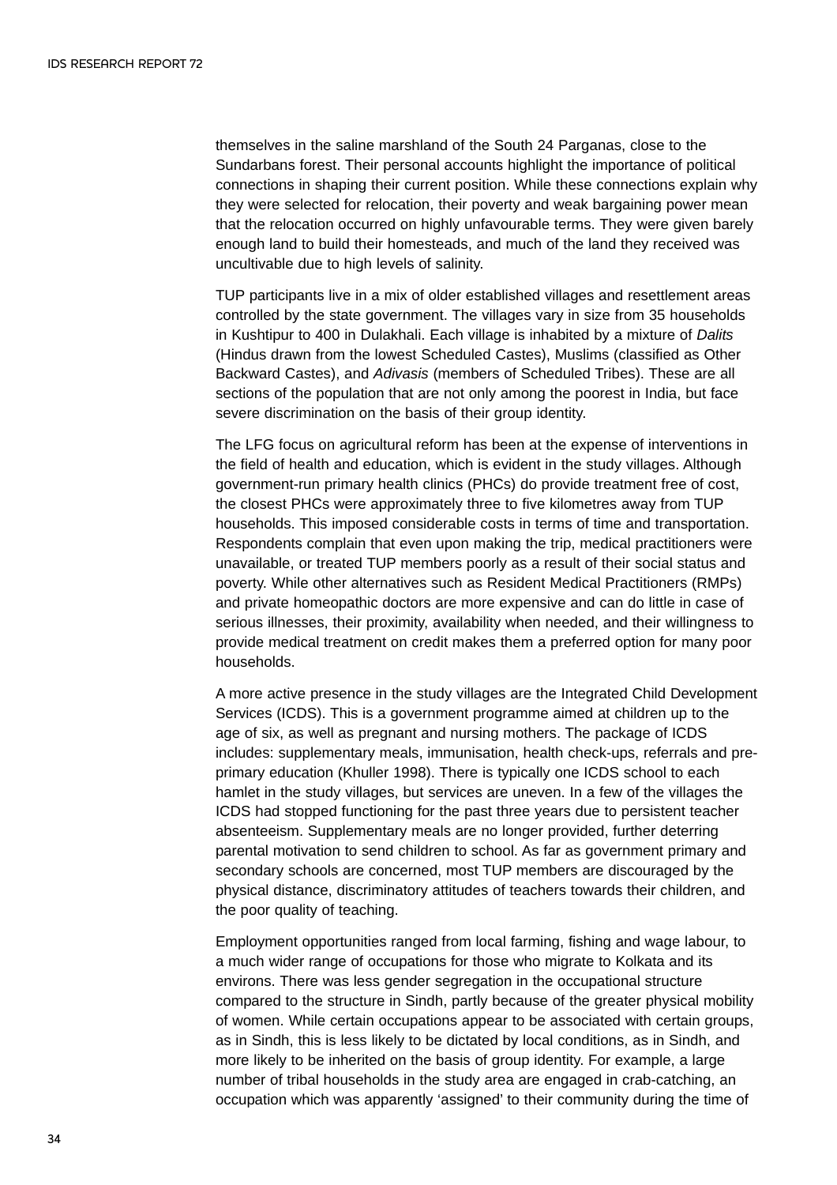themselves in the saline marshland of the South 24 Parganas, close to the Sundarbans forest. Their personal accounts highlight the importance of political connections in shaping their current position. While these connections explain why they were selected for relocation, their poverty and weak bargaining power mean that the relocation occurred on highly unfavourable terms. They were given barely enough land to build their homesteads, and much of the land they received was uncultivable due to high levels of salinity.

TUP participants live in a mix of older established villages and resettlement areas controlled by the state government. The villages vary in size from 35 households in Kushtipur to 400 in Dulakhali. Each village is inhabited by a mixture of *Dalits* (Hindus drawn from the lowest Scheduled Castes), Muslims (classified as Other Backward Castes), and *Adivasis* (members of Scheduled Tribes). These are all sections of the population that are not only among the poorest in India, but face severe discrimination on the basis of their group identity.

The LFG focus on agricultural reform has been at the expense of interventions in the field of health and education, which is evident in the study villages. Although government-run primary health clinics (PHCs) do provide treatment free of cost, the closest PHCs were approximately three to five kilometres away from TUP households. This imposed considerable costs in terms of time and transportation. Respondents complain that even upon making the trip, medical practitioners were unavailable, or treated TUP members poorly as a result of their social status and poverty. While other alternatives such as Resident Medical Practitioners (RMPs) and private homeopathic doctors are more expensive and can do little in case of serious illnesses, their proximity, availability when needed, and their willingness to provide medical treatment on credit makes them a preferred option for many poor households.

A more active presence in the study villages are the Integrated Child Development Services (ICDS). This is a government programme aimed at children up to the age of six, as well as pregnant and nursing mothers. The package of ICDS includes: supplementary meals, immunisation, health check-ups, referrals and pre-primary education (Khuller 1998). There is typically one ICDS school to each hamlet in the study villages, but services are uneven. In a few of the villages the ICDS had stopped functioning for the past three years due to persistent teacher absenteeism. Supplementary meals are no longer provided, further deterring parental motivation to send children to school. As far as government primary and secondary schools are concerned, most TUP members are discouraged by the physical distance, discriminatory attitudes of teachers towards their children, and the poor quality of teaching.

Employment opportunities ranged from local farming, fishing and wage labour, to a much wider range of occupations for those who migrate to Kolkata and its environs. There was less gender segregation in the occupational structure compared to the structure in Sindh, partly because of the greater physical mobility of women. While certain occupations appear to be associated with certain groups, as in Sindh, this is less likely to be dictated by local conditions, as in Sindh, and more likely to be inherited on the basis of group identity. For example, a large number of tribal households in the study area are engaged in crab-catching, an occupation which was apparently 'assigned' to their community during the time of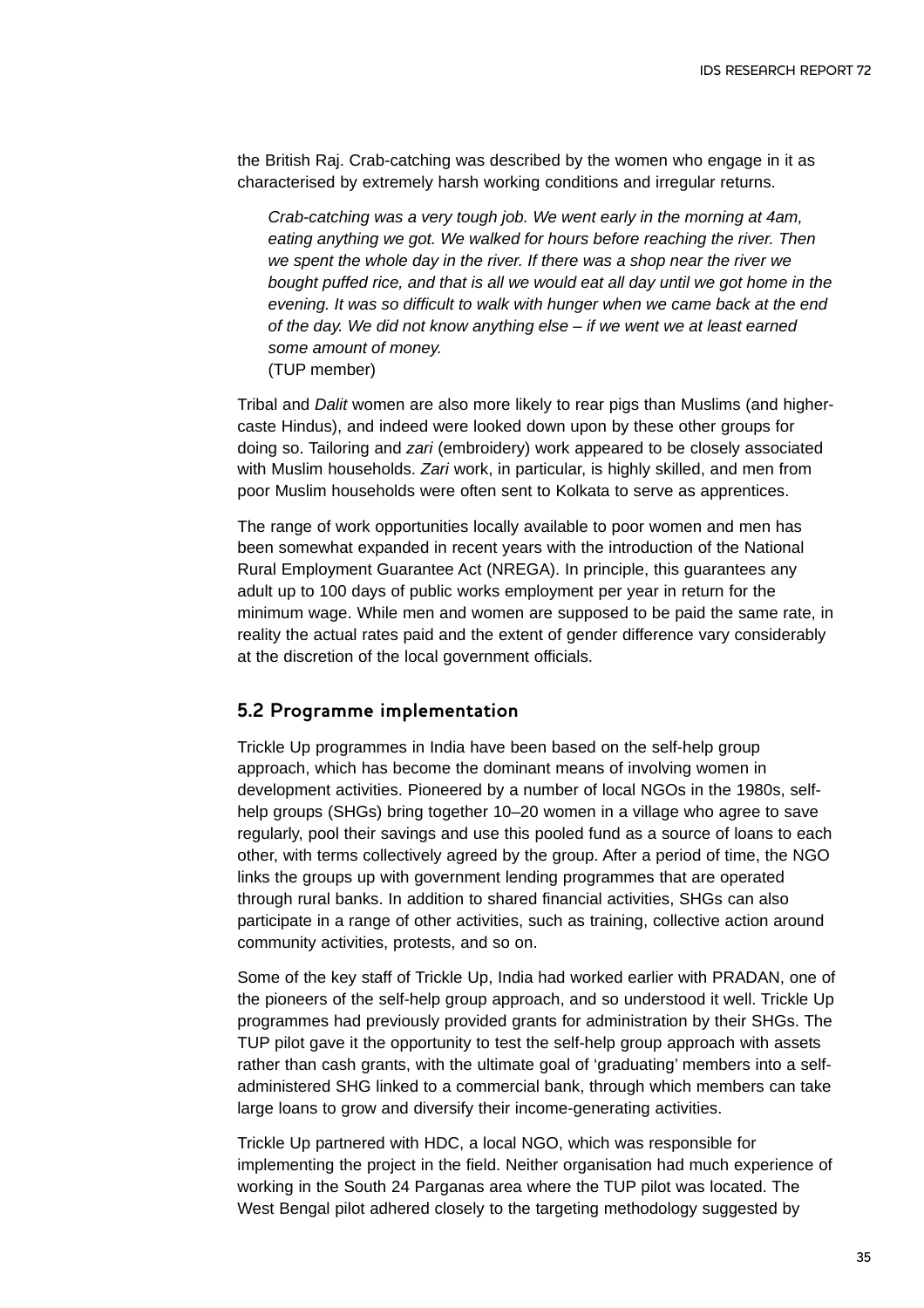the British Raj. Crab-catching was described by the women who engage in it as characterised by extremely harsh working conditions and irregular returns.

> *Crab-catching was a very tough job. We went early in the morning at 4am, eating anything we got. We walked for hours before reaching the river. Then we spent the whole day in the river. If there was a shop near the river we bought puffed rice, and that is all we would eat all day until we got home in the evening. It was so difficult to walk with hunger when we came back at the end of the day. We did not know anything else – if we went we at least earned some amount of money.*
> (TUP member)

Tribal and *Dalit* women are also more likely to rear pigs than Muslims (and higher-caste Hindus), and indeed were looked down upon by these other groups for doing so. Tailoring and *zari* (embroidery) work appeared to be closely associated with Muslim households. *Zari* work, in particular, is highly skilled, and men from poor Muslim households were often sent to Kolkata to serve as apprentices.

The range of work opportunities locally available to poor women and men has been somewhat expanded in recent years with the introduction of the National Rural Employment Guarantee Act (NREGA). In principle, this guarantees any adult up to 100 days of public works employment per year in return for the minimum wage. While men and women are supposed to be paid the same rate, in reality the actual rates paid and the extent of gender difference vary considerably at the discretion of the local government officials.

## 5.2 Programme implementation

Trickle Up programmes in India have been based on the self-help group approach, which has become the dominant means of involving women in development activities. Pioneered by a number of local NGOs in the 1980s, self-help groups (SHGs) bring together 10–20 women in a village who agree to save regularly, pool their savings and use this pooled fund as a source of loans to each other, with terms collectively agreed by the group. After a period of time, the NGO links the groups up with government lending programmes that are operated through rural banks. In addition to shared financial activities, SHGs can also participate in a range of other activities, such as training, collective action around community activities, protests, and so on.

Some of the key staff of Trickle Up, India had worked earlier with PRADAN, one of the pioneers of the self-help group approach, and so understood it well. Trickle Up programmes had previously provided grants for administration by their SHGs. The TUP pilot gave it the opportunity to test the self-help group approach with assets rather than cash grants, with the ultimate goal of 'graduating' members into a self-administered SHG linked to a commercial bank, through which members can take large loans to grow and diversify their income-generating activities.

Trickle Up partnered with HDC, a local NGO, which was responsible for implementing the project in the field. Neither organisation had much experience of working in the South 24 Parganas area where the TUP pilot was located. The West Bengal pilot adhered closely to the targeting methodology suggested by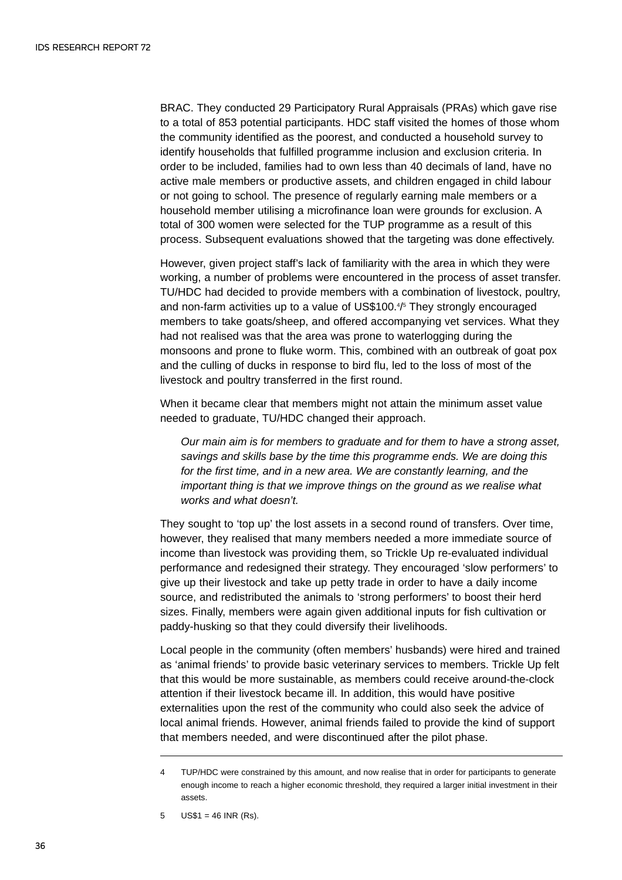BRAC. They conducted 29 Participatory Rural Appraisals (PRAs) which gave rise to a total of 853 potential participants. HDC staff visited the homes of those whom the community identified as the poorest, and conducted a household survey to identify households that fulfilled programme inclusion and exclusion criteria. In order to be included, families had to own less than 40 decimals of land, have no active male members or productive assets, and children engaged in child labour or not going to school. The presence of regularly earning male members or a household member utilising a microfinance loan were grounds for exclusion. A total of 300 women were selected for the TUP programme as a result of this process. Subsequent evaluations showed that the targeting was done effectively.

However, given project staff's lack of familiarity with the area in which they were working, a number of problems were encountered in the process of asset transfer. TU/HDC had decided to provide members with a combination of livestock, poultry, and non-farm activities up to a value of US$100.[4]/[5] They strongly encouraged members to take goats/sheep, and offered accompanying vet services. What they had not realised was that the area was prone to waterlogging during the monsoons and prone to fluke worm. This, combined with an outbreak of goat pox and the culling of ducks in response to bird flu, led to the loss of most of the livestock and poultry transferred in the first round.

When it became clear that members might not attain the minimum asset value needed to graduate, TU/HDC changed their approach.

> *Our main aim is for members to graduate and for them to have a strong asset, savings and skills base by the time this programme ends. We are doing this for the first time, and in a new area. We are constantly learning, and the important thing is that we improve things on the ground as we realise what works and what doesn't.*

They sought to 'top up' the lost assets in a second round of transfers. Over time, however, they realised that many members needed a more immediate source of income than livestock was providing them, so Trickle Up re-evaluated individual performance and redesigned their strategy. They encouraged 'slow performers' to give up their livestock and take up petty trade in order to have a daily income source, and redistributed the animals to 'strong performers' to boost their herd sizes. Finally, members were again given additional inputs for fish cultivation or paddy-husking so that they could diversify their livelihoods.

Local people in the community (often members' husbands) were hired and trained as 'animal friends' to provide basic veterinary services to members. Trickle Up felt that this would be more sustainable, as members could receive around-the-clock attention if their livestock became ill. In addition, this would have positive externalities upon the rest of the community who could also seek the advice of local animal friends. However, animal friends failed to provide the kind of support that members needed, and were discontinued after the pilot phase.

---

4 TUP/HDC were constrained by this amount, and now realise that in order for participants to generate enough income to reach a higher economic threshold, they required a larger initial investment in their assets.

5 US$1 = 46 INR (Rs).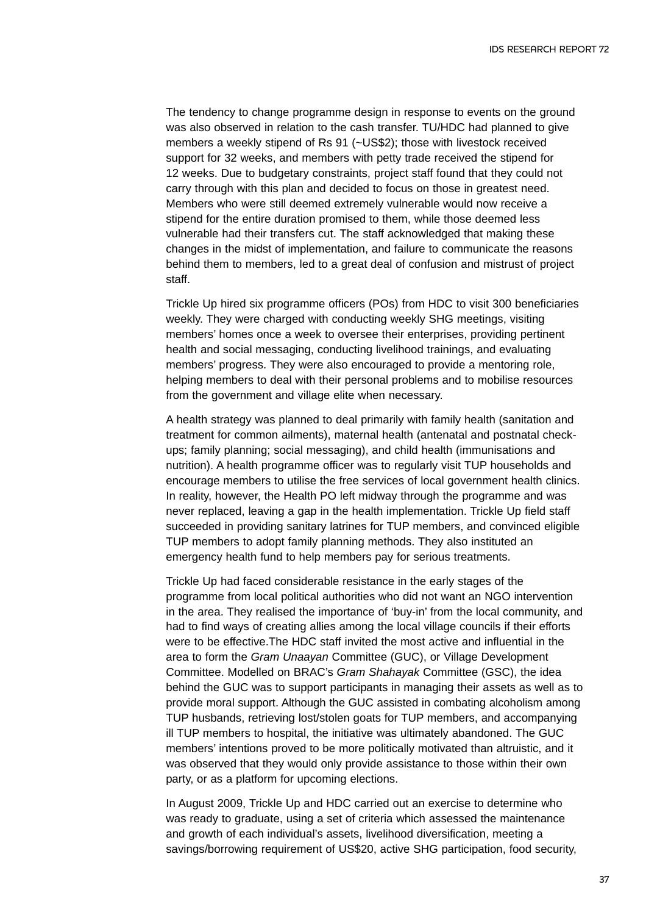The tendency to change programme design in response to events on the ground was also observed in relation to the cash transfer. TU/HDC had planned to give members a weekly stipend of Rs 91 (~US$2); those with livestock received support for 32 weeks, and members with petty trade received the stipend for 12 weeks. Due to budgetary constraints, project staff found that they could not carry through with this plan and decided to focus on those in greatest need. Members who were still deemed extremely vulnerable would now receive a stipend for the entire duration promised to them, while those deemed less vulnerable had their transfers cut. The staff acknowledged that making these changes in the midst of implementation, and failure to communicate the reasons behind them to members, led to a great deal of confusion and mistrust of project staff.

Trickle Up hired six programme officers (POs) from HDC to visit 300 beneficiaries weekly. They were charged with conducting weekly SHG meetings, visiting members' homes once a week to oversee their enterprises, providing pertinent health and social messaging, conducting livelihood trainings, and evaluating members' progress. They were also encouraged to provide a mentoring role, helping members to deal with their personal problems and to mobilise resources from the government and village elite when necessary.

A health strategy was planned to deal primarily with family health (sanitation and treatment for common ailments), maternal health (antenatal and postnatal check-ups; family planning; social messaging), and child health (immunisations and nutrition). A health programme officer was to regularly visit TUP households and encourage members to utilise the free services of local government health clinics. In reality, however, the Health PO left midway through the programme and was never replaced, leaving a gap in the health implementation. Trickle Up field staff succeeded in providing sanitary latrines for TUP members, and convinced eligible TUP members to adopt family planning methods. They also instituted an emergency health fund to help members pay for serious treatments.

Trickle Up had faced considerable resistance in the early stages of the programme from local political authorities who did not want an NGO intervention in the area. They realised the importance of 'buy-in' from the local community, and had to find ways of creating allies among the local village councils if their efforts were to be effective.The HDC staff invited the most active and influential in the area to form the *Gram Unaayan* Committee (GUC), or Village Development Committee. Modelled on BRAC's *Gram Shahayak* Committee (GSC), the idea behind the GUC was to support participants in managing their assets as well as to provide moral support. Although the GUC assisted in combating alcoholism among TUP husbands, retrieving lost/stolen goats for TUP members, and accompanying ill TUP members to hospital, the initiative was ultimately abandoned. The GUC members' intentions proved to be more politically motivated than altruistic, and it was observed that they would only provide assistance to those within their own party, or as a platform for upcoming elections.

In August 2009, Trickle Up and HDC carried out an exercise to determine who was ready to graduate, using a set of criteria which assessed the maintenance and growth of each individual's assets, livelihood diversification, meeting a savings/borrowing requirement of US$20, active SHG participation, food security,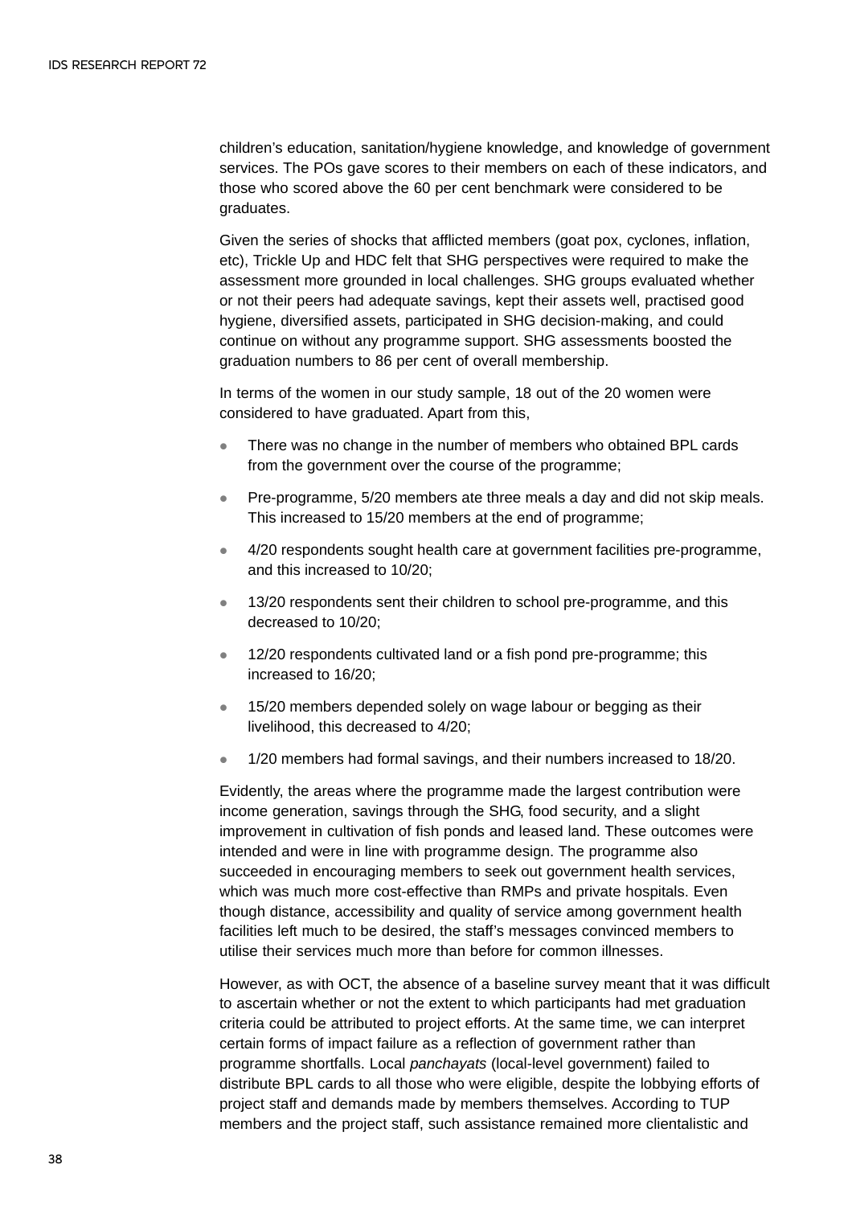children's education, sanitation/hygiene knowledge, and knowledge of government services. The POs gave scores to their members on each of these indicators, and those who scored above the 60 per cent benchmark were considered to be graduates.

Given the series of shocks that afflicted members (goat pox, cyclones, inflation, etc), Trickle Up and HDC felt that SHG perspectives were required to make the assessment more grounded in local challenges. SHG groups evaluated whether or not their peers had adequate savings, kept their assets well, practised good hygiene, diversified assets, participated in SHG decision-making, and could continue on without any programme support. SHG assessments boosted the graduation numbers to 86 per cent of overall membership.

In terms of the women in our study sample, 18 out of the 20 women were considered to have graduated. Apart from this,

- There was no change in the number of members who obtained BPL cards from the government over the course of the programme;
- Pre-programme, 5/20 members ate three meals a day and did not skip meals. This increased to 15/20 members at the end of programme;
- 4/20 respondents sought health care at government facilities pre-programme, and this increased to 10/20;
- 13/20 respondents sent their children to school pre-programme, and this decreased to 10/20;
- 12/20 respondents cultivated land or a fish pond pre-programme; this increased to 16/20;
- 15/20 members depended solely on wage labour or begging as their livelihood, this decreased to 4/20;
- 1/20 members had formal savings, and their numbers increased to 18/20.

Evidently, the areas where the programme made the largest contribution were income generation, savings through the SHG, food security, and a slight improvement in cultivation of fish ponds and leased land. These outcomes were intended and were in line with programme design. The programme also succeeded in encouraging members to seek out government health services, which was much more cost-effective than RMPs and private hospitals. Even though distance, accessibility and quality of service among government health facilities left much to be desired, the staff's messages convinced members to utilise their services much more than before for common illnesses.

However, as with OCT, the absence of a baseline survey meant that it was difficult to ascertain whether or not the extent to which participants had met graduation criteria could be attributed to project efforts. At the same time, we can interpret certain forms of impact failure as a reflection of government rather than programme shortfalls. Local *panchayats* (local-level government) failed to distribute BPL cards to all those who were eligible, despite the lobbying efforts of project staff and demands made by members themselves. According to TUP members and the project staff, such assistance remained more clientalistic and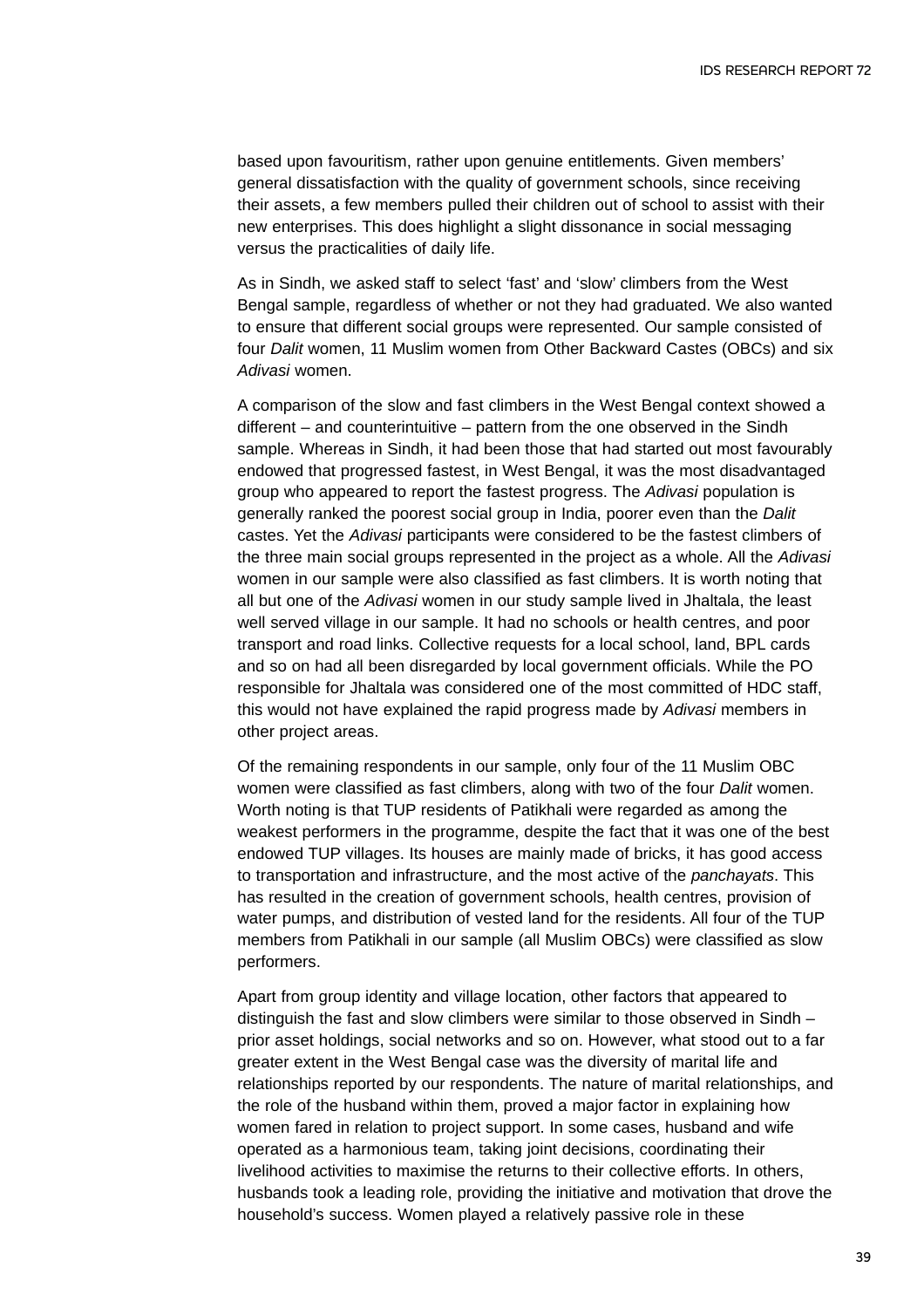based upon favouritism, rather upon genuine entitlements. Given members' general dissatisfaction with the quality of government schools, since receiving their assets, a few members pulled their children out of school to assist with their new enterprises. This does highlight a slight dissonance in social messaging versus the practicalities of daily life.

As in Sindh, we asked staff to select 'fast' and 'slow' climbers from the West Bengal sample, regardless of whether or not they had graduated. We also wanted to ensure that different social groups were represented. Our sample consisted of four *Dalit* women, 11 Muslim women from Other Backward Castes (OBCs) and six *Adivasi* women.

A comparison of the slow and fast climbers in the West Bengal context showed a different – and counterintuitive – pattern from the one observed in the Sindh sample. Whereas in Sindh, it had been those that had started out most favourably endowed that progressed fastest, in West Bengal, it was the most disadvantaged group who appeared to report the fastest progress. The *Adivasi* population is generally ranked the poorest social group in India, poorer even than the *Dalit* castes. Yet the *Adivasi* participants were considered to be the fastest climbers of the three main social groups represented in the project as a whole. All the *Adivasi* women in our sample were also classified as fast climbers. It is worth noting that all but one of the *Adivasi* women in our study sample lived in Jhaltala, the least well served village in our sample. It had no schools or health centres, and poor transport and road links. Collective requests for a local school, land, BPL cards and so on had all been disregarded by local government officials. While the PO responsible for Jhaltala was considered one of the most committed of HDC staff, this would not have explained the rapid progress made by *Adivasi* members in other project areas.

Of the remaining respondents in our sample, only four of the 11 Muslim OBC women were classified as fast climbers, along with two of the four *Dalit* women. Worth noting is that TUP residents of Patikhali were regarded as among the weakest performers in the programme, despite the fact that it was one of the best endowed TUP villages. Its houses are mainly made of bricks, it has good access to transportation and infrastructure, and the most active of the *panchayats*. This has resulted in the creation of government schools, health centres, provision of water pumps, and distribution of vested land for the residents. All four of the TUP members from Patikhali in our sample (all Muslim OBCs) were classified as slow performers.

Apart from group identity and village location, other factors that appeared to distinguish the fast and slow climbers were similar to those observed in Sindh – prior asset holdings, social networks and so on. However, what stood out to a far greater extent in the West Bengal case was the diversity of marital life and relationships reported by our respondents. The nature of marital relationships, and the role of the husband within them, proved a major factor in explaining how women fared in relation to project support. In some cases, husband and wife operated as a harmonious team, taking joint decisions, coordinating their livelihood activities to maximise the returns to their collective efforts. In others, husbands took a leading role, providing the initiative and motivation that drove the household's success. Women played a relatively passive role in these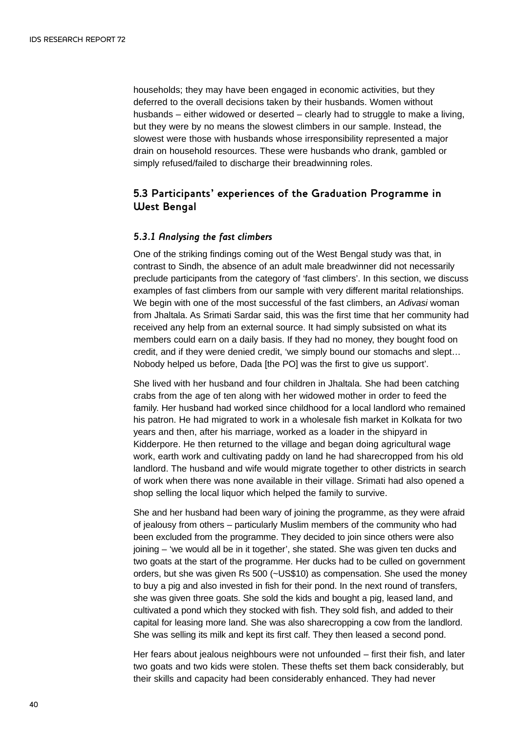households; they may have been engaged in economic activities, but they deferred to the overall decisions taken by their husbands. Women without husbands – either widowed or deserted – clearly had to struggle to make a living, but they were by no means the slowest climbers in our sample. Instead, the slowest were those with husbands whose irresponsibility represented a major drain on household resources. These were husbands who drank, gambled or simply refused/failed to discharge their breadwinning roles.

## 5.3 Participants' experiences of the Graduation Programme in West Bengal

### *5.3.1 Analysing the fast climbers*

One of the striking findings coming out of the West Bengal study was that, in contrast to Sindh, the absence of an adult male breadwinner did not necessarily preclude participants from the category of 'fast climbers'. In this section, we discuss examples of fast climbers from our sample with very different marital relationships. We begin with one of the most successful of the fast climbers, an *Adivasi* woman from Jhaltala. As Srimati Sardar said, this was the first time that her community had received any help from an external source. It had simply subsisted on what its members could earn on a daily basis. If they had no money, they bought food on credit, and if they were denied credit, 'we simply bound our stomachs and slept… Nobody helped us before, Dada [the PO] was the first to give us support'.

She lived with her husband and four children in Jhaltala. She had been catching crabs from the age of ten along with her widowed mother in order to feed the family. Her husband had worked since childhood for a local landlord who remained his patron. He had migrated to work in a wholesale fish market in Kolkata for two years and then, after his marriage, worked as a loader in the shipyard in Kidderpore. He then returned to the village and began doing agricultural wage work, earth work and cultivating paddy on land he had sharecropped from his old landlord. The husband and wife would migrate together to other districts in search of work when there was none available in their village. Srimati had also opened a shop selling the local liquor which helped the family to survive.

She and her husband had been wary of joining the programme, as they were afraid of jealousy from others – particularly Muslim members of the community who had been excluded from the programme. They decided to join since others were also joining – 'we would all be in it together', she stated. She was given ten ducks and two goats at the start of the programme. Her ducks had to be culled on government orders, but she was given Rs 500 (~US$10) as compensation. She used the money to buy a pig and also invested in fish for their pond. In the next round of transfers, she was given three goats. She sold the kids and bought a pig, leased land, and cultivated a pond which they stocked with fish. They sold fish, and added to their capital for leasing more land. She was also sharecropping a cow from the landlord. She was selling its milk and kept its first calf. They then leased a second pond.

Her fears about jealous neighbours were not unfounded – first their fish, and later two goats and two kids were stolen. These thefts set them back considerably, but their skills and capacity had been considerably enhanced. They had never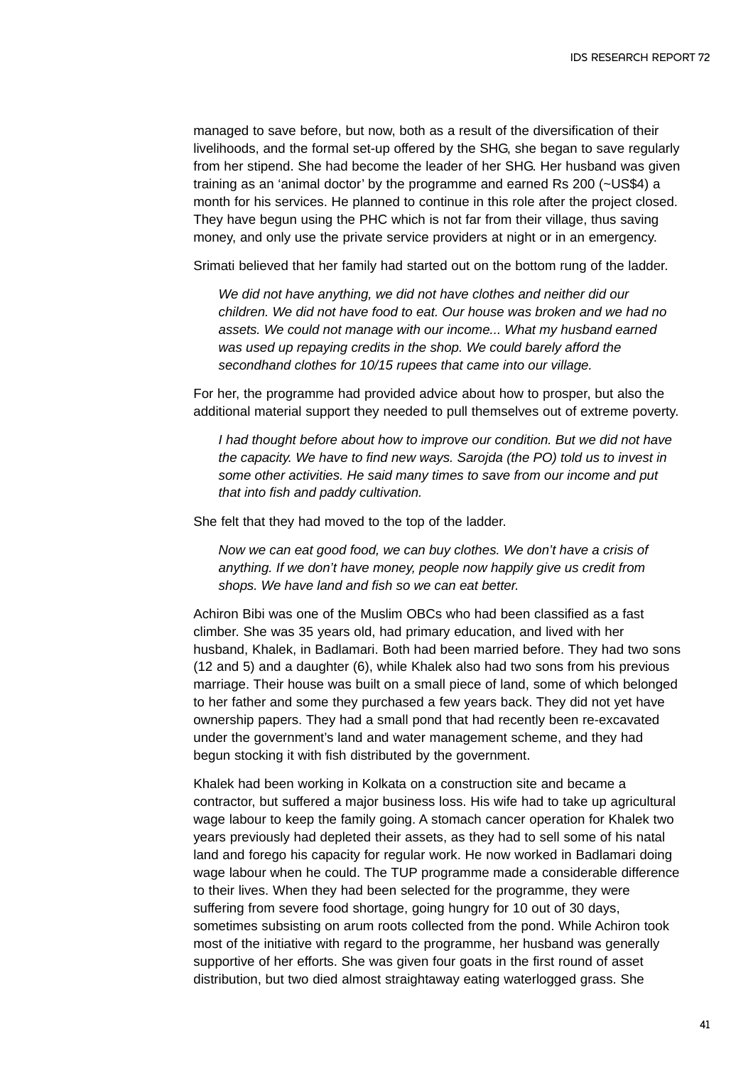managed to save before, but now, both as a result of the diversification of their livelihoods, and the formal set-up offered by the SHG, she began to save regularly from her stipend. She had become the leader of her SHG. Her husband was given training as an 'animal doctor' by the programme and earned Rs 200 (~US$4) a month for his services. He planned to continue in this role after the project closed. They have begun using the PHC which is not far from their village, thus saving money, and only use the private service providers at night or in an emergency.

Srimati believed that her family had started out on the bottom rung of the ladder.

> *We did not have anything, we did not have clothes and neither did our children. We did not have food to eat. Our house was broken and we had no assets. We could not manage with our income... What my husband earned was used up repaying credits in the shop. We could barely afford the secondhand clothes for 10/15 rupees that came into our village.*

For her, the programme had provided advice about how to prosper, but also the additional material support they needed to pull themselves out of extreme poverty.

> *I had thought before about how to improve our condition. But we did not have the capacity. We have to find new ways. Sarojda (the PO) told us to invest in some other activities. He said many times to save from our income and put that into fish and paddy cultivation.*

She felt that they had moved to the top of the ladder.

> *Now we can eat good food, we can buy clothes. We don't have a crisis of anything. If we don't have money, people now happily give us credit from shops. We have land and fish so we can eat better.*

Achiron Bibi was one of the Muslim OBCs who had been classified as a fast climber. She was 35 years old, had primary education, and lived with her husband, Khalek, in Badlamari. Both had been married before. They had two sons (12 and 5) and a daughter (6), while Khalek also had two sons from his previous marriage. Their house was built on a small piece of land, some of which belonged to her father and some they purchased a few years back. They did not yet have ownership papers. They had a small pond that had recently been re-excavated under the government's land and water management scheme, and they had begun stocking it with fish distributed by the government.

Khalek had been working in Kolkata on a construction site and became a contractor, but suffered a major business loss. His wife had to take up agricultural wage labour to keep the family going. A stomach cancer operation for Khalek two years previously had depleted their assets, as they had to sell some of his natal land and forego his capacity for regular work. He now worked in Badlamari doing wage labour when he could. The TUP programme made a considerable difference to their lives. When they had been selected for the programme, they were suffering from severe food shortage, going hungry for 10 out of 30 days, sometimes subsisting on arum roots collected from the pond. While Achiron took most of the initiative with regard to the programme, her husband was generally supportive of her efforts. She was given four goats in the first round of asset distribution, but two died almost straightaway eating waterlogged grass. She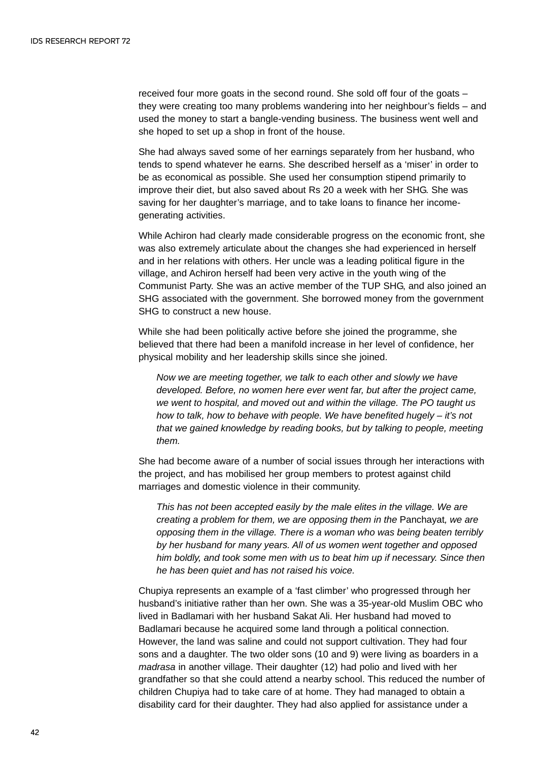received four more goats in the second round. She sold off four of the goats – they were creating too many problems wandering into her neighbour's fields – and used the money to start a bangle-vending business. The business went well and she hoped to set up a shop in front of the house.

She had always saved some of her earnings separately from her husband, who tends to spend whatever he earns. She described herself as a 'miser' in order to be as economical as possible. She used her consumption stipend primarily to improve their diet, but also saved about Rs 20 a week with her SHG. She was saving for her daughter's marriage, and to take loans to finance her income-generating activities.

While Achiron had clearly made considerable progress on the economic front, she was also extremely articulate about the changes she had experienced in herself and in her relations with others. Her uncle was a leading political figure in the village, and Achiron herself had been very active in the youth wing of the Communist Party. She was an active member of the TUP SHG, and also joined an SHG associated with the government. She borrowed money from the government SHG to construct a new house.

While she had been politically active before she joined the programme, she believed that there had been a manifold increase in her level of confidence, her physical mobility and her leadership skills since she joined.

> *Now we are meeting together, we talk to each other and slowly we have developed. Before, no women here ever went far, but after the project came, we went to hospital, and moved out and within the village. The PO taught us how to talk, how to behave with people. We have benefited hugely – it's not that we gained knowledge by reading books, but by talking to people, meeting them.*

She had become aware of a number of social issues through her interactions with the project, and has mobilised her group members to protest against child marriages and domestic violence in their community.

> *This has not been accepted easily by the male elites in the village. We are creating a problem for them, we are opposing them in the* Panchayat*, we are opposing them in the village. There is a woman who was being beaten terribly by her husband for many years. All of us women went together and opposed him boldly, and took some men with us to beat him up if necessary. Since then he has been quiet and has not raised his voice.*

Chupiya represents an example of a 'fast climber' who progressed through her husband's initiative rather than her own. She was a 35-year-old Muslim OBC who lived in Badlamari with her husband Sakat Ali. Her husband had moved to Badlamari because he acquired some land through a political connection. However, the land was saline and could not support cultivation. They had four sons and a daughter. The two older sons (10 and 9) were living as boarders in a *madrasa* in another village. Their daughter (12) had polio and lived with her grandfather so that she could attend a nearby school. This reduced the number of children Chupiya had to take care of at home. They had managed to obtain a disability card for their daughter. They had also applied for assistance under a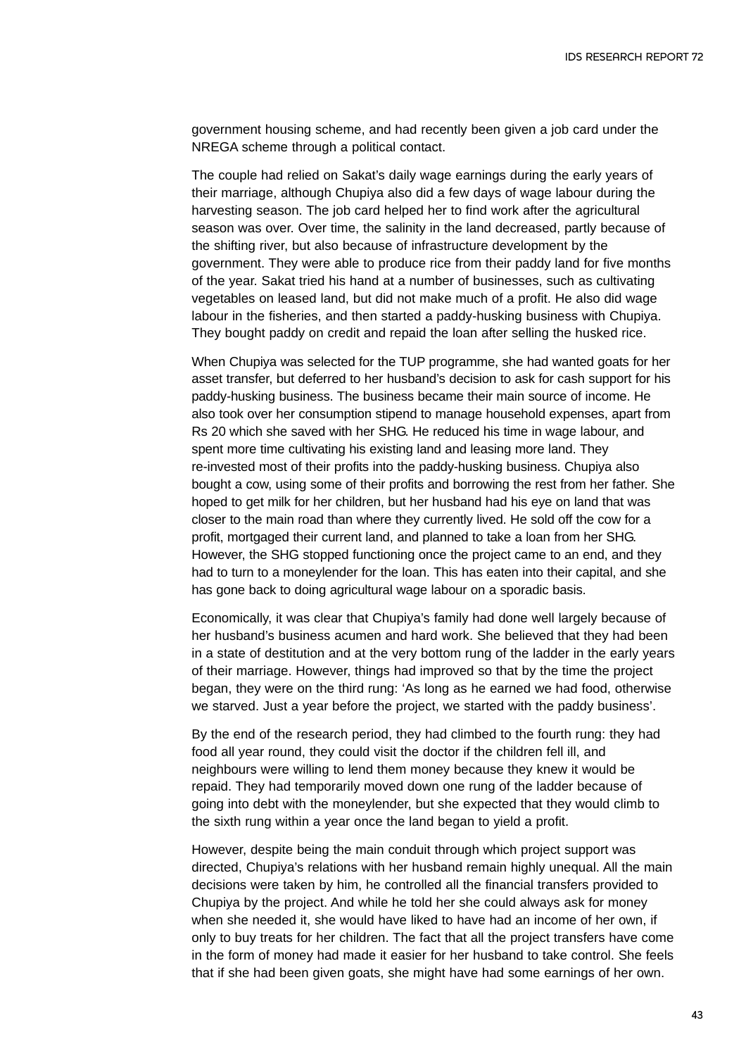government housing scheme, and had recently been given a job card under the NREGA scheme through a political contact.

The couple had relied on Sakat's daily wage earnings during the early years of their marriage, although Chupiya also did a few days of wage labour during the harvesting season. The job card helped her to find work after the agricultural season was over. Over time, the salinity in the land decreased, partly because of the shifting river, but also because of infrastructure development by the government. They were able to produce rice from their paddy land for five months of the year. Sakat tried his hand at a number of businesses, such as cultivating vegetables on leased land, but did not make much of a profit. He also did wage labour in the fisheries, and then started a paddy-husking business with Chupiya. They bought paddy on credit and repaid the loan after selling the husked rice.

When Chupiya was selected for the TUP programme, she had wanted goats for her asset transfer, but deferred to her husband's decision to ask for cash support for his paddy-husking business. The business became their main source of income. He also took over her consumption stipend to manage household expenses, apart from Rs 20 which she saved with her SHG. He reduced his time in wage labour, and spent more time cultivating his existing land and leasing more land. They re-invested most of their profits into the paddy-husking business. Chupiya also bought a cow, using some of their profits and borrowing the rest from her father. She hoped to get milk for her children, but her husband had his eye on land that was closer to the main road than where they currently lived. He sold off the cow for a profit, mortgaged their current land, and planned to take a loan from her SHG. However, the SHG stopped functioning once the project came to an end, and they had to turn to a moneylender for the loan. This has eaten into their capital, and she has gone back to doing agricultural wage labour on a sporadic basis.

Economically, it was clear that Chupiya's family had done well largely because of her husband's business acumen and hard work. She believed that they had been in a state of destitution and at the very bottom rung of the ladder in the early years of their marriage. However, things had improved so that by the time the project began, they were on the third rung: 'As long as he earned we had food, otherwise we starved. Just a year before the project, we started with the paddy business'.

By the end of the research period, they had climbed to the fourth rung: they had food all year round, they could visit the doctor if the children fell ill, and neighbours were willing to lend them money because they knew it would be repaid. They had temporarily moved down one rung of the ladder because of going into debt with the moneylender, but she expected that they would climb to the sixth rung within a year once the land began to yield a profit.

However, despite being the main conduit through which project support was directed, Chupiya's relations with her husband remain highly unequal. All the main decisions were taken by him, he controlled all the financial transfers provided to Chupiya by the project. And while he told her she could always ask for money when she needed it, she would have liked to have had an income of her own, if only to buy treats for her children. The fact that all the project transfers have come in the form of money had made it easier for her husband to take control. She feels that if she had been given goats, she might have had some earnings of her own.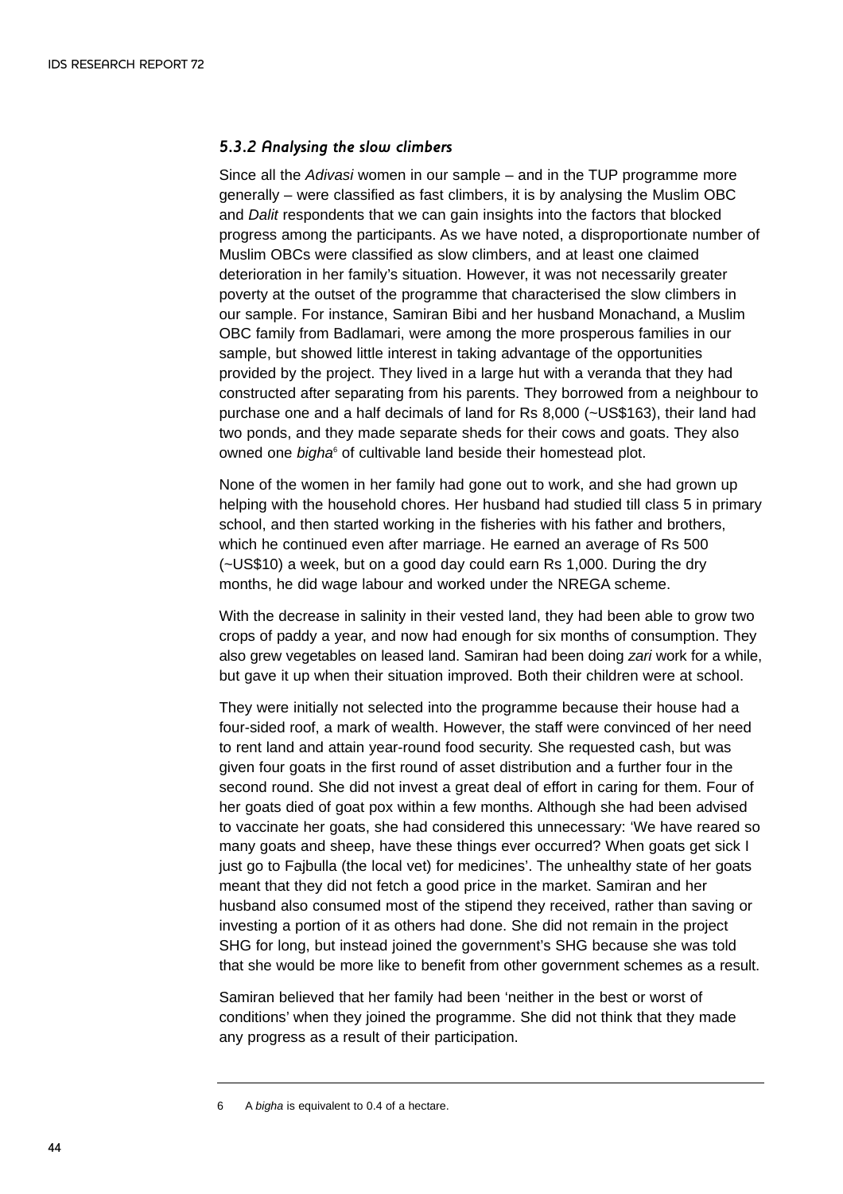### *5.3.2 Analysing the slow climbers*

Since all the *Adivasi* women in our sample – and in the TUP programme more generally – were classified as fast climbers, it is by analysing the Muslim OBC and *Dalit* respondents that we can gain insights into the factors that blocked progress among the participants. As we have noted, a disproportionate number of Muslim OBCs were classified as slow climbers, and at least one claimed deterioration in her family's situation. However, it was not necessarily greater poverty at the outset of the programme that characterised the slow climbers in our sample. For instance, Samiran Bibi and her husband Monachand, a Muslim OBC family from Badlamari, were among the more prosperous families in our sample, but showed little interest in taking advantage of the opportunities provided by the project. They lived in a large hut with a veranda that they had constructed after separating from his parents. They borrowed from a neighbour to purchase one and a half decimals of land for Rs 8,000 (~US$163), their land had two ponds, and they made separate sheds for their cows and goats. They also owned one *bigha*[6] of cultivable land beside their homestead plot.

None of the women in her family had gone out to work, and she had grown up helping with the household chores. Her husband had studied till class 5 in primary school, and then started working in the fisheries with his father and brothers, which he continued even after marriage. He earned an average of Rs 500 (~US$10) a week, but on a good day could earn Rs 1,000. During the dry months, he did wage labour and worked under the NREGA scheme.

With the decrease in salinity in their vested land, they had been able to grow two crops of paddy a year, and now had enough for six months of consumption. They also grew vegetables on leased land. Samiran had been doing *zari* work for a while, but gave it up when their situation improved. Both their children were at school.

They were initially not selected into the programme because their house had a four-sided roof, a mark of wealth. However, the staff were convinced of her need to rent land and attain year-round food security. She requested cash, but was given four goats in the first round of asset distribution and a further four in the second round. She did not invest a great deal of effort in caring for them. Four of her goats died of goat pox within a few months. Although she had been advised to vaccinate her goats, she had considered this unnecessary: 'We have reared so many goats and sheep, have these things ever occurred? When goats get sick I just go to Fajbulla (the local vet) for medicines'. The unhealthy state of her goats meant that they did not fetch a good price in the market. Samiran and her husband also consumed most of the stipend they received, rather than saving or investing a portion of it as others had done. She did not remain in the project SHG for long, but instead joined the government's SHG because she was told that she would be more like to benefit from other government schemes as a result.

Samiran believed that her family had been 'neither in the best or worst of conditions' when they joined the programme. She did not think that they made any progress as a result of their participation.

---

6 A *bigha* is equivalent to 0.4 of a hectare.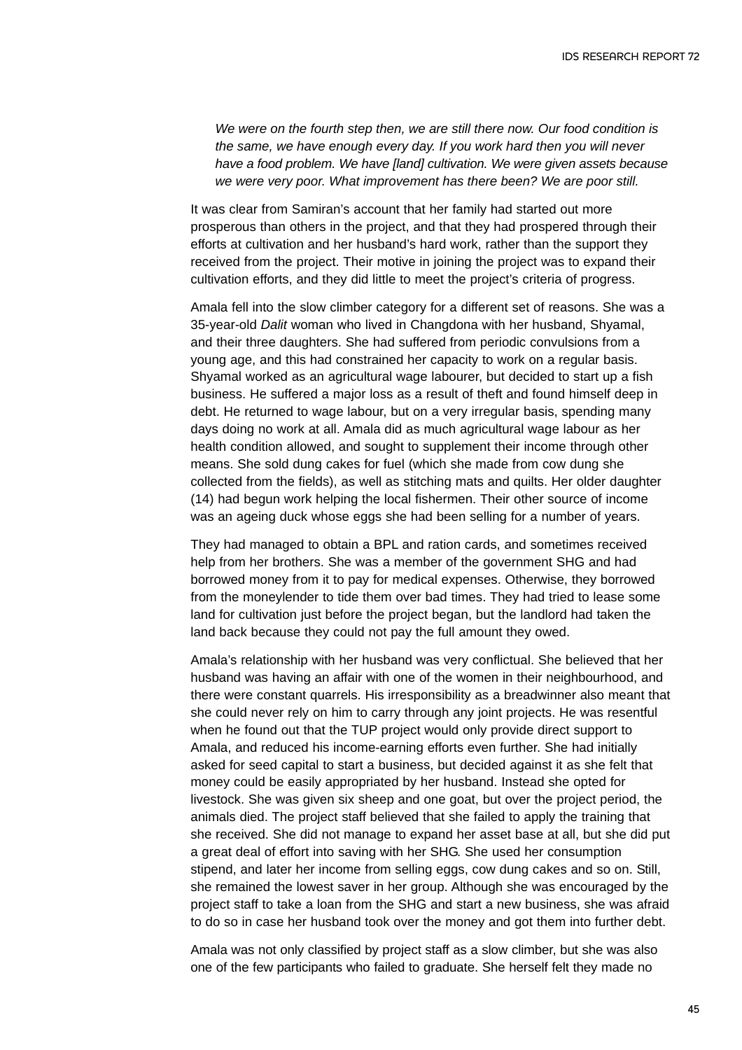> *We were on the fourth step then, we are still there now. Our food condition is the same, we have enough every day. If you work hard then you will never have a food problem. We have [land] cultivation. We were given assets because we were very poor. What improvement has there been? We are poor still.*

It was clear from Samiran's account that her family had started out more prosperous than others in the project, and that they had prospered through their efforts at cultivation and her husband's hard work, rather than the support they received from the project. Their motive in joining the project was to expand their cultivation efforts, and they did little to meet the project's criteria of progress.

Amala fell into the slow climber category for a different set of reasons. She was a 35-year-old *Dalit* woman who lived in Changdona with her husband, Shyamal, and their three daughters. She had suffered from periodic convulsions from a young age, and this had constrained her capacity to work on a regular basis. Shyamal worked as an agricultural wage labourer, but decided to start up a fish business. He suffered a major loss as a result of theft and found himself deep in debt. He returned to wage labour, but on a very irregular basis, spending many days doing no work at all. Amala did as much agricultural wage labour as her health condition allowed, and sought to supplement their income through other means. She sold dung cakes for fuel (which she made from cow dung she collected from the fields), as well as stitching mats and quilts. Her older daughter (14) had begun work helping the local fishermen. Their other source of income was an ageing duck whose eggs she had been selling for a number of years.

They had managed to obtain a BPL and ration cards, and sometimes received help from her brothers. She was a member of the government SHG and had borrowed money from it to pay for medical expenses. Otherwise, they borrowed from the moneylender to tide them over bad times. They had tried to lease some land for cultivation just before the project began, but the landlord had taken the land back because they could not pay the full amount they owed.

Amala's relationship with her husband was very conflictual. She believed that her husband was having an affair with one of the women in their neighbourhood, and there were constant quarrels. His irresponsibility as a breadwinner also meant that she could never rely on him to carry through any joint projects. He was resentful when he found out that the TUP project would only provide direct support to Amala, and reduced his income-earning efforts even further. She had initially asked for seed capital to start a business, but decided against it as she felt that money could be easily appropriated by her husband. Instead she opted for livestock. She was given six sheep and one goat, but over the project period, the animals died. The project staff believed that she failed to apply the training that she received. She did not manage to expand her asset base at all, but she did put a great deal of effort into saving with her SHG. She used her consumption stipend, and later her income from selling eggs, cow dung cakes and so on. Still, she remained the lowest saver in her group. Although she was encouraged by the project staff to take a loan from the SHG and start a new business, she was afraid to do so in case her husband took over the money and got them into further debt.

Amala was not only classified by project staff as a slow climber, but she was also one of the few participants who failed to graduate. She herself felt they made no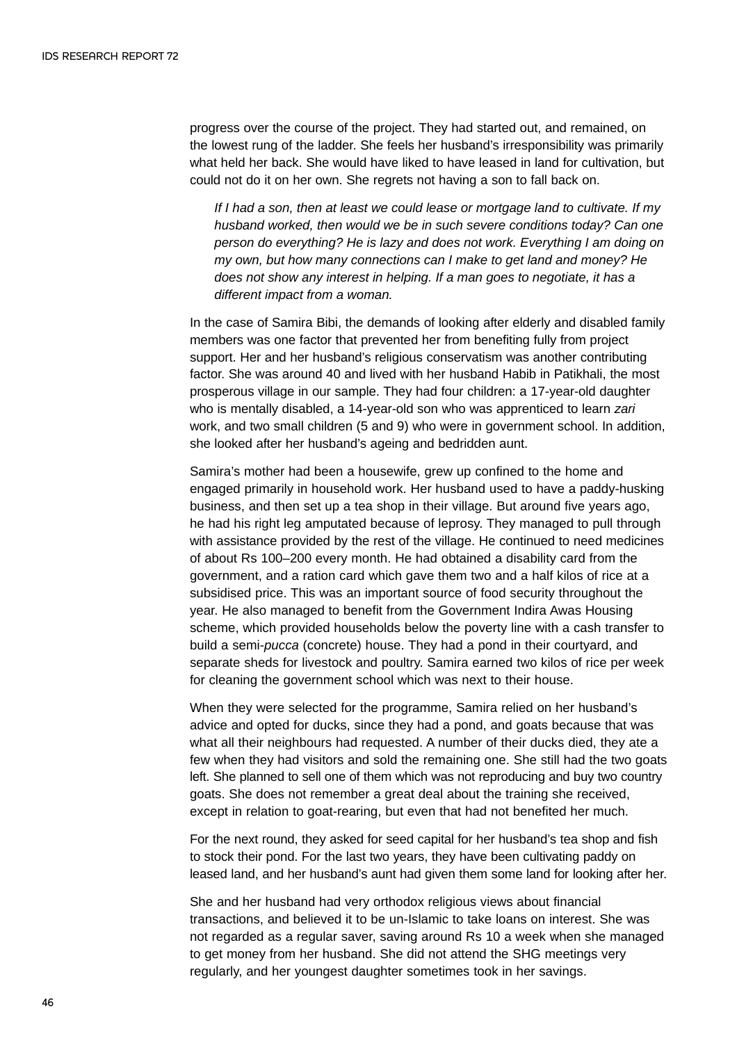progress over the course of the project. They had started out, and remained, on the lowest rung of the ladder. She feels her husband's irresponsibility was primarily what held her back. She would have liked to have leased in land for cultivation, but could not do it on her own. She regrets not having a son to fall back on.

> *If I had a son, then at least we could lease or mortgage land to cultivate. If my husband worked, then would we be in such severe conditions today? Can one person do everything? He is lazy and does not work. Everything I am doing on my own, but how many connections can I make to get land and money? He does not show any interest in helping. If a man goes to negotiate, it has a different impact from a woman.*

In the case of Samira Bibi, the demands of looking after elderly and disabled family members was one factor that prevented her from benefiting fully from project support. Her and her husband's religious conservatism was another contributing factor. She was around 40 and lived with her husband Habib in Patikhali, the most prosperous village in our sample. They had four children: a 17-year-old daughter who is mentally disabled, a 14-year-old son who was apprenticed to learn *zari* work, and two small children (5 and 9) who were in government school. In addition, she looked after her husband's ageing and bedridden aunt.

Samira's mother had been a housewife, grew up confined to the home and engaged primarily in household work. Her husband used to have a paddy-husking business, and then set up a tea shop in their village. But around five years ago, he had his right leg amputated because of leprosy. They managed to pull through with assistance provided by the rest of the village. He continued to need medicines of about Rs 100–200 every month. He had obtained a disability card from the government, and a ration card which gave them two and a half kilos of rice at a subsidised price. This was an important source of food security throughout the year. He also managed to benefit from the Government Indira Awas Housing scheme, which provided households below the poverty line with a cash transfer to build a semi-*pucca* (concrete) house. They had a pond in their courtyard, and separate sheds for livestock and poultry. Samira earned two kilos of rice per week for cleaning the government school which was next to their house.

When they were selected for the programme, Samira relied on her husband's advice and opted for ducks, since they had a pond, and goats because that was what all their neighbours had requested. A number of their ducks died, they ate a few when they had visitors and sold the remaining one. She still had the two goats left. She planned to sell one of them which was not reproducing and buy two country goats. She does not remember a great deal about the training she received, except in relation to goat-rearing, but even that had not benefited her much.

For the next round, they asked for seed capital for her husband's tea shop and fish to stock their pond. For the last two years, they have been cultivating paddy on leased land, and her husband's aunt had given them some land for looking after her.

She and her husband had very orthodox religious views about financial transactions, and believed it to be un-Islamic to take loans on interest. She was not regarded as a regular saver, saving around Rs 10 a week when she managed to get money from her husband. She did not attend the SHG meetings very regularly, and her youngest daughter sometimes took in her savings.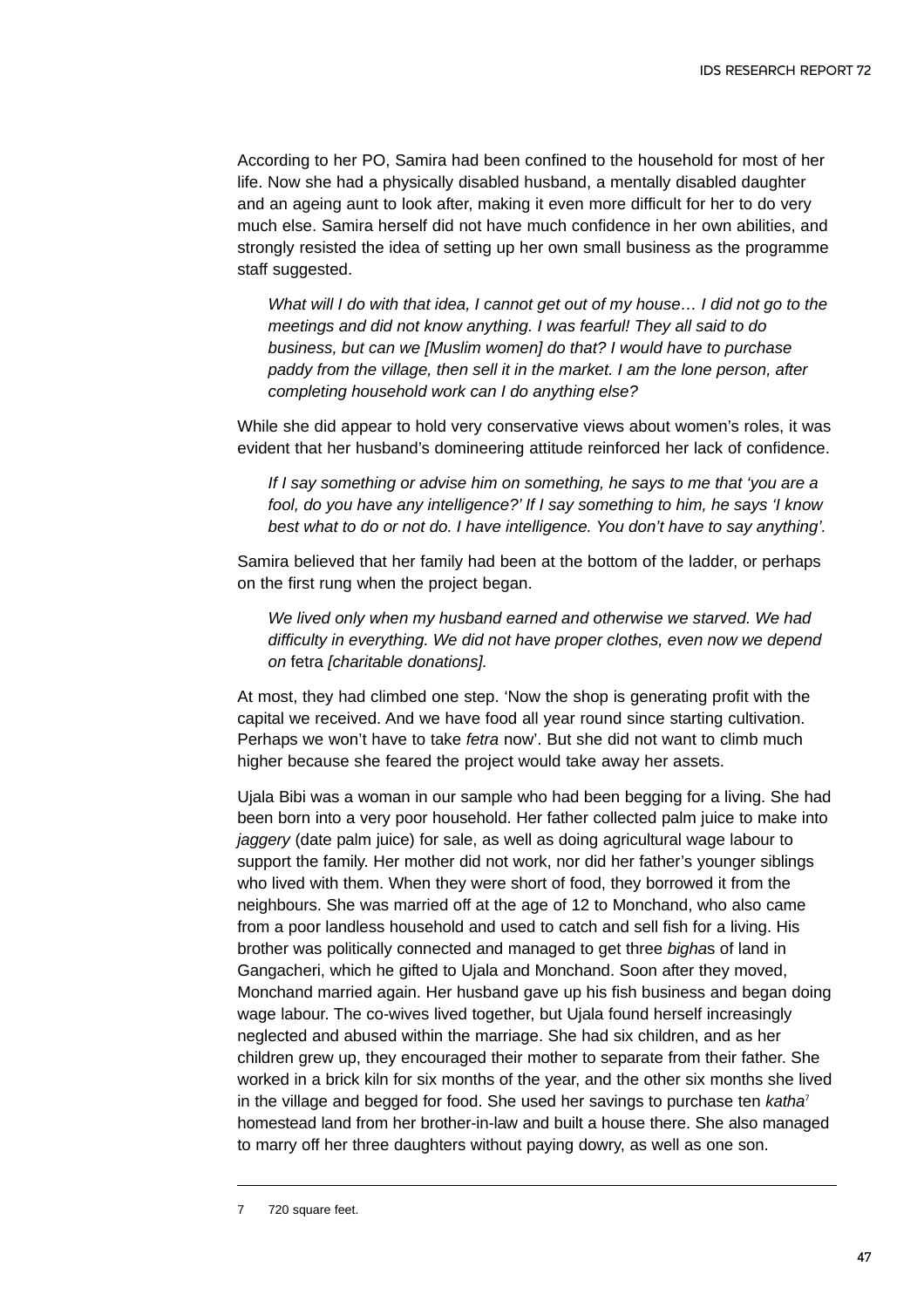According to her PO, Samira had been confined to the household for most of her life. Now she had a physically disabled husband, a mentally disabled daughter and an ageing aunt to look after, making it even more difficult for her to do very much else. Samira herself did not have much confidence in her own abilities, and strongly resisted the idea of setting up her own small business as the programme staff suggested.

> *What will I do with that idea, I cannot get out of my house… I did not go to the meetings and did not know anything. I was fearful! They all said to do business, but can we [Muslim women] do that? I would have to purchase paddy from the village, then sell it in the market. I am the lone person, after completing household work can I do anything else?*

While she did appear to hold very conservative views about women's roles, it was evident that her husband's domineering attitude reinforced her lack of confidence.

> *If I say something or advise him on something, he says to me that 'you are a fool, do you have any intelligence?' If I say something to him, he says 'I know best what to do or not do. I have intelligence. You don't have to say anything'.*

Samira believed that her family had been at the bottom of the ladder, or perhaps on the first rung when the project began.

> *We lived only when my husband earned and otherwise we starved. We had difficulty in everything. We did not have proper clothes, even now we depend on* fetra *[charitable donations].*

At most, they had climbed one step. 'Now the shop is generating profit with the capital we received. And we have food all year round since starting cultivation. Perhaps we won't have to take *fetra* now'. But she did not want to climb much higher because she feared the project would take away her assets.

Ujala Bibi was a woman in our sample who had been begging for a living. She had been born into a very poor household. Her father collected palm juice to make into *jaggery* (date palm juice) for sale, as well as doing agricultural wage labour to support the family. Her mother did not work, nor did her father's younger siblings who lived with them. When they were short of food, they borrowed it from the neighbours. She was married off at the age of 12 to Monchand, who also came from a poor landless household and used to catch and sell fish for a living. His brother was politically connected and managed to get three *bigha*s of land in Gangacheri, which he gifted to Ujala and Monchand. Soon after they moved, Monchand married again. Her husband gave up his fish business and began doing wage labour. The co-wives lived together, but Ujala found herself increasingly neglected and abused within the marriage. She had six children, and as her children grew up, they encouraged their mother to separate from their father. She worked in a brick kiln for six months of the year, and the other six months she lived in the village and begged for food. She used her savings to purchase ten *katha*[7] homestead land from her brother-in-law and built a house there. She also managed to marry off her three daughters without paying dowry, as well as one son.

---

7 720 square feet.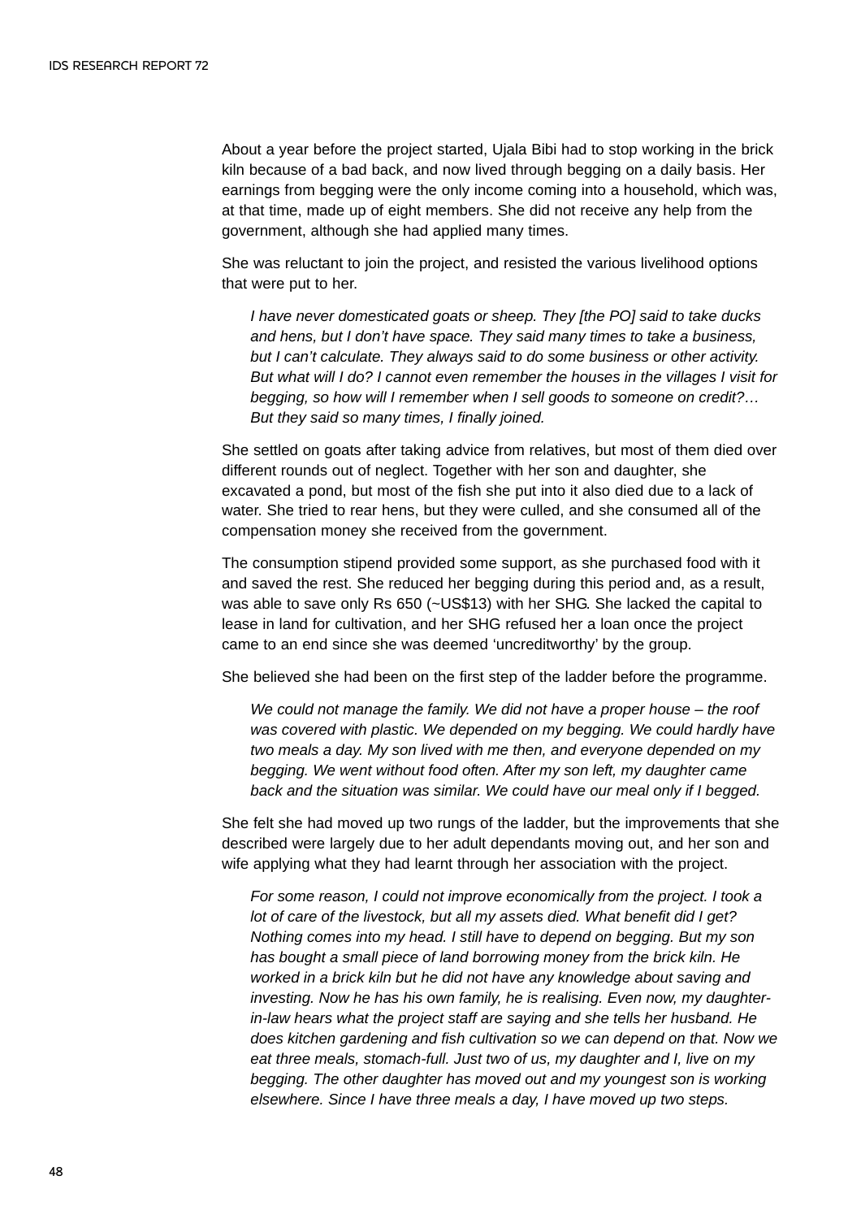About a year before the project started, Ujala Bibi had to stop working in the brick kiln because of a bad back, and now lived through begging on a daily basis. Her earnings from begging were the only income coming into a household, which was, at that time, made up of eight members. She did not receive any help from the government, although she had applied many times.

She was reluctant to join the project, and resisted the various livelihood options that were put to her.

> *I have never domesticated goats or sheep. They [the PO] said to take ducks and hens, but I don't have space. They said many times to take a business, but I can't calculate. They always said to do some business or other activity. But what will I do? I cannot even remember the houses in the villages I visit for begging, so how will I remember when I sell goods to someone on credit?… But they said so many times, I finally joined.*

She settled on goats after taking advice from relatives, but most of them died over different rounds out of neglect. Together with her son and daughter, she excavated a pond, but most of the fish she put into it also died due to a lack of water. She tried to rear hens, but they were culled, and she consumed all of the compensation money she received from the government.

The consumption stipend provided some support, as she purchased food with it and saved the rest. She reduced her begging during this period and, as a result, was able to save only Rs 650 (~US$13) with her SHG. She lacked the capital to lease in land for cultivation, and her SHG refused her a loan once the project came to an end since she was deemed 'uncreditworthy' by the group.

She believed she had been on the first step of the ladder before the programme.

> *We could not manage the family. We did not have a proper house – the roof was covered with plastic. We depended on my begging. We could hardly have two meals a day. My son lived with me then, and everyone depended on my begging. We went without food often. After my son left, my daughter came back and the situation was similar. We could have our meal only if I begged.*

She felt she had moved up two rungs of the ladder, but the improvements that she described were largely due to her adult dependants moving out, and her son and wife applying what they had learnt through her association with the project.

> *For some reason, I could not improve economically from the project. I took a lot of care of the livestock, but all my assets died. What benefit did I get? Nothing comes into my head. I still have to depend on begging. But my son has bought a small piece of land borrowing money from the brick kiln. He worked in a brick kiln but he did not have any knowledge about saving and investing. Now he has his own family, he is realising. Even now, my daughter-in-law hears what the project staff are saying and she tells her husband. He does kitchen gardening and fish cultivation so we can depend on that. Now we eat three meals, stomach-full. Just two of us, my daughter and I, live on my begging. The other daughter has moved out and my youngest son is working elsewhere. Since I have three meals a day, I have moved up two steps.*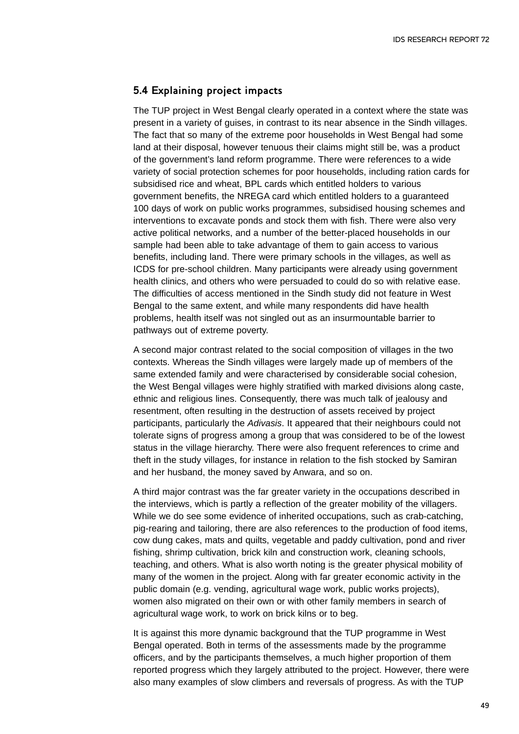## 5.4 Explaining project impacts

The TUP project in West Bengal clearly operated in a context where the state was present in a variety of guises, in contrast to its near absence in the Sindh villages. The fact that so many of the extreme poor households in West Bengal had some land at their disposal, however tenuous their claims might still be, was a product of the government's land reform programme. There were references to a wide variety of social protection schemes for poor households, including ration cards for subsidised rice and wheat, BPL cards which entitled holders to various government benefits, the NREGA card which entitled holders to a guaranteed 100 days of work on public works programmes, subsidised housing schemes and interventions to excavate ponds and stock them with fish. There were also very active political networks, and a number of the better-placed households in our sample had been able to take advantage of them to gain access to various benefits, including land. There were primary schools in the villages, as well as ICDS for pre-school children. Many participants were already using government health clinics, and others who were persuaded to could do so with relative ease. The difficulties of access mentioned in the Sindh study did not feature in West Bengal to the same extent, and while many respondents did have health problems, health itself was not singled out as an insurmountable barrier to pathways out of extreme poverty.

A second major contrast related to the social composition of villages in the two contexts. Whereas the Sindh villages were largely made up of members of the same extended family and were characterised by considerable social cohesion, the West Bengal villages were highly stratified with marked divisions along caste, ethnic and religious lines. Consequently, there was much talk of jealousy and resentment, often resulting in the destruction of assets received by project participants, particularly the *Adivasis*. It appeared that their neighbours could not tolerate signs of progress among a group that was considered to be of the lowest status in the village hierarchy. There were also frequent references to crime and theft in the study villages, for instance in relation to the fish stocked by Samiran and her husband, the money saved by Anwara, and so on.

A third major contrast was the far greater variety in the occupations described in the interviews, which is partly a reflection of the greater mobility of the villagers. While we do see some evidence of inherited occupations, such as crab-catching, pig-rearing and tailoring, there are also references to the production of food items, cow dung cakes, mats and quilts, vegetable and paddy cultivation, pond and river fishing, shrimp cultivation, brick kiln and construction work, cleaning schools, teaching, and others. What is also worth noting is the greater physical mobility of many of the women in the project. Along with far greater economic activity in the public domain (e.g. vending, agricultural wage work, public works projects), women also migrated on their own or with other family members in search of agricultural wage work, to work on brick kilns or to beg.

It is against this more dynamic background that the TUP programme in West Bengal operated. Both in terms of the assessments made by the programme officers, and by the participants themselves, a much higher proportion of them reported progress which they largely attributed to the project. However, there were also many examples of slow climbers and reversals of progress. As with the TUP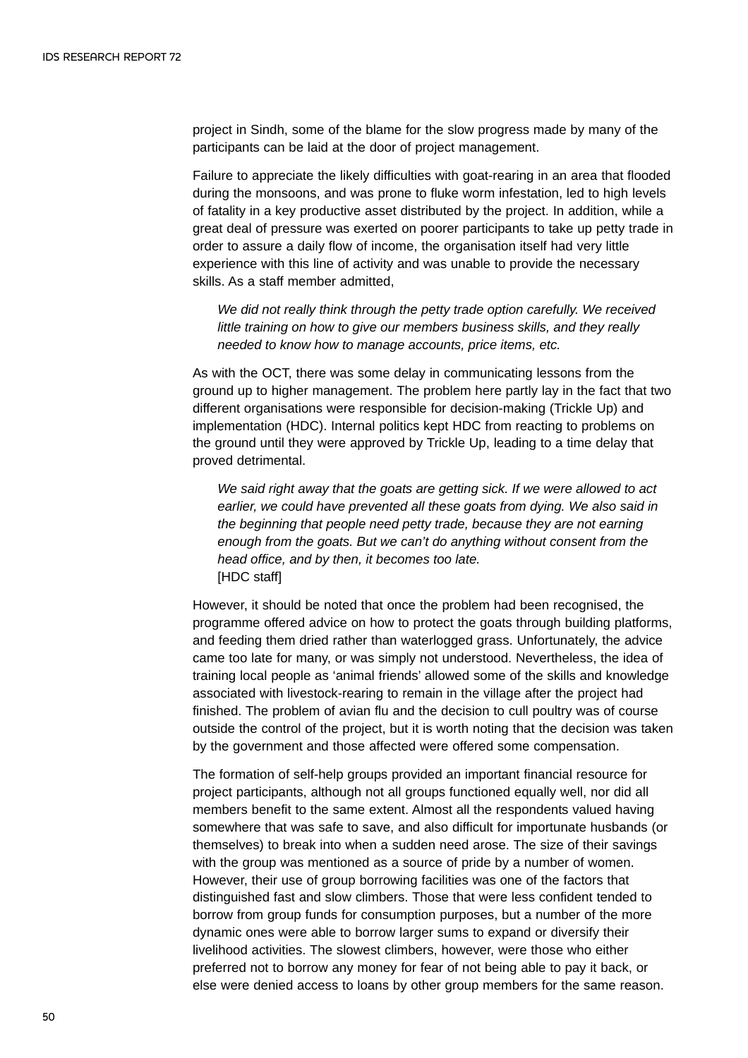project in Sindh, some of the blame for the slow progress made by many of the participants can be laid at the door of project management.

Failure to appreciate the likely difficulties with goat-rearing in an area that flooded during the monsoons, and was prone to fluke worm infestation, led to high levels of fatality in a key productive asset distributed by the project. In addition, while a great deal of pressure was exerted on poorer participants to take up petty trade in order to assure a daily flow of income, the organisation itself had very little experience with this line of activity and was unable to provide the necessary skills. As a staff member admitted,

> *We did not really think through the petty trade option carefully. We received little training on how to give our members business skills, and they really needed to know how to manage accounts, price items, etc.*

As with the OCT, there was some delay in communicating lessons from the ground up to higher management. The problem here partly lay in the fact that two different organisations were responsible for decision-making (Trickle Up) and implementation (HDC). Internal politics kept HDC from reacting to problems on the ground until they were approved by Trickle Up, leading to a time delay that proved detrimental.

> *We said right away that the goats are getting sick. If we were allowed to act earlier, we could have prevented all these goats from dying. We also said in the beginning that people need petty trade, because they are not earning enough from the goats. But we can't do anything without consent from the head office, and by then, it becomes too late.*
> [HDC staff]

However, it should be noted that once the problem had been recognised, the programme offered advice on how to protect the goats through building platforms, and feeding them dried rather than waterlogged grass. Unfortunately, the advice came too late for many, or was simply not understood. Nevertheless, the idea of training local people as 'animal friends' allowed some of the skills and knowledge associated with livestock-rearing to remain in the village after the project had finished. The problem of avian flu and the decision to cull poultry was of course outside the control of the project, but it is worth noting that the decision was taken by the government and those affected were offered some compensation.

The formation of self-help groups provided an important financial resource for project participants, although not all groups functioned equally well, nor did all members benefit to the same extent. Almost all the respondents valued having somewhere that was safe to save, and also difficult for importunate husbands (or themselves) to break into when a sudden need arose. The size of their savings with the group was mentioned as a source of pride by a number of women. However, their use of group borrowing facilities was one of the factors that distinguished fast and slow climbers. Those that were less confident tended to borrow from group funds for consumption purposes, but a number of the more dynamic ones were able to borrow larger sums to expand or diversify their livelihood activities. The slowest climbers, however, were those who either preferred not to borrow any money for fear of not being able to pay it back, or else were denied access to loans by other group members for the same reason.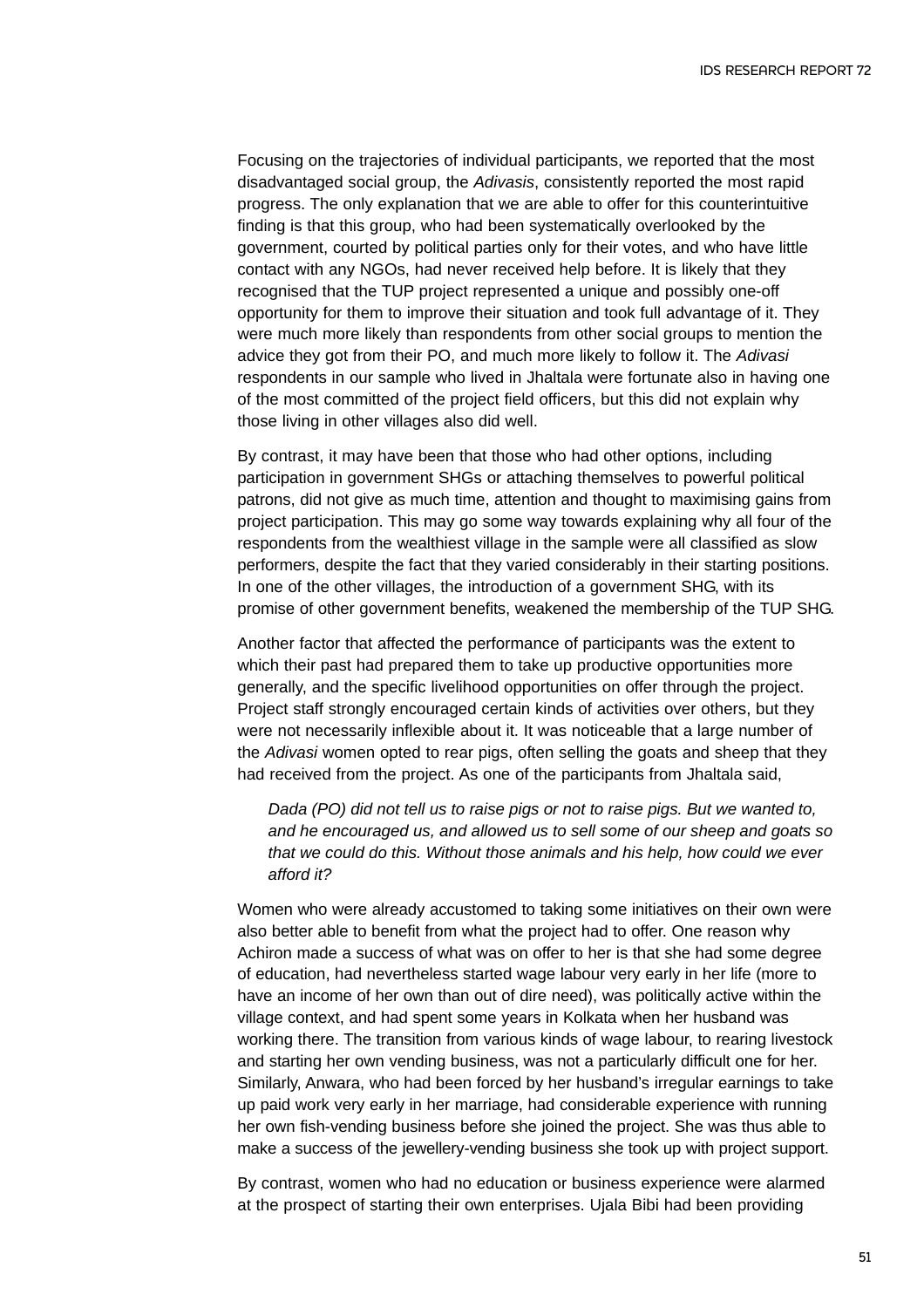Focusing on the trajectories of individual participants, we reported that the most disadvantaged social group, the *Adivasis*, consistently reported the most rapid progress. The only explanation that we are able to offer for this counterintuitive finding is that this group, who had been systematically overlooked by the government, courted by political parties only for their votes, and who have little contact with any NGOs, had never received help before. It is likely that they recognised that the TUP project represented a unique and possibly one-off opportunity for them to improve their situation and took full advantage of it. They were much more likely than respondents from other social groups to mention the advice they got from their PO, and much more likely to follow it. The *Adivasi* respondents in our sample who lived in Jhaltala were fortunate also in having one of the most committed of the project field officers, but this did not explain why those living in other villages also did well.

By contrast, it may have been that those who had other options, including participation in government SHGs or attaching themselves to powerful political patrons, did not give as much time, attention and thought to maximising gains from project participation. This may go some way towards explaining why all four of the respondents from the wealthiest village in the sample were all classified as slow performers, despite the fact that they varied considerably in their starting positions. In one of the other villages, the introduction of a government SHG, with its promise of other government benefits, weakened the membership of the TUP SHG.

Another factor that affected the performance of participants was the extent to which their past had prepared them to take up productive opportunities more generally, and the specific livelihood opportunities on offer through the project. Project staff strongly encouraged certain kinds of activities over others, but they were not necessarily inflexible about it. It was noticeable that a large number of the *Adivasi* women opted to rear pigs, often selling the goats and sheep that they had received from the project. As one of the participants from Jhaltala said,

> *Dada (PO) did not tell us to raise pigs or not to raise pigs. But we wanted to, and he encouraged us, and allowed us to sell some of our sheep and goats so that we could do this. Without those animals and his help, how could we ever afford it?*

Women who were already accustomed to taking some initiatives on their own were also better able to benefit from what the project had to offer. One reason why Achiron made a success of what was on offer to her is that she had some degree of education, had nevertheless started wage labour very early in her life (more to have an income of her own than out of dire need), was politically active within the village context, and had spent some years in Kolkata when her husband was working there. The transition from various kinds of wage labour, to rearing livestock and starting her own vending business, was not a particularly difficult one for her. Similarly, Anwara, who had been forced by her husband's irregular earnings to take up paid work very early in her marriage, had considerable experience with running her own fish-vending business before she joined the project. She was thus able to make a success of the jewellery-vending business she took up with project support.

By contrast, women who had no education or business experience were alarmed at the prospect of starting their own enterprises. Ujala Bibi had been providing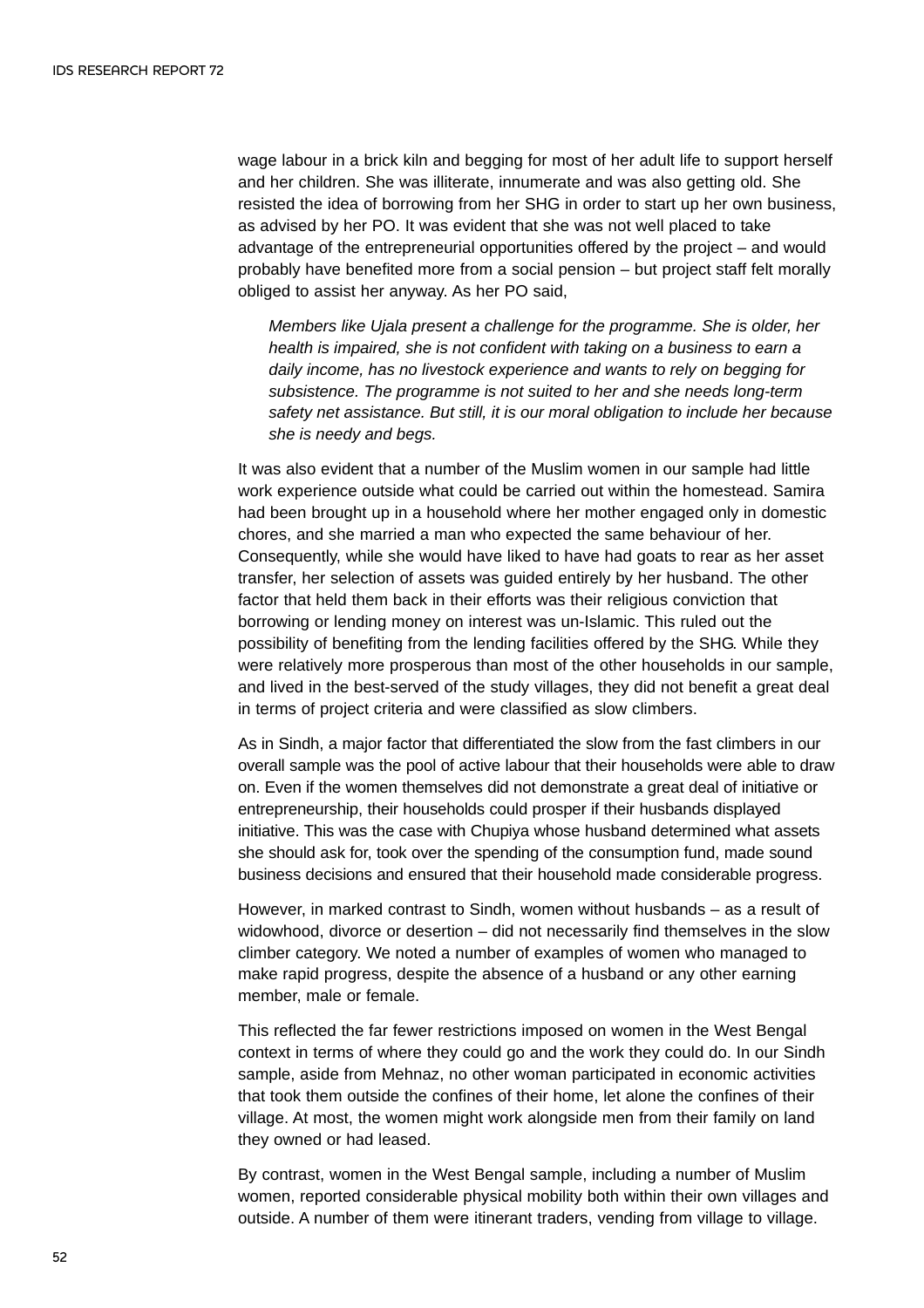wage labour in a brick kiln and begging for most of her adult life to support herself and her children. She was illiterate, innumerate and was also getting old. She resisted the idea of borrowing from her SHG in order to start up her own business, as advised by her PO. It was evident that she was not well placed to take advantage of the entrepreneurial opportunities offered by the project – and would probably have benefited more from a social pension – but project staff felt morally obliged to assist her anyway. As her PO said,

> *Members like Ujala present a challenge for the programme. She is older, her health is impaired, she is not confident with taking on a business to earn a daily income, has no livestock experience and wants to rely on begging for subsistence. The programme is not suited to her and she needs long-term safety net assistance. But still, it is our moral obligation to include her because she is needy and begs.*

It was also evident that a number of the Muslim women in our sample had little work experience outside what could be carried out within the homestead. Samira had been brought up in a household where her mother engaged only in domestic chores, and she married a man who expected the same behaviour of her. Consequently, while she would have liked to have had goats to rear as her asset transfer, her selection of assets was guided entirely by her husband. The other factor that held them back in their efforts was their religious conviction that borrowing or lending money on interest was un-Islamic. This ruled out the possibility of benefiting from the lending facilities offered by the SHG. While they were relatively more prosperous than most of the other households in our sample, and lived in the best-served of the study villages, they did not benefit a great deal in terms of project criteria and were classified as slow climbers.

As in Sindh, a major factor that differentiated the slow from the fast climbers in our overall sample was the pool of active labour that their households were able to draw on. Even if the women themselves did not demonstrate a great deal of initiative or entrepreneurship, their households could prosper if their husbands displayed initiative. This was the case with Chupiya whose husband determined what assets she should ask for, took over the spending of the consumption fund, made sound business decisions and ensured that their household made considerable progress.

However, in marked contrast to Sindh, women without husbands – as a result of widowhood, divorce or desertion – did not necessarily find themselves in the slow climber category. We noted a number of examples of women who managed to make rapid progress, despite the absence of a husband or any other earning member, male or female.

This reflected the far fewer restrictions imposed on women in the West Bengal context in terms of where they could go and the work they could do. In our Sindh sample, aside from Mehnaz, no other woman participated in economic activities that took them outside the confines of their home, let alone the confines of their village. At most, the women might work alongside men from their family on land they owned or had leased.

By contrast, women in the West Bengal sample, including a number of Muslim women, reported considerable physical mobility both within their own villages and outside. A number of them were itinerant traders, vending from village to village.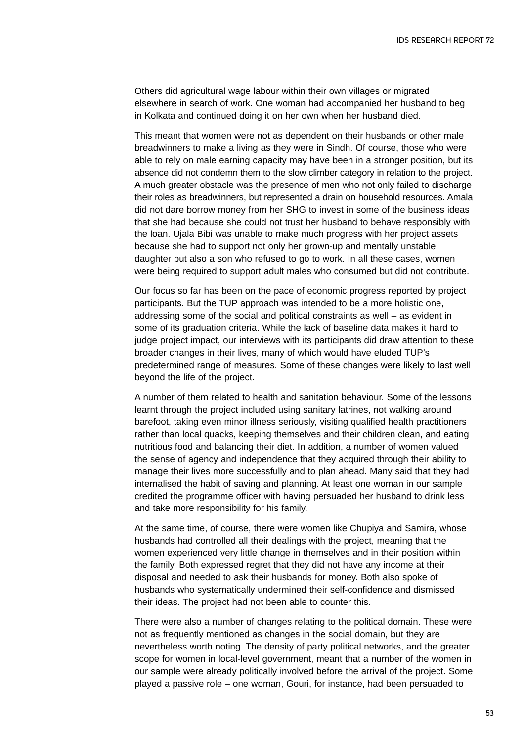Others did agricultural wage labour within their own villages or migrated elsewhere in search of work. One woman had accompanied her husband to beg in Kolkata and continued doing it on her own when her husband died.

This meant that women were not as dependent on their husbands or other male breadwinners to make a living as they were in Sindh. Of course, those who were able to rely on male earning capacity may have been in a stronger position, but its absence did not condemn them to the slow climber category in relation to the project. A much greater obstacle was the presence of men who not only failed to discharge their roles as breadwinners, but represented a drain on household resources. Amala did not dare borrow money from her SHG to invest in some of the business ideas that she had because she could not trust her husband to behave responsibly with the loan. Ujala Bibi was unable to make much progress with her project assets because she had to support not only her grown-up and mentally unstable daughter but also a son who refused to go to work. In all these cases, women were being required to support adult males who consumed but did not contribute.

Our focus so far has been on the pace of economic progress reported by project participants. But the TUP approach was intended to be a more holistic one, addressing some of the social and political constraints as well – as evident in some of its graduation criteria. While the lack of baseline data makes it hard to judge project impact, our interviews with its participants did draw attention to these broader changes in their lives, many of which would have eluded TUP's predetermined range of measures. Some of these changes were likely to last well beyond the life of the project.

A number of them related to health and sanitation behaviour. Some of the lessons learnt through the project included using sanitary latrines, not walking around barefoot, taking even minor illness seriously, visiting qualified health practitioners rather than local quacks, keeping themselves and their children clean, and eating nutritious food and balancing their diet. In addition, a number of women valued the sense of agency and independence that they acquired through their ability to manage their lives more successfully and to plan ahead. Many said that they had internalised the habit of saving and planning. At least one woman in our sample credited the programme officer with having persuaded her husband to drink less and take more responsibility for his family.

At the same time, of course, there were women like Chupiya and Samira, whose husbands had controlled all their dealings with the project, meaning that the women experienced very little change in themselves and in their position within the family. Both expressed regret that they did not have any income at their disposal and needed to ask their husbands for money. Both also spoke of husbands who systematically undermined their self-confidence and dismissed their ideas. The project had not been able to counter this.

There were also a number of changes relating to the political domain. These were not as frequently mentioned as changes in the social domain, but they are nevertheless worth noting. The density of party political networks, and the greater scope for women in local-level government, meant that a number of the women in our sample were already politically involved before the arrival of the project. Some played a passive role – one woman, Gouri, for instance, had been persuaded to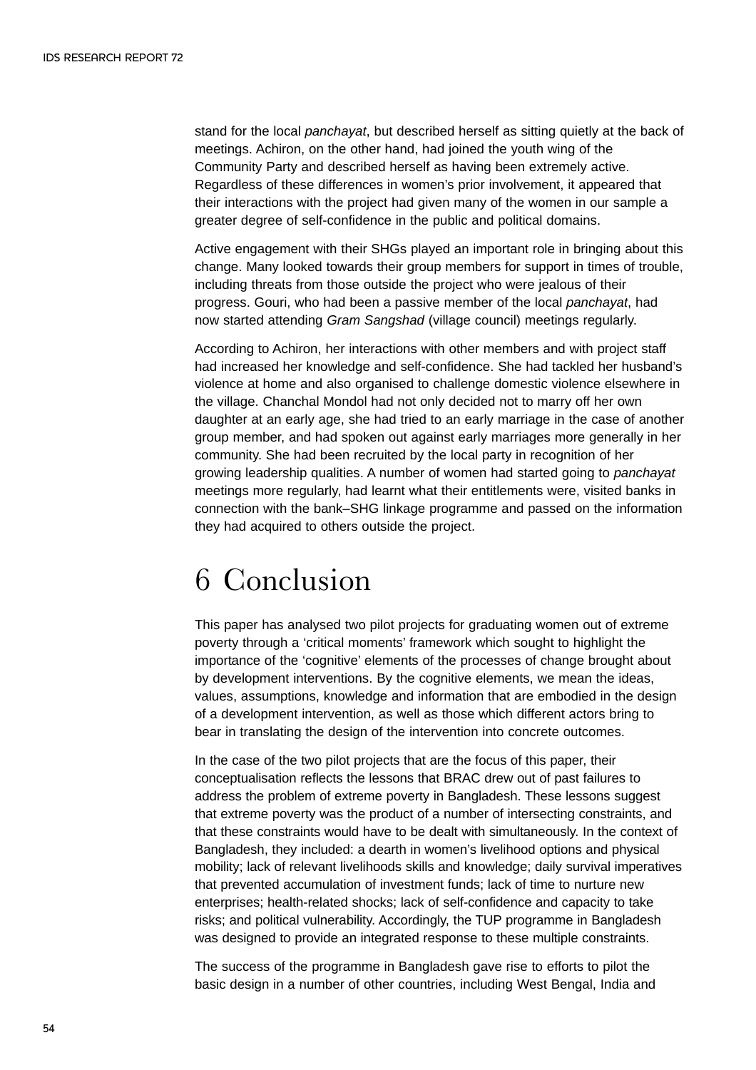stand for the local *panchayat*, but described herself as sitting quietly at the back of meetings. Achiron, on the other hand, had joined the youth wing of the Community Party and described herself as having been extremely active. Regardless of these differences in women's prior involvement, it appeared that their interactions with the project had given many of the women in our sample a greater degree of self-confidence in the public and political domains.

Active engagement with their SHGs played an important role in bringing about this change. Many looked towards their group members for support in times of trouble, including threats from those outside the project who were jealous of their progress. Gouri, who had been a passive member of the local *panchayat*, had now started attending *Gram Sangshad* (village council) meetings regularly.

According to Achiron, her interactions with other members and with project staff had increased her knowledge and self-confidence. She had tackled her husband's violence at home and also organised to challenge domestic violence elsewhere in the village. Chanchal Mondol had not only decided not to marry off her own daughter at an early age, she had tried to an early marriage in the case of another group member, and had spoken out against early marriages more generally in her community. She had been recruited by the local party in recognition of her growing leadership qualities. A number of women had started going to *panchayat* meetings more regularly, had learnt what their entitlements were, visited banks in connection with the bank–SHG linkage programme and passed on the information they had acquired to others outside the project.

# 6 Conclusion

This paper has analysed two pilot projects for graduating women out of extreme poverty through a 'critical moments' framework which sought to highlight the importance of the 'cognitive' elements of the processes of change brought about by development interventions. By the cognitive elements, we mean the ideas, values, assumptions, knowledge and information that are embodied in the design of a development intervention, as well as those which different actors bring to bear in translating the design of the intervention into concrete outcomes.

In the case of the two pilot projects that are the focus of this paper, their conceptualisation reflects the lessons that BRAC drew out of past failures to address the problem of extreme poverty in Bangladesh. These lessons suggest that extreme poverty was the product of a number of intersecting constraints, and that these constraints would have to be dealt with simultaneously. In the context of Bangladesh, they included: a dearth in women's livelihood options and physical mobility; lack of relevant livelihoods skills and knowledge; daily survival imperatives that prevented accumulation of investment funds; lack of time to nurture new enterprises; health-related shocks; lack of self-confidence and capacity to take risks; and political vulnerability. Accordingly, the TUP programme in Bangladesh was designed to provide an integrated response to these multiple constraints.

The success of the programme in Bangladesh gave rise to efforts to pilot the basic design in a number of other countries, including West Bengal, India and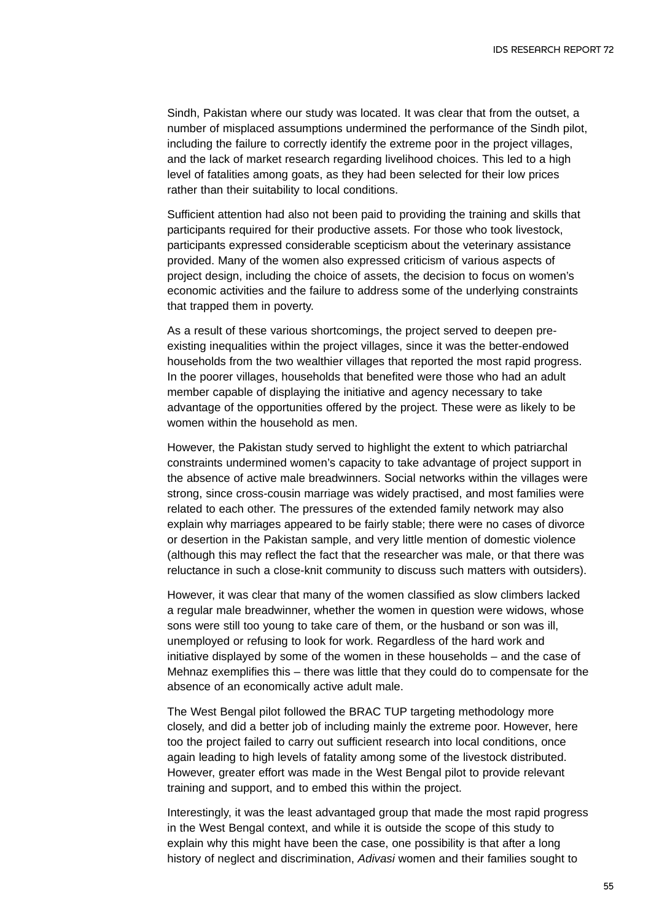Sindh, Pakistan where our study was located. It was clear that from the outset, a number of misplaced assumptions undermined the performance of the Sindh pilot, including the failure to correctly identify the extreme poor in the project villages, and the lack of market research regarding livelihood choices. This led to a high level of fatalities among goats, as they had been selected for their low prices rather than their suitability to local conditions.

Sufficient attention had also not been paid to providing the training and skills that participants required for their productive assets. For those who took livestock, participants expressed considerable scepticism about the veterinary assistance provided. Many of the women also expressed criticism of various aspects of project design, including the choice of assets, the decision to focus on women's economic activities and the failure to address some of the underlying constraints that trapped them in poverty.

As a result of these various shortcomings, the project served to deepen pre-existing inequalities within the project villages, since it was the better-endowed households from the two wealthier villages that reported the most rapid progress. In the poorer villages, households that benefited were those who had an adult member capable of displaying the initiative and agency necessary to take advantage of the opportunities offered by the project. These were as likely to be women within the household as men.

However, the Pakistan study served to highlight the extent to which patriarchal constraints undermined women's capacity to take advantage of project support in the absence of active male breadwinners. Social networks within the villages were strong, since cross-cousin marriage was widely practised, and most families were related to each other. The pressures of the extended family network may also explain why marriages appeared to be fairly stable; there were no cases of divorce or desertion in the Pakistan sample, and very little mention of domestic violence (although this may reflect the fact that the researcher was male, or that there was reluctance in such a close-knit community to discuss such matters with outsiders).

However, it was clear that many of the women classified as slow climbers lacked a regular male breadwinner, whether the women in question were widows, whose sons were still too young to take care of them, or the husband or son was ill, unemployed or refusing to look for work. Regardless of the hard work and initiative displayed by some of the women in these households – and the case of Mehnaz exemplifies this – there was little that they could do to compensate for the absence of an economically active adult male.

The West Bengal pilot followed the BRAC TUP targeting methodology more closely, and did a better job of including mainly the extreme poor. However, here too the project failed to carry out sufficient research into local conditions, once again leading to high levels of fatality among some of the livestock distributed. However, greater effort was made in the West Bengal pilot to provide relevant training and support, and to embed this within the project.

Interestingly, it was the least advantaged group that made the most rapid progress in the West Bengal context, and while it is outside the scope of this study to explain why this might have been the case, one possibility is that after a long history of neglect and discrimination, *Adivasi* women and their families sought to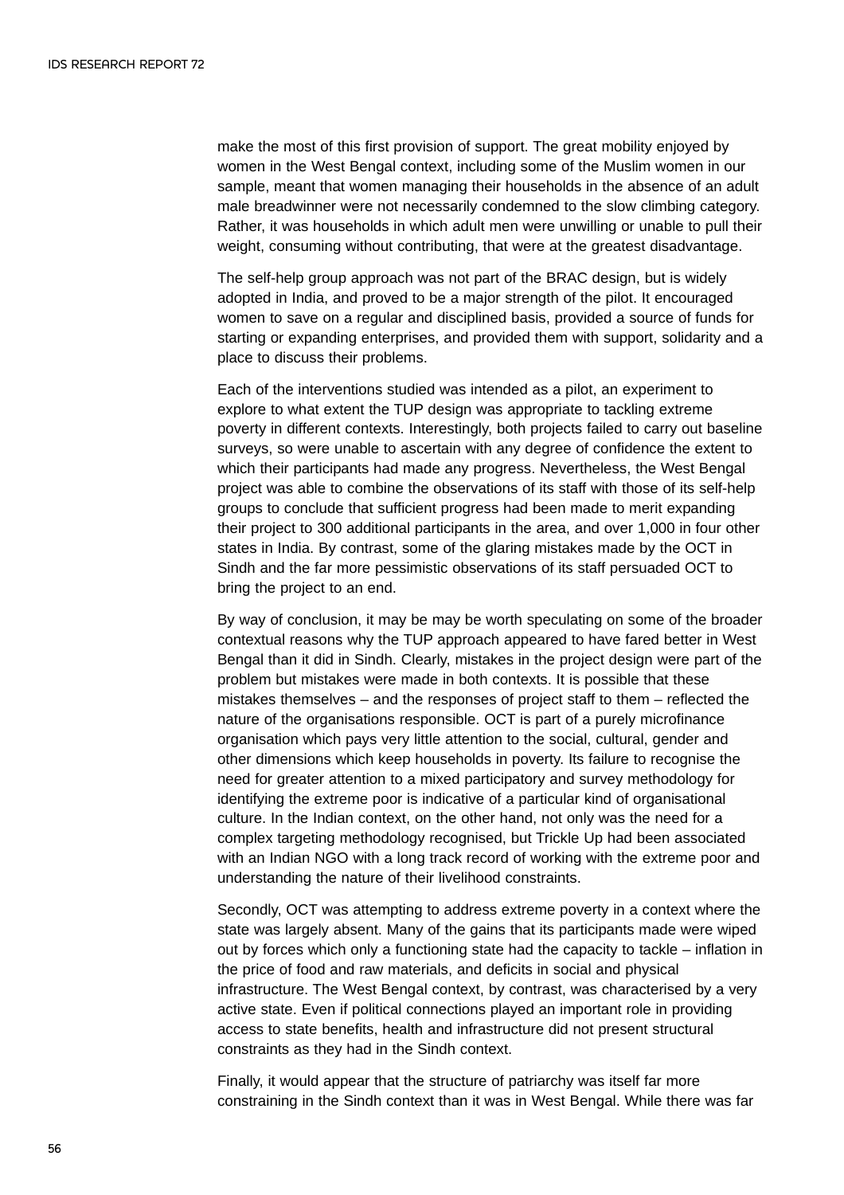make the most of this first provision of support. The great mobility enjoyed by women in the West Bengal context, including some of the Muslim women in our sample, meant that women managing their households in the absence of an adult male breadwinner were not necessarily condemned to the slow climbing category. Rather, it was households in which adult men were unwilling or unable to pull their weight, consuming without contributing, that were at the greatest disadvantage.

The self-help group approach was not part of the BRAC design, but is widely adopted in India, and proved to be a major strength of the pilot. It encouraged women to save on a regular and disciplined basis, provided a source of funds for starting or expanding enterprises, and provided them with support, solidarity and a place to discuss their problems.

Each of the interventions studied was intended as a pilot, an experiment to explore to what extent the TUP design was appropriate to tackling extreme poverty in different contexts. Interestingly, both projects failed to carry out baseline surveys, so were unable to ascertain with any degree of confidence the extent to which their participants had made any progress. Nevertheless, the West Bengal project was able to combine the observations of its staff with those of its self-help groups to conclude that sufficient progress had been made to merit expanding their project to 300 additional participants in the area, and over 1,000 in four other states in India. By contrast, some of the glaring mistakes made by the OCT in Sindh and the far more pessimistic observations of its staff persuaded OCT to bring the project to an end.

By way of conclusion, it may be may be worth speculating on some of the broader contextual reasons why the TUP approach appeared to have fared better in West Bengal than it did in Sindh. Clearly, mistakes in the project design were part of the problem but mistakes were made in both contexts. It is possible that these mistakes themselves – and the responses of project staff to them – reflected the nature of the organisations responsible. OCT is part of a purely microfinance organisation which pays very little attention to the social, cultural, gender and other dimensions which keep households in poverty. Its failure to recognise the need for greater attention to a mixed participatory and survey methodology for identifying the extreme poor is indicative of a particular kind of organisational culture. In the Indian context, on the other hand, not only was the need for a complex targeting methodology recognised, but Trickle Up had been associated with an Indian NGO with a long track record of working with the extreme poor and understanding the nature of their livelihood constraints.

Secondly, OCT was attempting to address extreme poverty in a context where the state was largely absent. Many of the gains that its participants made were wiped out by forces which only a functioning state had the capacity to tackle – inflation in the price of food and raw materials, and deficits in social and physical infrastructure. The West Bengal context, by contrast, was characterised by a very active state. Even if political connections played an important role in providing access to state benefits, health and infrastructure did not present structural constraints as they had in the Sindh context.

Finally, it would appear that the structure of patriarchy was itself far more constraining in the Sindh context than it was in West Bengal. While there was far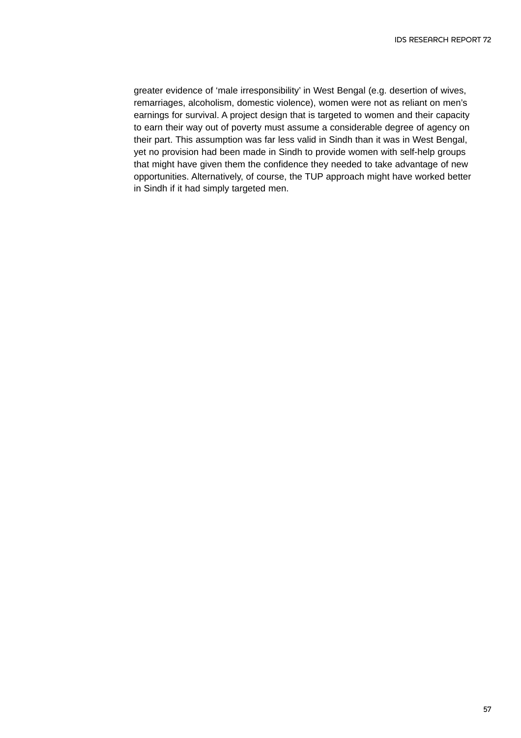greater evidence of ‘male irresponsibility’ in West Bengal (e.g. desertion of wives, remarriages, alcoholism, domestic violence), women were not as reliant on men’s earnings for survival. A project design that is targeted to women and their capacity to earn their way out of poverty must assume a considerable degree of agency on their part. This assumption was far less valid in Sindh than it was in West Bengal, yet no provision had been made in Sindh to provide women with self-help groups that might have given them the confidence they needed to take advantage of new opportunities. Alternatively, of course, the TUP approach might have worked better in Sindh if it had simply targeted men.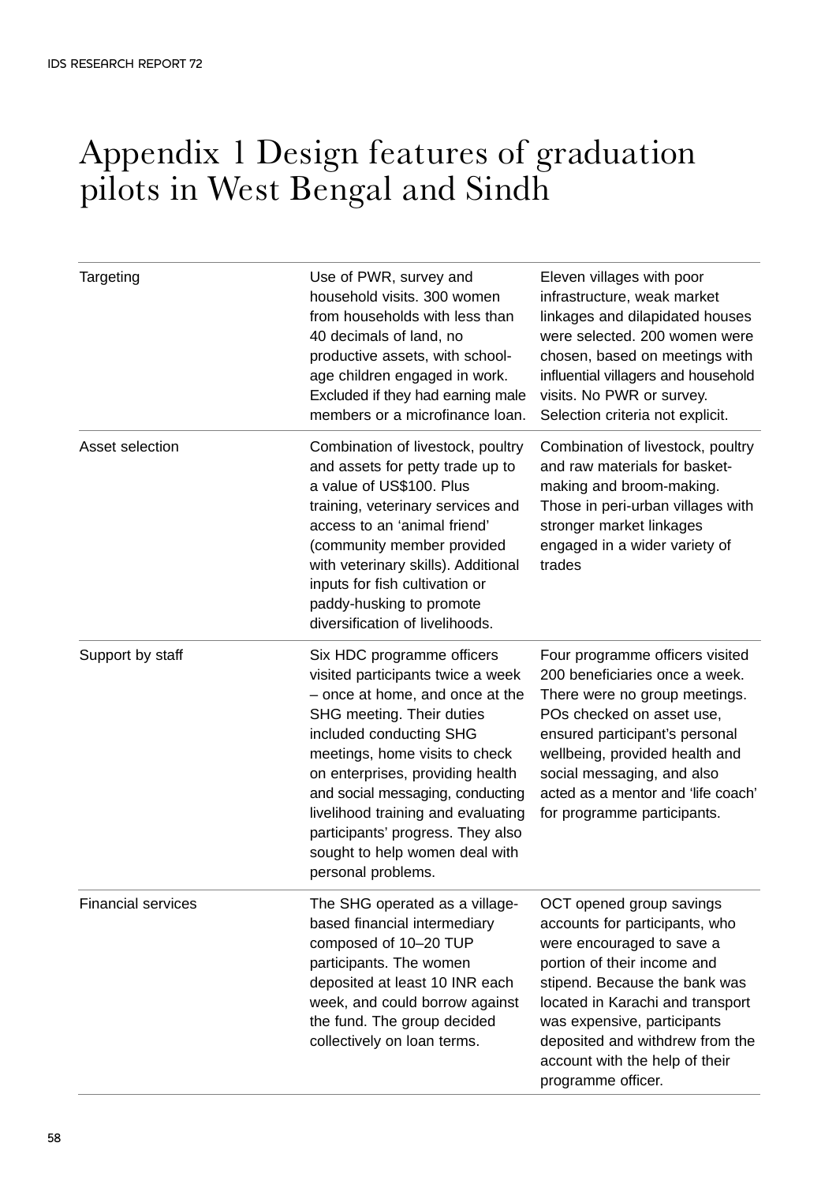# Appendix 1 Design features of graduation pilots in West Bengal and Sindh

| | | |
|---|---|---|
| Targeting | Use of PWR, survey and household visits. 300 women from households with less than 40 decimals of land, no productive assets, with school-age children engaged in work. Excluded if they had earning male members or a microfinance loan. | Eleven villages with poor infrastructure, weak market linkages and dilapidated houses were selected. 200 women were chosen, based on meetings with influential villagers and household visits. No PWR or survey. Selection criteria not explicit. |
| Asset selection | Combination of livestock, poultry and assets for petty trade up to a value of US$100. Plus training, veterinary services and access to an 'animal friend' (community member provided with veterinary skills). Additional inputs for fish cultivation or paddy-husking to promote diversification of livelihoods. | Combination of livestock, poultry and raw materials for basket-making and broom-making. Those in peri-urban villages with stronger market linkages engaged in a wider variety of trades |
| Support by staff | Six HDC programme officers visited participants twice a week – once at home, and once at the SHG meeting. Their duties included conducting SHG meetings, home visits to check on enterprises, providing health and social messaging, conducting livelihood training and evaluating participants' progress. They also sought to help women deal with personal problems. | Four programme officers visited 200 beneficiaries once a week. There were no group meetings. POs checked on asset use, ensured participant's personal wellbeing, provided health and social messaging, and also acted as a mentor and 'life coach' for programme participants. |
| Financial services | The SHG operated as a village-based financial intermediary composed of 10–20 TUP participants. The women deposited at least 10 INR each week, and could borrow against the fund. The group decided collectively on loan terms. | OCT opened group savings accounts for participants, who were encouraged to save a portion of their income and stipend. Because the bank was located in Karachi and transport was expensive, participants deposited and withdrew from the account with the help of their programme officer. |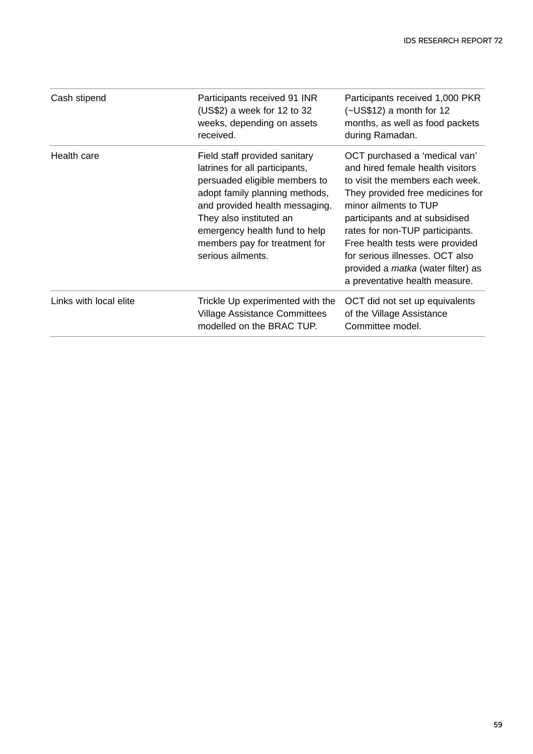| | | |
|---|---|---|
| Cash stipend | Participants received 91 INR (US$2) a week for 12 to 32 weeks, depending on assets received. | Participants received 1,000 PKR (~US$12) a month for 12 months, as well as food packets during Ramadan. |
| Health care | Field staff provided sanitary latrines for all participants, persuaded eligible members to adopt family planning methods, and provided health messaging. They also instituted an emergency health fund to help members pay for treatment for serious ailments. | OCT purchased a 'medical van' and hired female health visitors to visit the members each week. They provided free medicines for minor ailments to TUP participants and at subsidised rates for non-TUP participants. Free health tests were provided for serious illnesses. OCT also provided a *matka* (water filter) as a preventative health measure. |
| Links with local elite | Trickle Up experimented with the Village Assistance Committees modelled on the BRAC TUP. | OCT did not set up equivalents of the Village Assistance Committee model. |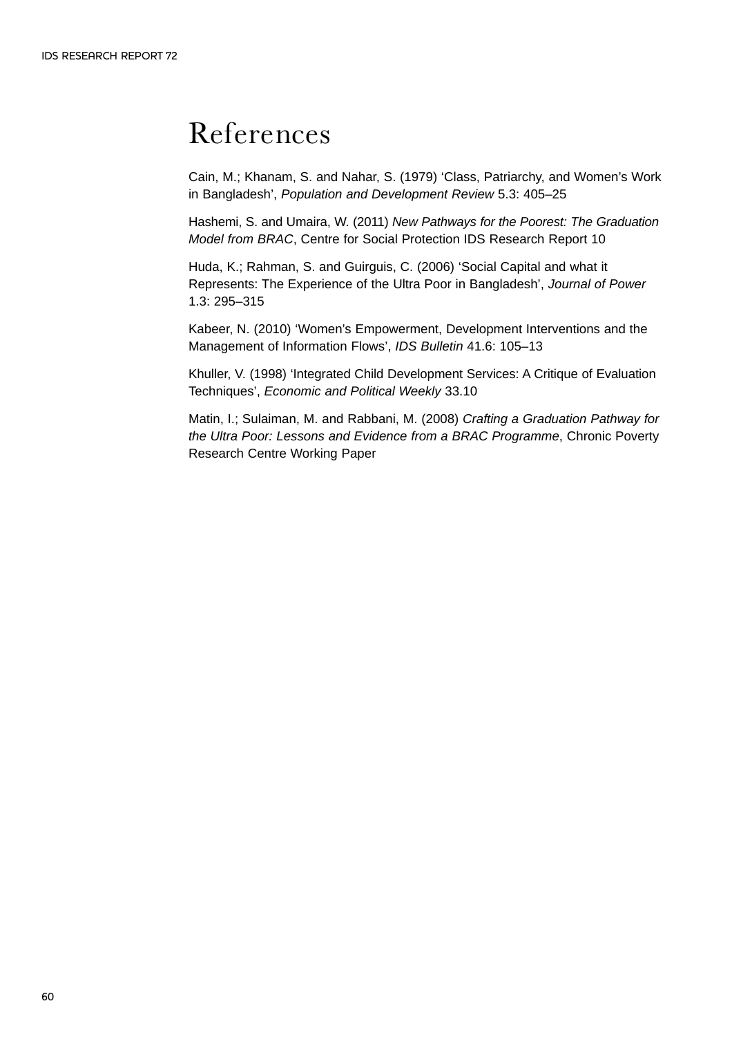# References

Cain, M.; Khanam, S. and Nahar, S. (1979) 'Class, Patriarchy, and Women's Work in Bangladesh', *Population and Development Review* 5.3: 405–25

Hashemi, S. and Umaira, W. (2011) *New Pathways for the Poorest: The Graduation Model from BRAC*, Centre for Social Protection IDS Research Report 10

Huda, K.; Rahman, S. and Guirguis, C. (2006) 'Social Capital and what it Represents: The Experience of the Ultra Poor in Bangladesh', *Journal of Power* 1.3: 295–315

Kabeer, N. (2010) 'Women's Empowerment, Development Interventions and the Management of Information Flows', *IDS Bulletin* 41.6: 105–13

Khuller, V. (1998) 'Integrated Child Development Services: A Critique of Evaluation Techniques', *Economic and Political Weekly* 33.10

Matin, I.; Sulaiman, M. and Rabbani, M. (2008) *Crafting a Graduation Pathway for the Ultra Poor: Lessons and Evidence from a BRAC Programme*, Chronic Poverty Research Centre Working Paper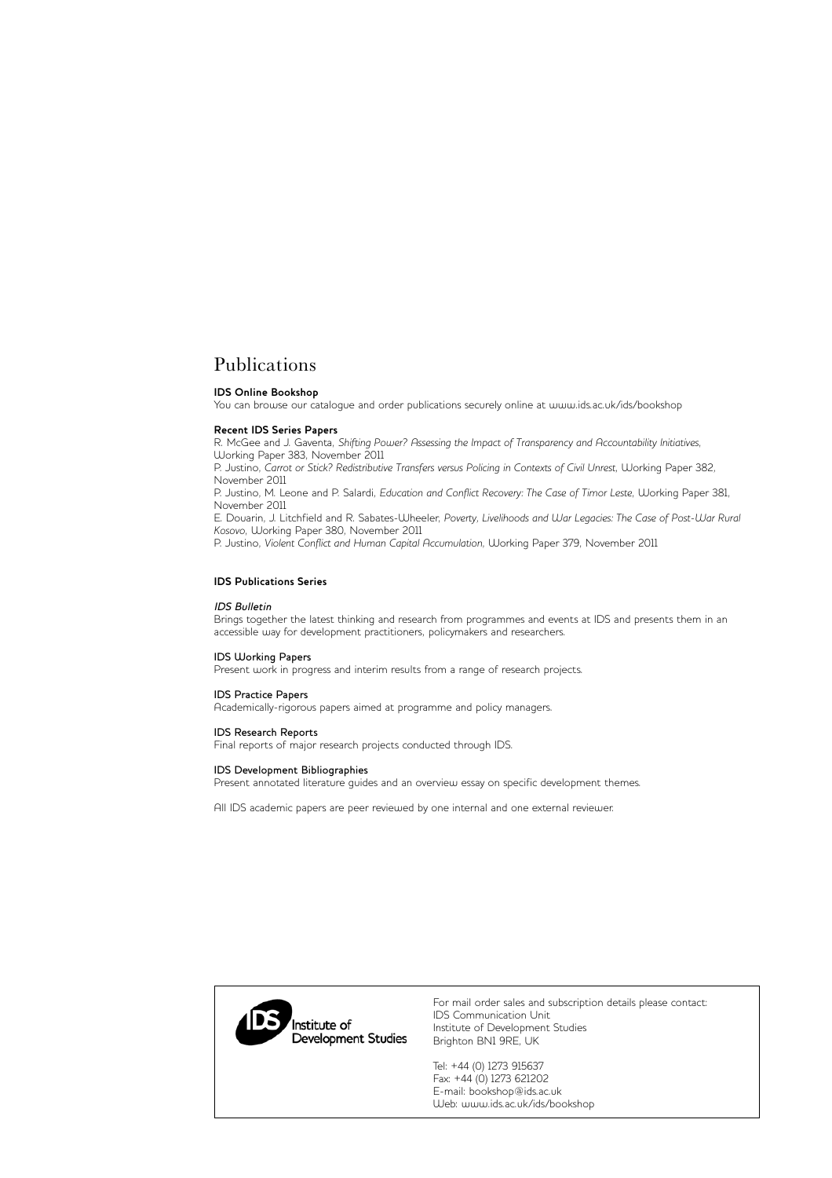# Publications

**IDS Online Bookshop**
You can browse our catalogue and order publications securely online at www.ids.ac.uk/ids/bookshop

**Recent IDS Series Papers**
R. McGee and J. Gaventa, *Shifting Power? Assessing the Impact of Transparency and Accountability Initiatives*, Working Paper 383, November 2011
P. Justino, *Carrot or Stick? Redistributive Transfers versus Policing in Contexts of Civil Unrest*, Working Paper 382, November 2011
P. Justino, M. Leone and P. Salardi, *Education and Conflict Recovery: The Case of Timor Leste*, Working Paper 381, November 2011
E. Douarin, J. Litchfield and R. Sabates-Wheeler, *Poverty, Livelihoods and War Legacies: The Case of Post-War Rural Kosovo*, Working Paper 380, November 2011
P. Justino, *Violent Conflict and Human Capital Accumulation*, Working Paper 379, November 2011

**IDS Publications Series**

*IDS Bulletin*
Brings together the latest thinking and research from programmes and events at IDS and presents them in an accessible way for development practitioners, policymakers and researchers.

IDS Working Papers
Present work in progress and interim results from a range of research projects.

IDS Practice Papers
Academically-rigorous papers aimed at programme and policy managers.

IDS Research Reports
Final reports of major research projects conducted through IDS.

IDS Development Bibliographies
Present annotated literature guides and an overview essay on specific development themes.

All IDS academic papers are peer reviewed by one internal and one external reviewer.

IDS Institute of Development Studies

For mail order sales and subscription details please contact:
IDS Communication Unit
Institute of Development Studies
Brighton BN1 9RE, UK

Tel: +44 (0) 1273 915637
Fax: +44 (0) 1273 621202
E-mail: bookshop@ids.ac.uk
Web: www.ids.ac.uk/ids/bookshop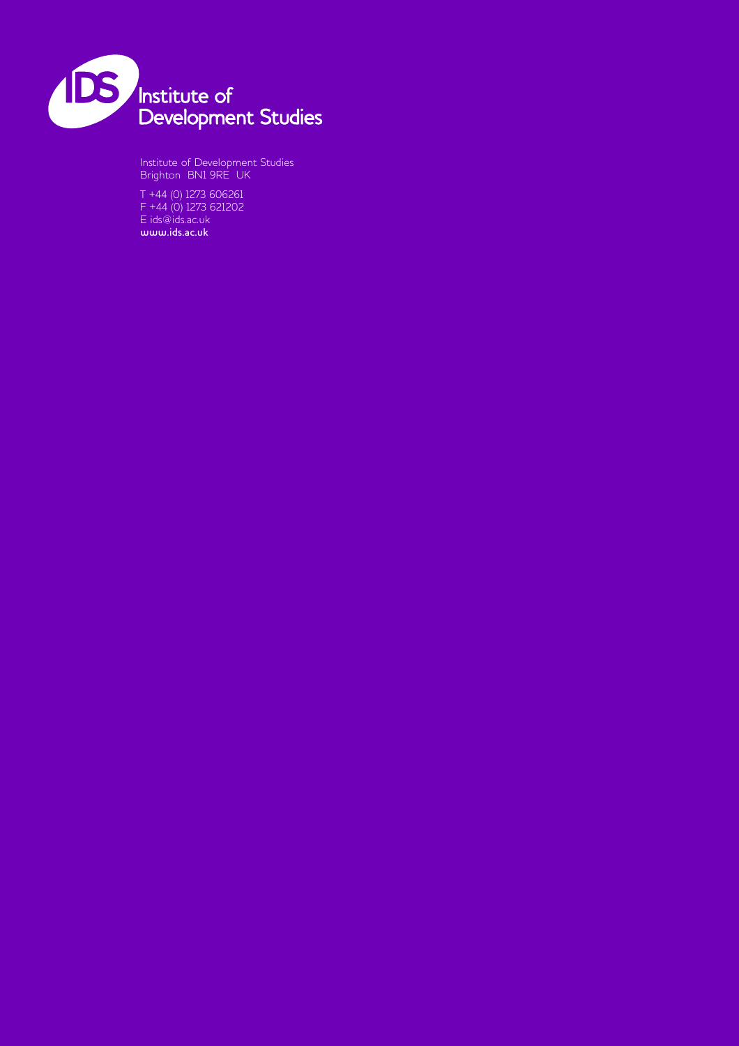Institute of Development Studies

Institute of Development Studies
Brighton BN1 9RE UK

T +44 (0) 1273 606261
F +44 (0) 1273 621202
E ids@ids.ac.uk
**www.ids.ac.uk**